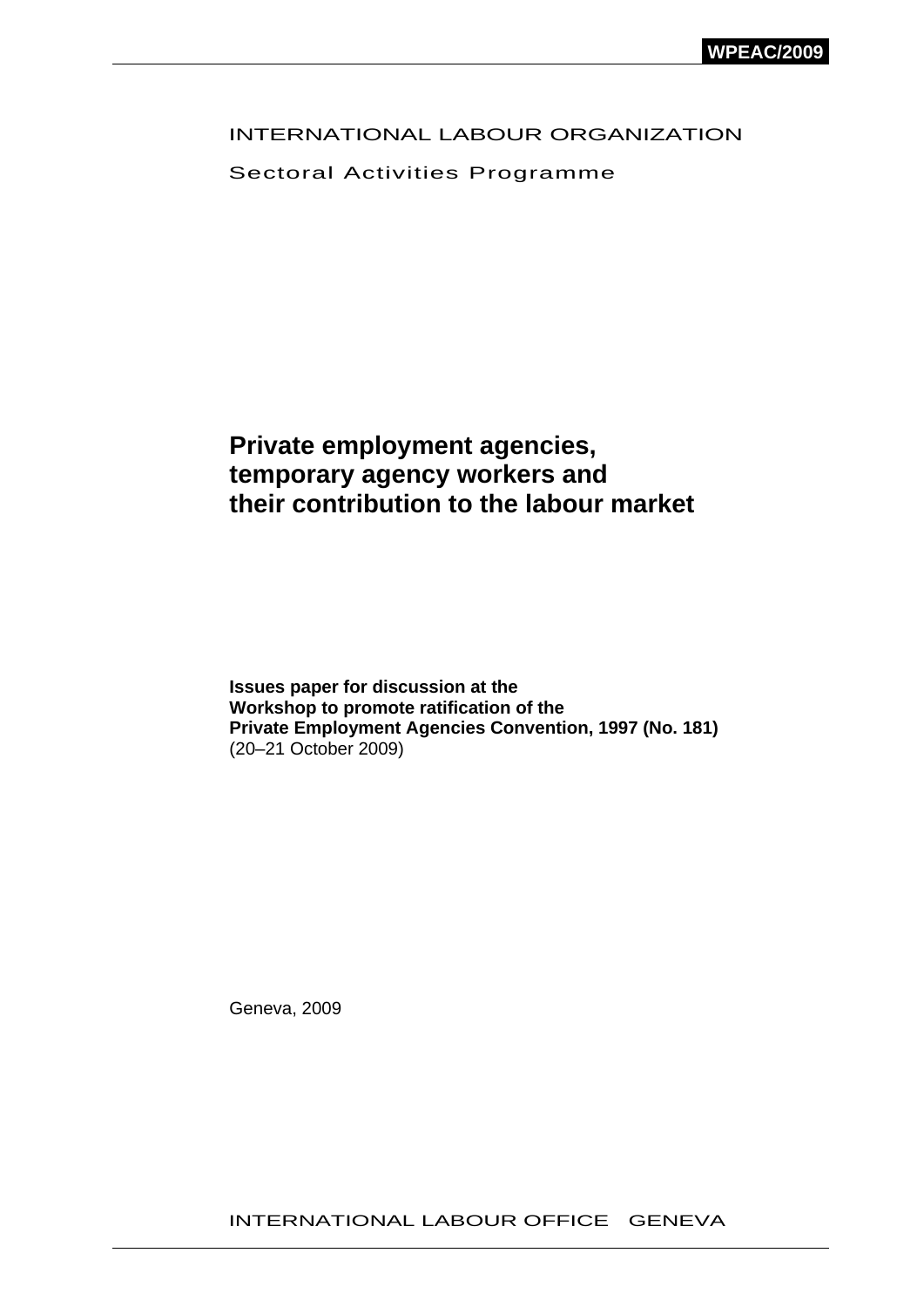WPEAC/2009

INTERNATIONAL LABOUR ORGANIZATION

Sectoral Activities Programme

# Private employment agencies, temporary agency workers and their contribution to the labour market

**Issues paper for discussion at the**
**Workshop to promote ratification of the**
**Private Employment Agencies Convention, 1997 (No. 181)**
(20–21 October 2009)

Geneva, 2009

INTERNATIONAL LABOUR OFFICE GENEVA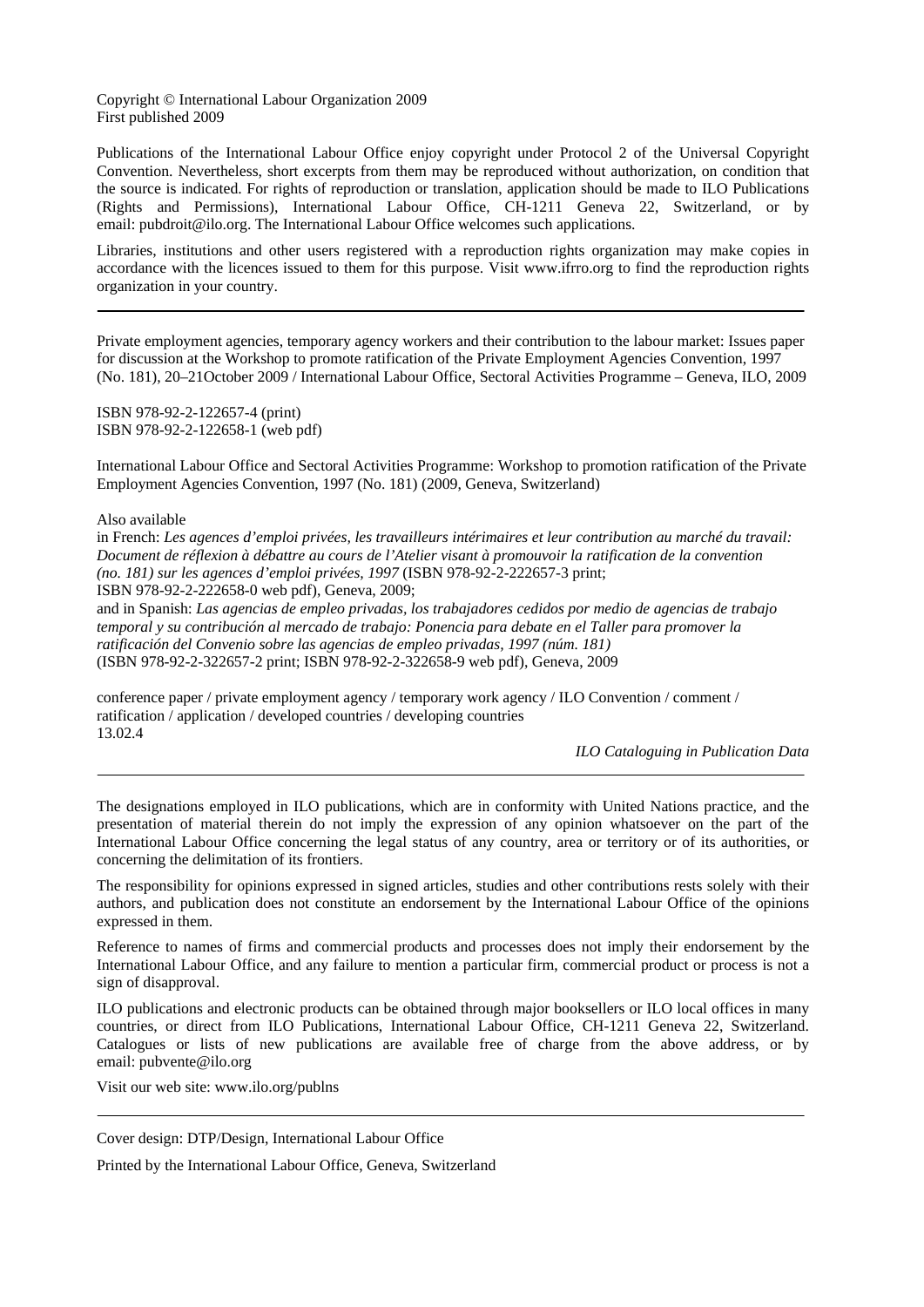Copyright © International Labour Organization 2009
First published 2009

Publications of the International Labour Office enjoy copyright under Protocol 2 of the Universal Copyright Convention. Nevertheless, short excerpts from them may be reproduced without authorization, on condition that the source is indicated. For rights of reproduction or translation, application should be made to ILO Publications (Rights and Permissions), International Labour Office, CH-1211 Geneva 22, Switzerland, or by email: pubdroit@ilo.org. The International Labour Office welcomes such applications.

Libraries, institutions and other users registered with a reproduction rights organization may make copies in accordance with the licences issued to them for this purpose. Visit www.ifrro.org to find the reproduction rights organization in your country.

---

Private employment agencies, temporary agency workers and their contribution to the labour market: Issues paper for discussion at the Workshop to promote ratification of the Private Employment Agencies Convention, 1997 (No. 181), 20–21October 2009 / International Labour Office, Sectoral Activities Programme – Geneva, ILO, 2009

ISBN 978-92-2-122657-4 (print)
ISBN 978-92-2-122658-1 (web pdf)

International Labour Office and Sectoral Activities Programme: Workshop to promotion ratification of the Private Employment Agencies Convention, 1997 (No. 181) (2009, Geneva, Switzerland)

Also available
in French: *Les agences d'emploi privées, les travailleurs intérimaires et leur contribution au marché du travail: Document de réflexion à débattre au cours de l'Atelier visant à promouvoir la ratification de la convention (no. 181) sur les agences d'emploi privées, 1997* (ISBN 978-92-2-222657-3 print; ISBN 978-92-2-222658-0 web pdf), Geneva, 2009;
and in Spanish: *Las agencias de empleo privadas, los trabajadores cedidos por medio de agencias de trabajo temporal y su contribución al mercado de trabajo: Ponencia para debate en el Taller para promover la ratificación del Convenio sobre las agencias de empleo privadas, 1997 (núm. 181)* (ISBN 978-92-2-322657-2 print; ISBN 978-92-2-322658-9 web pdf), Geneva, 2009

conference paper / private employment agency / temporary work agency / ILO Convention / comment / ratification / application / developed countries / developing countries
13.02.4

*ILO Cataloguing in Publication Data*

---

The designations employed in ILO publications, which are in conformity with United Nations practice, and the presentation of material therein do not imply the expression of any opinion whatsoever on the part of the International Labour Office concerning the legal status of any country, area or territory or of its authorities, or concerning the delimitation of its frontiers.

The responsibility for opinions expressed in signed articles, studies and other contributions rests solely with their authors, and publication does not constitute an endorsement by the International Labour Office of the opinions expressed in them.

Reference to names of firms and commercial products and processes does not imply their endorsement by the International Labour Office, and any failure to mention a particular firm, commercial product or process is not a sign of disapproval.

ILO publications and electronic products can be obtained through major booksellers or ILO local offices in many countries, or direct from ILO Publications, International Labour Office, CH-1211 Geneva 22, Switzerland. Catalogues or lists of new publications are available free of charge from the above address, or by email: pubvente@ilo.org

Visit our web site: www.ilo.org/publns

---

Cover design: DTP/Design, International Labour Office

Printed by the International Labour Office, Geneva, Switzerland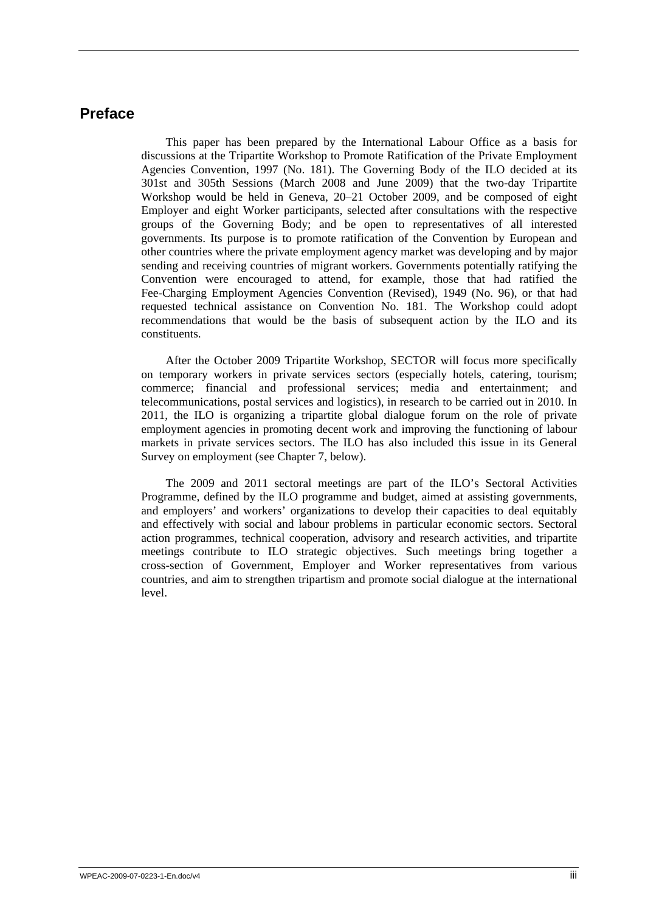## Preface

This paper has been prepared by the International Labour Office as a basis for discussions at the Tripartite Workshop to Promote Ratification of the Private Employment Agencies Convention, 1997 (No. 181). The Governing Body of the ILO decided at its 301st and 305th Sessions (March 2008 and June 2009) that the two-day Tripartite Workshop would be held in Geneva, 20–21 October 2009, and be composed of eight Employer and eight Worker participants, selected after consultations with the respective groups of the Governing Body; and be open to representatives of all interested governments. Its purpose is to promote ratification of the Convention by European and other countries where the private employment agency market was developing and by major sending and receiving countries of migrant workers. Governments potentially ratifying the Convention were encouraged to attend, for example, those that had ratified the Fee-Charging Employment Agencies Convention (Revised), 1949 (No. 96), or that had requested technical assistance on Convention No. 181. The Workshop could adopt recommendations that would be the basis of subsequent action by the ILO and its constituents.

After the October 2009 Tripartite Workshop, SECTOR will focus more specifically on temporary workers in private services sectors (especially hotels, catering, tourism; commerce; financial and professional services; media and entertainment; and telecommunications, postal services and logistics), in research to be carried out in 2010. In 2011, the ILO is organizing a tripartite global dialogue forum on the role of private employment agencies in promoting decent work and improving the functioning of labour markets in private services sectors. The ILO has also included this issue in its General Survey on employment (see Chapter 7, below).

The 2009 and 2011 sectoral meetings are part of the ILO's Sectoral Activities Programme, defined by the ILO programme and budget, aimed at assisting governments, and employers' and workers' organizations to develop their capacities to deal equitably and effectively with social and labour problems in particular economic sectors. Sectoral action programmes, technical cooperation, advisory and research activities, and tripartite meetings contribute to ILO strategic objectives. Such meetings bring together a cross-section of Government, Employer and Worker representatives from various countries, and aim to strengthen tripartism and promote social dialogue at the international level.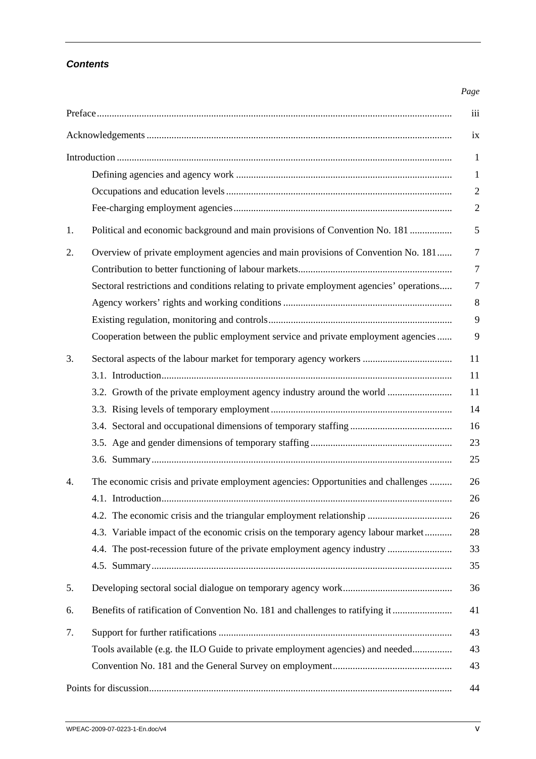## *Contents*

| | | Page |
|---|---|---|
| Preface | | iii |
| Acknowledgements | | ix |
| Introduction | | 1 |
| | Defining agencies and agency work | 1 |
| | Occupations and education levels | 2 |
| | Fee-charging employment agencies | 2 |
| 1. | Political and economic background and main provisions of Convention No. 181 | 5 |
| 2. | Overview of private employment agencies and main provisions of Convention No. 181 | 7 |
| | Contribution to better functioning of labour markets | 7 |
| | Sectoral restrictions and conditions relating to private employment agencies' operations | 7 |
| | Agency workers' rights and working conditions | 8 |
| | Existing regulation, monitoring and controls | 9 |
| | Cooperation between the public employment service and private employment agencies | 9 |
| 3. | Sectoral aspects of the labour market for temporary agency workers | 11 |
| | 3.1. Introduction | 11 |
| | 3.2. Growth of the private employment agency industry around the world | 11 |
| | 3.3. Rising levels of temporary employment | 14 |
| | 3.4. Sectoral and occupational dimensions of temporary staffing | 16 |
| | 3.5. Age and gender dimensions of temporary staffing | 23 |
| | 3.6. Summary | 25 |
| 4. | The economic crisis and private employment agencies: Opportunities and challenges | 26 |
| | 4.1. Introduction | 26 |
| | 4.2. The economic crisis and the triangular employment relationship | 26 |
| | 4.3. Variable impact of the economic crisis on the temporary agency labour market | 28 |
| | 4.4. The post-recession future of the private employment agency industry | 33 |
| | 4.5. Summary | 35 |
| 5. | Developing sectoral social dialogue on temporary agency work | 36 |
| 6. | Benefits of ratification of Convention No. 181 and challenges to ratifying it | 41 |
| 7. | Support for further ratifications | 43 |
| | Tools available (e.g. the ILO Guide to private employment agencies) and needed | 43 |
| | Convention No. 181 and the General Survey on employment | 43 |
| Points for discussion | | 44 |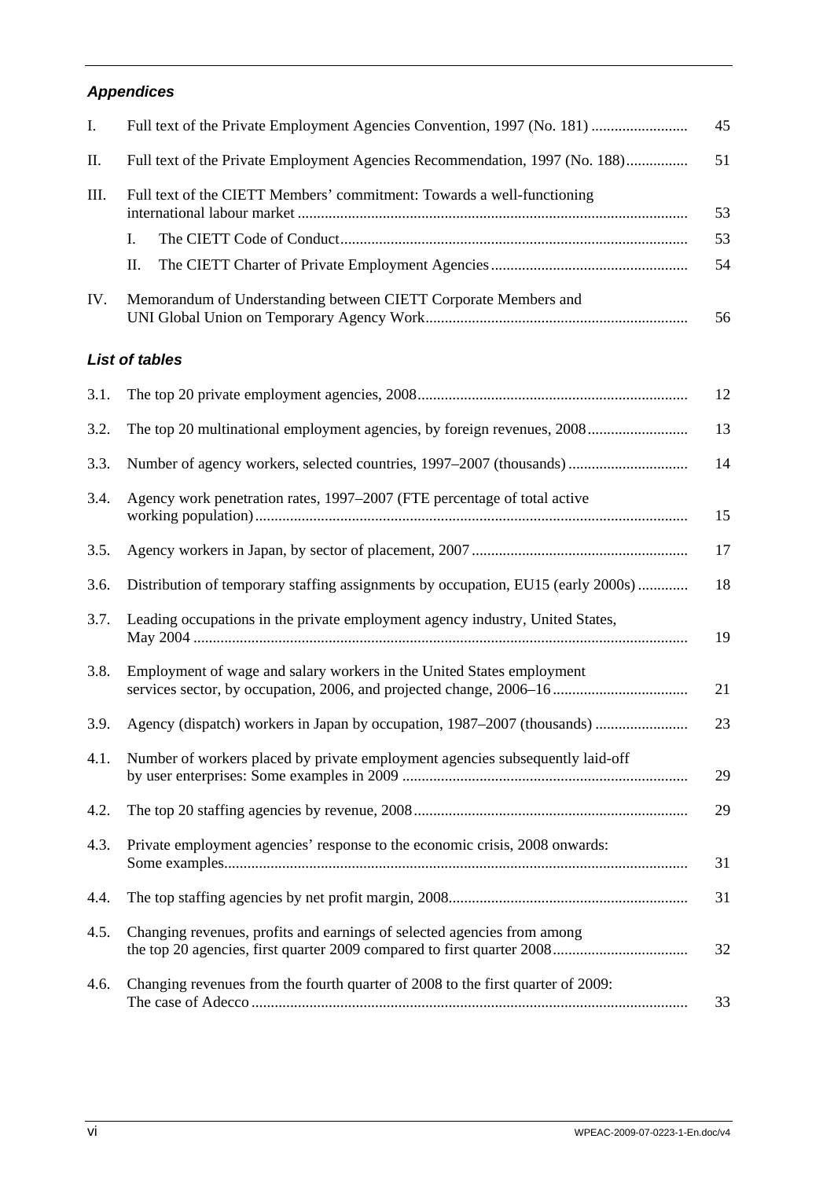### *Appendices*

| | | |
|---|---|---|
| I. | Full text of the Private Employment Agencies Convention, 1997 (No. 181) | 45 |
| II. | Full text of the Private Employment Agencies Recommendation, 1997 (No. 188) | 51 |
| III. | Full text of the CIETT Members' commitment: Towards a well-functioning international labour market | 53 |
| | I. The CIETT Code of Conduct | 53 |
| | II. The CIETT Charter of Private Employment Agencies | 54 |
| IV. | Memorandum of Understanding between CIETT Corporate Members and UNI Global Union on Temporary Agency Work | 56 |

### *List of tables*

| | | |
|---|---|---|
| 3.1. | The top 20 private employment agencies, 2008 | 12 |
| 3.2. | The top 20 multinational employment agencies, by foreign revenues, 2008 | 13 |
| 3.3. | Number of agency workers, selected countries, 1997–2007 (thousands) | 14 |
| 3.4. | Agency work penetration rates, 1997–2007 (FTE percentage of total active working population) | 15 |
| 3.5. | Agency workers in Japan, by sector of placement, 2007 | 17 |
| 3.6. | Distribution of temporary staffing assignments by occupation, EU15 (early 2000s) | 18 |
| 3.7. | Leading occupations in the private employment agency industry, United States, May 2004 | 19 |
| 3.8. | Employment of wage and salary workers in the United States employment services sector, by occupation, 2006, and projected change, 2006–16 | 21 |
| 3.9. | Agency (dispatch) workers in Japan by occupation, 1987–2007 (thousands) | 23 |
| 4.1. | Number of workers placed by private employment agencies subsequently laid-off by user enterprises: Some examples in 2009 | 29 |
| 4.2. | The top 20 staffing agencies by revenue, 2008 | 29 |
| 4.3. | Private employment agencies' response to the economic crisis, 2008 onwards: Some examples | 31 |
| 4.4. | The top staffing agencies by net profit margin, 2008 | 31 |
| 4.5. | Changing revenues, profits and earnings of selected agencies from among the top 20 agencies, first quarter 2009 compared to first quarter 2008 | 32 |
| 4.6. | Changing revenues from the fourth quarter of 2008 to the first quarter of 2009: The case of Adecco | 33 |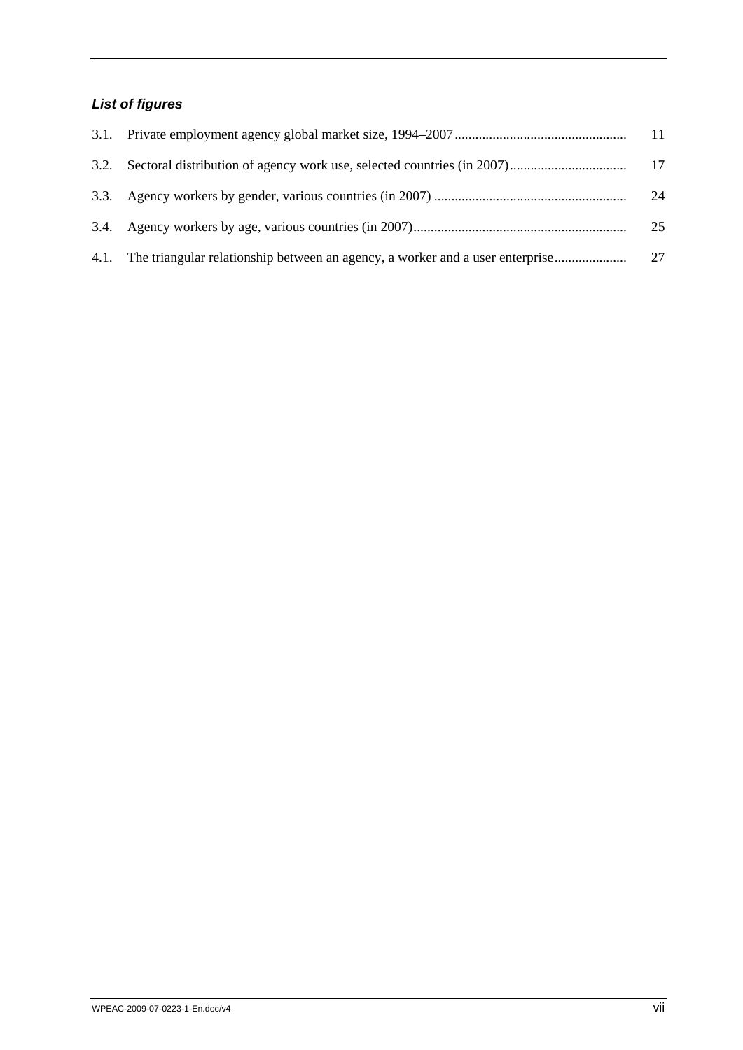### *List of figures*

| | | |
|---|---|---|
| 3.1. | Private employment agency global market size, 1994–2007 | 11 |
| 3.2. | Sectoral distribution of agency work use, selected countries (in 2007) | 17 |
| 3.3. | Agency workers by gender, various countries (in 2007) | 24 |
| 3.4. | Agency workers by age, various countries (in 2007) | 25 |
| 4.1. | The triangular relationship between an agency, a worker and a user enterprise | 27 |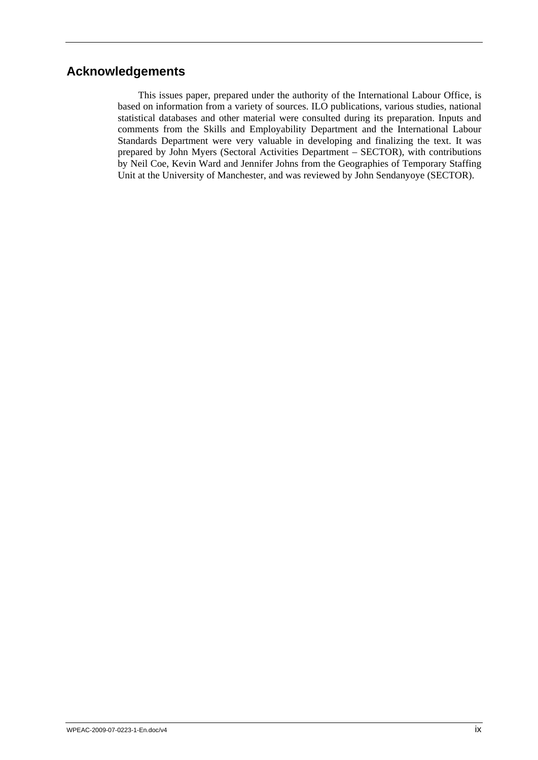## Acknowledgements

This issues paper, prepared under the authority of the International Labour Office, is based on information from a variety of sources. ILO publications, various studies, national statistical databases and other material were consulted during its preparation. Inputs and comments from the Skills and Employability Department and the International Labour Standards Department were very valuable in developing and finalizing the text. It was prepared by John Myers (Sectoral Activities Department – SECTOR), with contributions by Neil Coe, Kevin Ward and Jennifer Johns from the Geographies of Temporary Staffing Unit at the University of Manchester, and was reviewed by John Sendanyoye (SECTOR).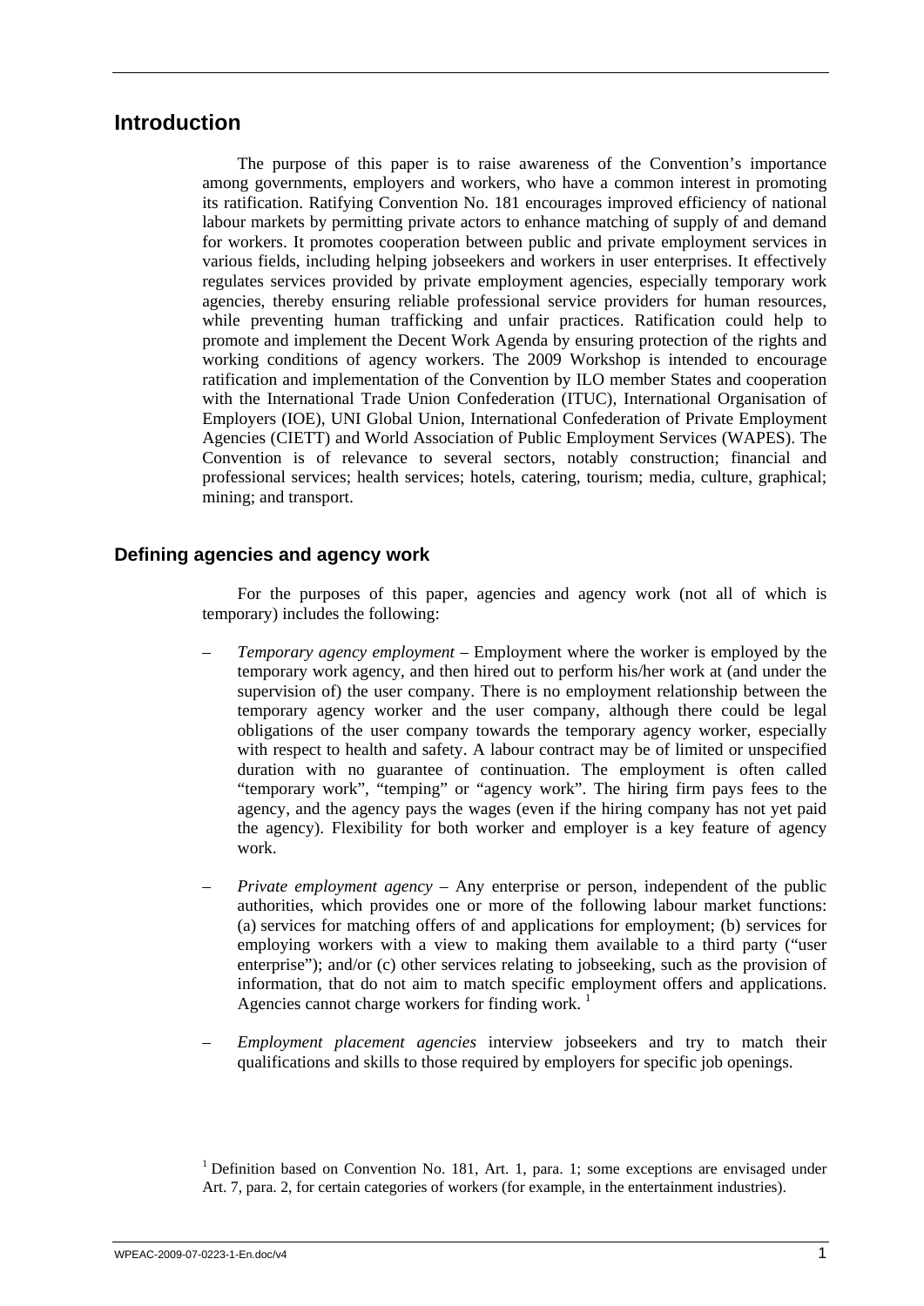# Introduction

The purpose of this paper is to raise awareness of the Convention's importance among governments, employers and workers, who have a common interest in promoting its ratification. Ratifying Convention No. 181 encourages improved efficiency of national labour markets by permitting private actors to enhance matching of supply of and demand for workers. It promotes cooperation between public and private employment services in various fields, including helping jobseekers and workers in user enterprises. It effectively regulates services provided by private employment agencies, especially temporary work agencies, thereby ensuring reliable professional service providers for human resources, while preventing human trafficking and unfair practices. Ratification could help to promote and implement the Decent Work Agenda by ensuring protection of the rights and working conditions of agency workers. The 2009 Workshop is intended to encourage ratification and implementation of the Convention by ILO member States and cooperation with the International Trade Union Confederation (ITUC), International Organisation of Employers (IOE), UNI Global Union, International Confederation of Private Employment Agencies (CIETT) and World Association of Public Employment Services (WAPES). The Convention is of relevance to several sectors, notably construction; financial and professional services; health services; hotels, catering, tourism; media, culture, graphical; mining; and transport.

## Defining agencies and agency work

For the purposes of this paper, agencies and agency work (not all of which is temporary) includes the following:

– *Temporary agency employment* – Employment where the worker is employed by the temporary work agency, and then hired out to perform his/her work at (and under the supervision of) the user company. There is no employment relationship between the temporary agency worker and the user company, although there could be legal obligations of the user company towards the temporary agency worker, especially with respect to health and safety. A labour contract may be of limited or unspecified duration with no guarantee of continuation. The employment is often called "temporary work", "temping" or "agency work". The hiring firm pays fees to the agency, and the agency pays the wages (even if the hiring company has not yet paid the agency). Flexibility for both worker and employer is a key feature of agency work.

– *Private employment agency* – Any enterprise or person, independent of the public authorities, which provides one or more of the following labour market functions: (a) services for matching offers of and applications for employment; (b) services for employing workers with a view to making them available to a third party ("user enterprise"); and/or (c) other services relating to jobseeking, such as the provision of information, that do not aim to match specific employment offers and applications. Agencies cannot charge workers for finding work. [1]

– *Employment placement agencies* interview jobseekers and try to match their qualifications and skills to those required by employers for specific job openings.

[1] Definition based on Convention No. 181, Art. 1, para. 1; some exceptions are envisaged under Art. 7, para. 2, for certain categories of workers (for example, in the entertainment industries).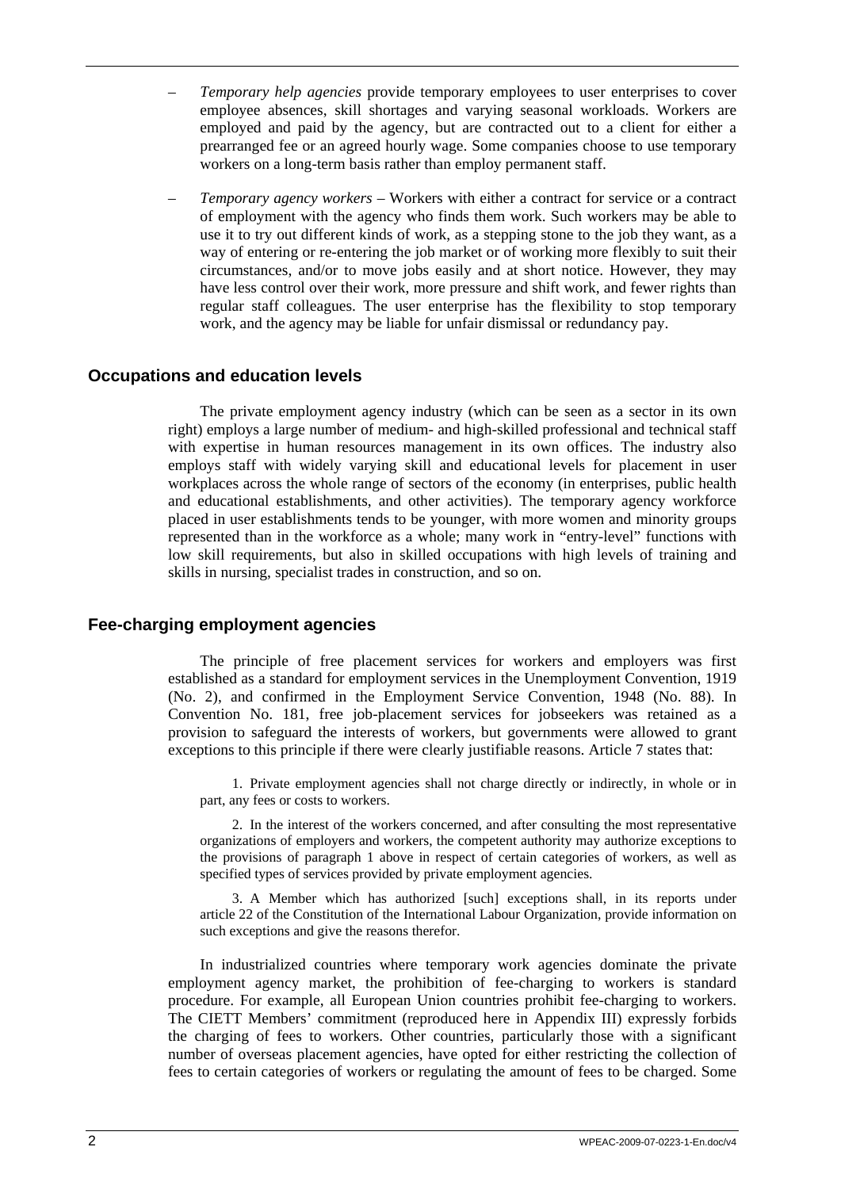- *Temporary help agencies* provide temporary employees to user enterprises to cover employee absences, skill shortages and varying seasonal workloads. Workers are employed and paid by the agency, but are contracted out to a client for either a prearranged fee or an agreed hourly wage. Some companies choose to use temporary workers on a long-term basis rather than employ permanent staff.

- *Temporary agency workers* – Workers with either a contract for service or a contract of employment with the agency who finds them work. Such workers may be able to use it to try out different kinds of work, as a stepping stone to the job they want, as a way of entering or re-entering the job market or of working more flexibly to suit their circumstances, and/or to move jobs easily and at short notice. However, they may have less control over their work, more pressure and shift work, and fewer rights than regular staff colleagues. The user enterprise has the flexibility to stop temporary work, and the agency may be liable for unfair dismissal or redundancy pay.

## Occupations and education levels

The private employment agency industry (which can be seen as a sector in its own right) employs a large number of medium- and high-skilled professional and technical staff with expertise in human resources management in its own offices. The industry also employs staff with widely varying skill and educational levels for placement in user workplaces across the whole range of sectors of the economy (in enterprises, public health and educational establishments, and other activities). The temporary agency workforce placed in user establishments tends to be younger, with more women and minority groups represented than in the workforce as a whole; many work in "entry-level" functions with low skill requirements, but also in skilled occupations with high levels of training and skills in nursing, specialist trades in construction, and so on.

## Fee-charging employment agencies

The principle of free placement services for workers and employers was first established as a standard for employment services in the Unemployment Convention, 1919 (No. 2), and confirmed in the Employment Service Convention, 1948 (No. 88). In Convention No. 181, free job-placement services for jobseekers was retained as a provision to safeguard the interests of workers, but governments were allowed to grant exceptions to this principle if there were clearly justifiable reasons. Article 7 states that:

> 1. Private employment agencies shall not charge directly or indirectly, in whole or in part, any fees or costs to workers.
>
> 2. In the interest of the workers concerned, and after consulting the most representative organizations of employers and workers, the competent authority may authorize exceptions to the provisions of paragraph 1 above in respect of certain categories of workers, as well as specified types of services provided by private employment agencies.
>
> 3. A Member which has authorized [such] exceptions shall, in its reports under article 22 of the Constitution of the International Labour Organization, provide information on such exceptions and give the reasons therefor.

In industrialized countries where temporary work agencies dominate the private employment agency market, the prohibition of fee-charging to workers is standard procedure. For example, all European Union countries prohibit fee-charging to workers. The CIETT Members' commitment (reproduced here in Appendix III) expressly forbids the charging of fees to workers. Other countries, particularly those with a significant number of overseas placement agencies, have opted for either restricting the collection of fees to certain categories of workers or regulating the amount of fees to be charged. Some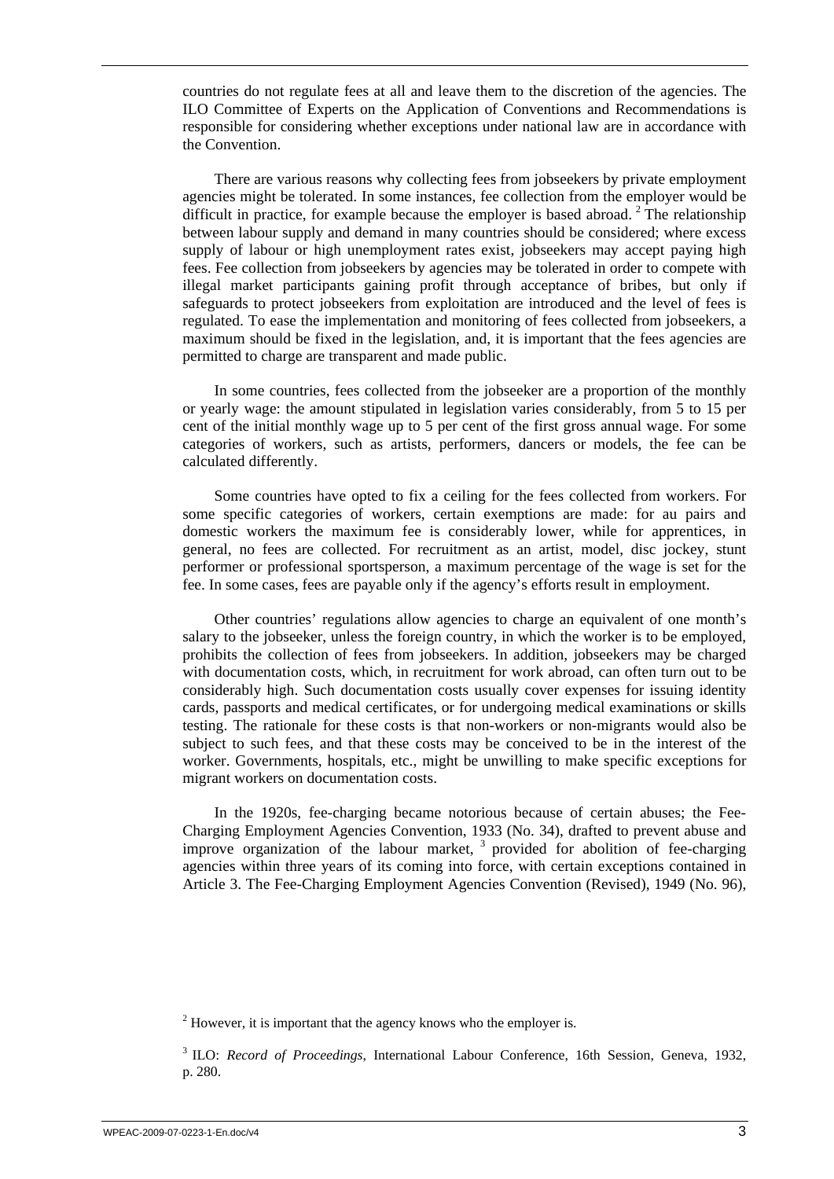countries do not regulate fees at all and leave them to the discretion of the agencies. The ILO Committee of Experts on the Application of Conventions and Recommendations is responsible for considering whether exceptions under national law are in accordance with the Convention.

There are various reasons why collecting fees from jobseekers by private employment agencies might be tolerated. In some instances, fee collection from the employer would be difficult in practice, for example because the employer is based abroad. [2] The relationship between labour supply and demand in many countries should be considered; where excess supply of labour or high unemployment rates exist, jobseekers may accept paying high fees. Fee collection from jobseekers by agencies may be tolerated in order to compete with illegal market participants gaining profit through acceptance of bribes, but only if safeguards to protect jobseekers from exploitation are introduced and the level of fees is regulated. To ease the implementation and monitoring of fees collected from jobseekers, a maximum should be fixed in the legislation, and, it is important that the fees agencies are permitted to charge are transparent and made public.

In some countries, fees collected from the jobseeker are a proportion of the monthly or yearly wage: the amount stipulated in legislation varies considerably, from 5 to 15 per cent of the initial monthly wage up to 5 per cent of the first gross annual wage. For some categories of workers, such as artists, performers, dancers or models, the fee can be calculated differently.

Some countries have opted to fix a ceiling for the fees collected from workers. For some specific categories of workers, certain exemptions are made: for au pairs and domestic workers the maximum fee is considerably lower, while for apprentices, in general, no fees are collected. For recruitment as an artist, model, disc jockey, stunt performer or professional sportsperson, a maximum percentage of the wage is set for the fee. In some cases, fees are payable only if the agency's efforts result in employment.

Other countries' regulations allow agencies to charge an equivalent of one month's salary to the jobseeker, unless the foreign country, in which the worker is to be employed, prohibits the collection of fees from jobseekers. In addition, jobseekers may be charged with documentation costs, which, in recruitment for work abroad, can often turn out to be considerably high. Such documentation costs usually cover expenses for issuing identity cards, passports and medical certificates, or for undergoing medical examinations or skills testing. The rationale for these costs is that non-workers or non-migrants would also be subject to such fees, and that these costs may be conceived to be in the interest of the worker. Governments, hospitals, etc., might be unwilling to make specific exceptions for migrant workers on documentation costs.

In the 1920s, fee-charging became notorious because of certain abuses; the Fee-Charging Employment Agencies Convention, 1933 (No. 34), drafted to prevent abuse and improve organization of the labour market, [3] provided for abolition of fee-charging agencies within three years of its coming into force, with certain exceptions contained in Article 3. The Fee-Charging Employment Agencies Convention (Revised), 1949 (No. 96),

[2] However, it is important that the agency knows who the employer is.

[3] ILO: *Record of Proceedings*, International Labour Conference, 16th Session, Geneva, 1932, p. 280.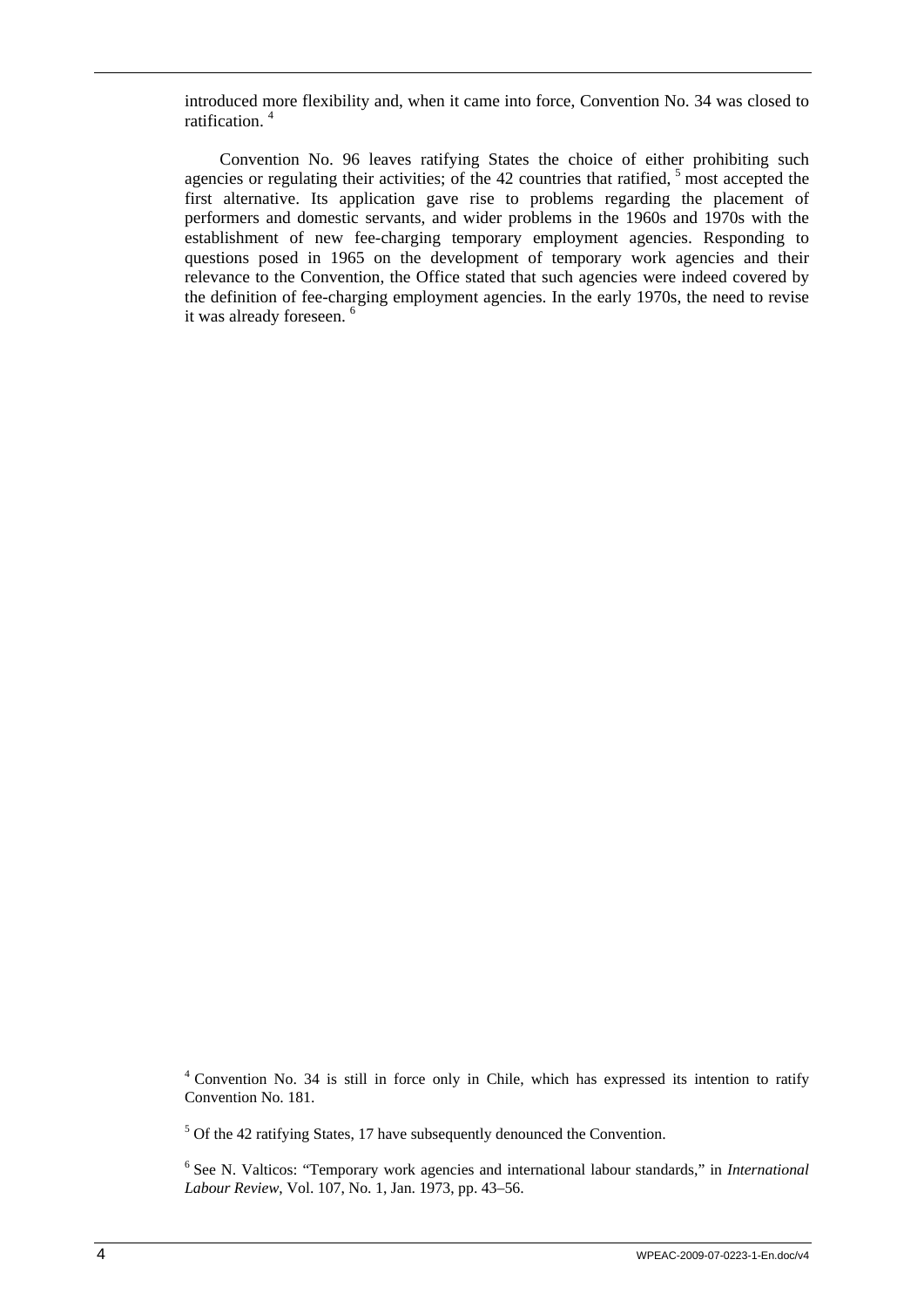introduced more flexibility and, when it came into force, Convention No. 34 was closed to ratification. [4]

Convention No. 96 leaves ratifying States the choice of either prohibiting such agencies or regulating their activities; of the 42 countries that ratified, [5] most accepted the first alternative. Its application gave rise to problems regarding the placement of performers and domestic servants, and wider problems in the 1960s and 1970s with the establishment of new fee-charging temporary employment agencies. Responding to questions posed in 1965 on the development of temporary work agencies and their relevance to the Convention, the Office stated that such agencies were indeed covered by the definition of fee-charging employment agencies. In the early 1970s, the need to revise it was already foreseen. [6]

---

[4] Convention No. 34 is still in force only in Chile, which has expressed its intention to ratify Convention No. 181.

[5] Of the 42 ratifying States, 17 have subsequently denounced the Convention.

[6] See N. Valticos: "Temporary work agencies and international labour standards," in *International Labour Review*, Vol. 107, No. 1, Jan. 1973, pp. 43–56.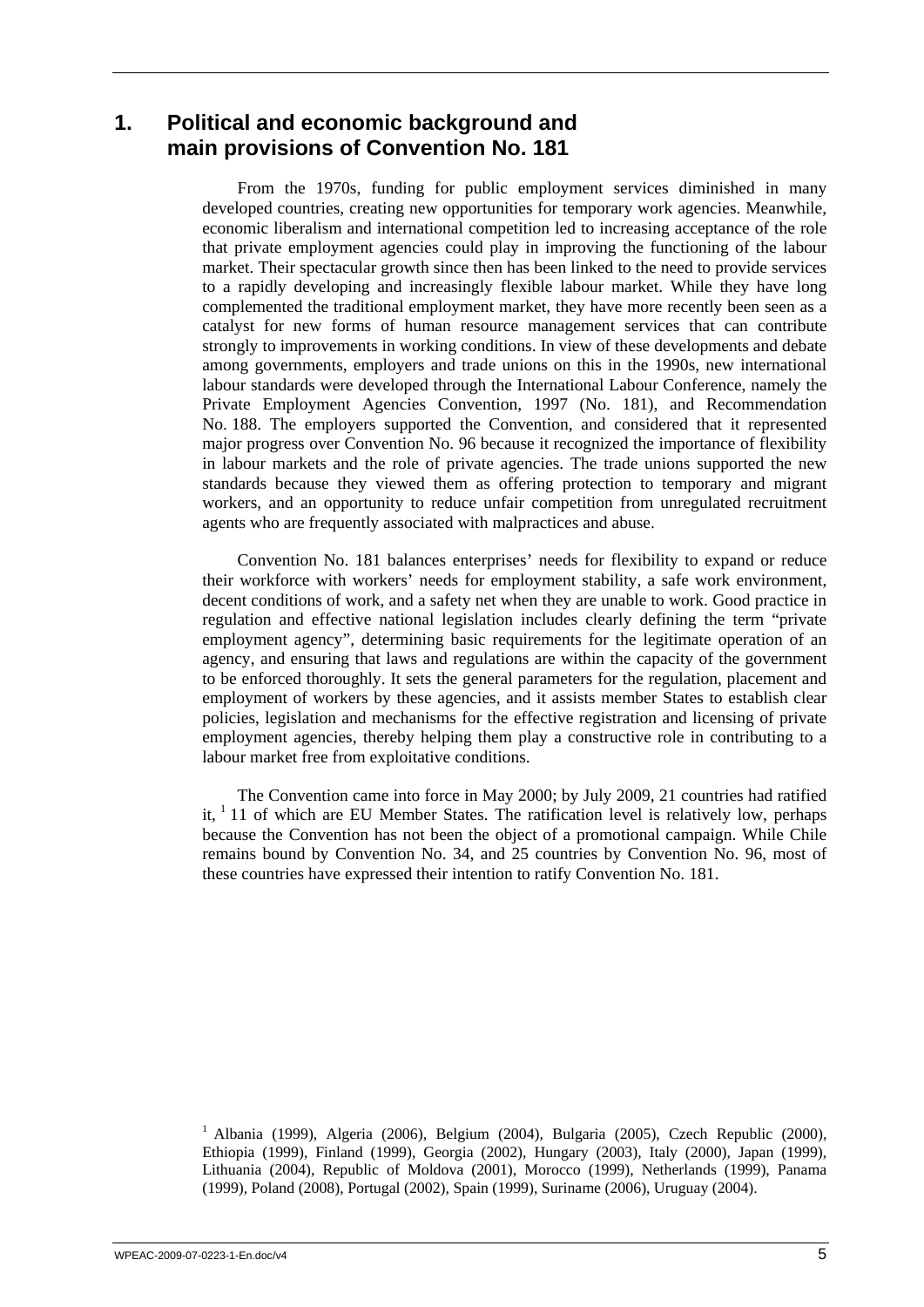# 1. Political and economic background and main provisions of Convention No. 181

From the 1970s, funding for public employment services diminished in many developed countries, creating new opportunities for temporary work agencies. Meanwhile, economic liberalism and international competition led to increasing acceptance of the role that private employment agencies could play in improving the functioning of the labour market. Their spectacular growth since then has been linked to the need to provide services to a rapidly developing and increasingly flexible labour market. While they have long complemented the traditional employment market, they have more recently been seen as a catalyst for new forms of human resource management services that can contribute strongly to improvements in working conditions. In view of these developments and debate among governments, employers and trade unions on this in the 1990s, new international labour standards were developed through the International Labour Conference, namely the Private Employment Agencies Convention, 1997 (No. 181), and Recommendation No. 188. The employers supported the Convention, and considered that it represented major progress over Convention No. 96 because it recognized the importance of flexibility in labour markets and the role of private agencies. The trade unions supported the new standards because they viewed them as offering protection to temporary and migrant workers, and an opportunity to reduce unfair competition from unregulated recruitment agents who are frequently associated with malpractices and abuse.

Convention No. 181 balances enterprises' needs for flexibility to expand or reduce their workforce with workers' needs for employment stability, a safe work environment, decent conditions of work, and a safety net when they are unable to work. Good practice in regulation and effective national legislation includes clearly defining the term "private employment agency", determining basic requirements for the legitimate operation of an agency, and ensuring that laws and regulations are within the capacity of the government to be enforced thoroughly. It sets the general parameters for the regulation, placement and employment of workers by these agencies, and it assists member States to establish clear policies, legislation and mechanisms for the effective registration and licensing of private employment agencies, thereby helping them play a constructive role in contributing to a labour market free from exploitative conditions.

The Convention came into force in May 2000; by July 2009, 21 countries had ratified it, [1] 11 of which are EU Member States. The ratification level is relatively low, perhaps because the Convention has not been the object of a promotional campaign. While Chile remains bound by Convention No. 34, and 25 countries by Convention No. 96, most of these countries have expressed their intention to ratify Convention No. 181.

---

[1] Albania (1999), Algeria (2006), Belgium (2004), Bulgaria (2005), Czech Republic (2000), Ethiopia (1999), Finland (1999), Georgia (2002), Hungary (2003), Italy (2000), Japan (1999), Lithuania (2004), Republic of Moldova (2001), Morocco (1999), Netherlands (1999), Panama (1999), Poland (2008), Portugal (2002), Spain (1999), Suriname (2006), Uruguay (2004).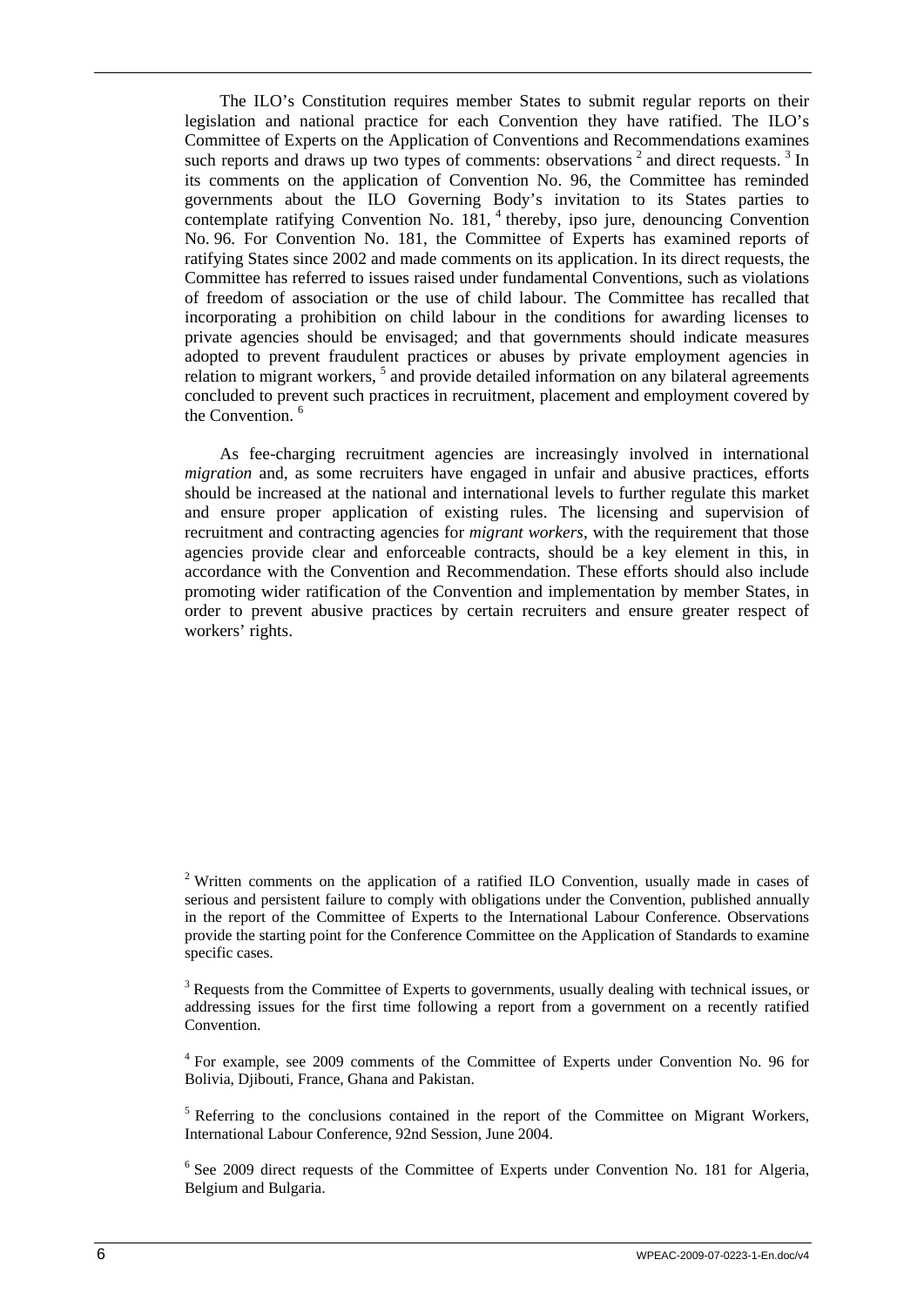The ILO's Constitution requires member States to submit regular reports on their legislation and national practice for each Convention they have ratified. The ILO's Committee of Experts on the Application of Conventions and Recommendations examines such reports and draws up two types of comments: observations [2] and direct requests. [3] In its comments on the application of Convention No. 96, the Committee has reminded governments about the ILO Governing Body's invitation to its States parties to contemplate ratifying Convention No. 181, [4] thereby, ipso jure, denouncing Convention No. 96. For Convention No. 181, the Committee of Experts has examined reports of ratifying States since 2002 and made comments on its application. In its direct requests, the Committee has referred to issues raised under fundamental Conventions, such as violations of freedom of association or the use of child labour. The Committee has recalled that incorporating a prohibition on child labour in the conditions for awarding licenses to private agencies should be envisaged; and that governments should indicate measures adopted to prevent fraudulent practices or abuses by private employment agencies in relation to migrant workers, [5] and provide detailed information on any bilateral agreements concluded to prevent such practices in recruitment, placement and employment covered by the Convention. [6]

As fee-charging recruitment agencies are increasingly involved in international *migration* and, as some recruiters have engaged in unfair and abusive practices, efforts should be increased at the national and international levels to further regulate this market and ensure proper application of existing rules. The licensing and supervision of recruitment and contracting agencies for *migrant workers*, with the requirement that those agencies provide clear and enforceable contracts, should be a key element in this, in accordance with the Convention and Recommendation. These efforts should also include promoting wider ratification of the Convention and implementation by member States, in order to prevent abusive practices by certain recruiters and ensure greater respect of workers' rights.

---

[2] Written comments on the application of a ratified ILO Convention, usually made in cases of serious and persistent failure to comply with obligations under the Convention, published annually in the report of the Committee of Experts to the International Labour Conference. Observations provide the starting point for the Conference Committee on the Application of Standards to examine specific cases.

[3] Requests from the Committee of Experts to governments, usually dealing with technical issues, or addressing issues for the first time following a report from a government on a recently ratified Convention.

[4] For example, see 2009 comments of the Committee of Experts under Convention No. 96 for Bolivia, Djibouti, France, Ghana and Pakistan.

[5] Referring to the conclusions contained in the report of the Committee on Migrant Workers, International Labour Conference, 92nd Session, June 2004.

[6] See 2009 direct requests of the Committee of Experts under Convention No. 181 for Algeria, Belgium and Bulgaria.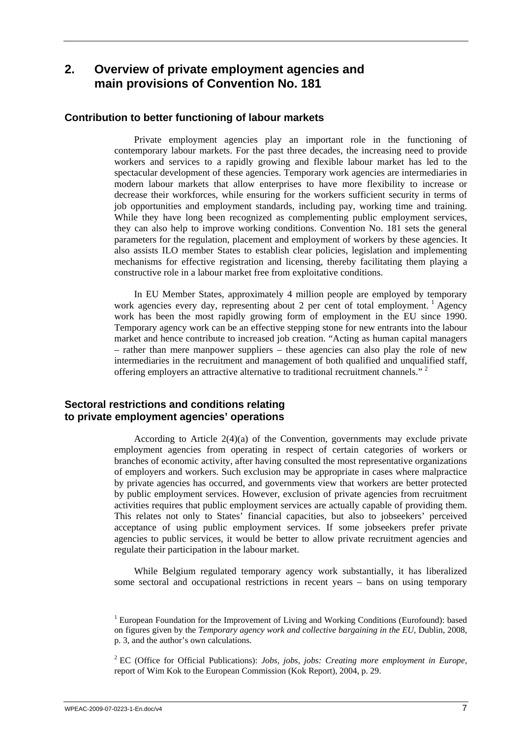## 2. Overview of private employment agencies and main provisions of Convention No. 181

### Contribution to better functioning of labour markets

Private employment agencies play an important role in the functioning of contemporary labour markets. For the past three decades, the increasing need to provide workers and services to a rapidly growing and flexible labour market has led to the spectacular development of these agencies. Temporary work agencies are intermediaries in modern labour markets that allow enterprises to have more flexibility to increase or decrease their workforces, while ensuring for the workers sufficient security in terms of job opportunities and employment standards, including pay, working time and training. While they have long been recognized as complementing public employment services, they can also help to improve working conditions. Convention No. 181 sets the general parameters for the regulation, placement and employment of workers by these agencies. It also assists ILO member States to establish clear policies, legislation and implementing mechanisms for effective registration and licensing, thereby facilitating them playing a constructive role in a labour market free from exploitative conditions.

In EU Member States, approximately 4 million people are employed by temporary work agencies every day, representing about 2 per cent of total employment. [1] Agency work has been the most rapidly growing form of employment in the EU since 1990. Temporary agency work can be an effective stepping stone for new entrants into the labour market and hence contribute to increased job creation. "Acting as human capital managers – rather than mere manpower suppliers – these agencies can also play the role of new intermediaries in the recruitment and management of both qualified and unqualified staff, offering employers an attractive alternative to traditional recruitment channels." [2]

### Sectoral restrictions and conditions relating to private employment agencies' operations

According to Article 2(4)(a) of the Convention, governments may exclude private employment agencies from operating in respect of certain categories of workers or branches of economic activity, after having consulted the most representative organizations of employers and workers. Such exclusion may be appropriate in cases where malpractice by private agencies has occurred, and governments view that workers are better protected by public employment services. However, exclusion of private agencies from recruitment activities requires that public employment services are actually capable of providing them. This relates not only to States' financial capacities, but also to jobseekers' perceived acceptance of using public employment services. If some jobseekers prefer private agencies to public services, it would be better to allow private recruitment agencies and regulate their participation in the labour market.

While Belgium regulated temporary agency work substantially, it has liberalized some sectoral and occupational restrictions in recent years – bans on using temporary

---

[1] European Foundation for the Improvement of Living and Working Conditions (Eurofound): based on figures given by the *Temporary agency work and collective bargaining in the EU*, Dublin, 2008, p. 3, and the author's own calculations.

[2] EC (Office for Official Publications): *Jobs, jobs, jobs: Creating more employment in Europe*, report of Wim Kok to the European Commission (Kok Report), 2004, p. 29.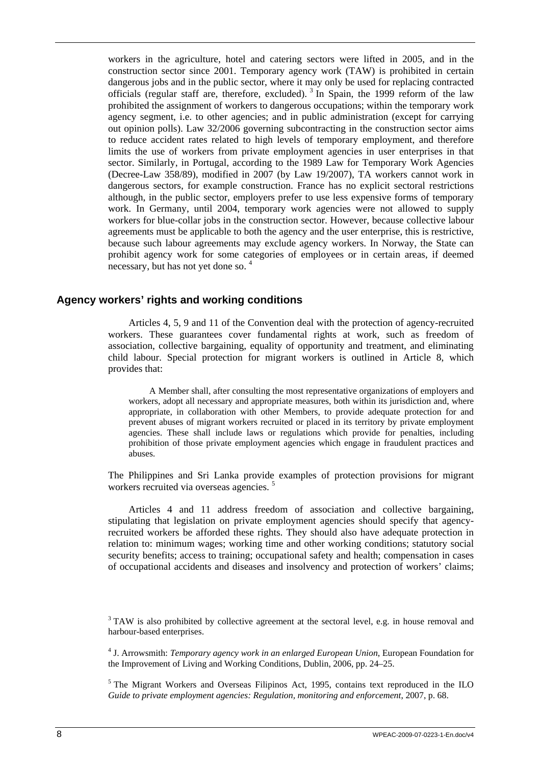workers in the agriculture, hotel and catering sectors were lifted in 2005, and in the construction sector since 2001. Temporary agency work (TAW) is prohibited in certain dangerous jobs and in the public sector, where it may only be used for replacing contracted officials (regular staff are, therefore, excluded). [3] In Spain, the 1999 reform of the law prohibited the assignment of workers to dangerous occupations; within the temporary work agency segment, i.e. to other agencies; and in public administration (except for carrying out opinion polls). Law 32/2006 governing subcontracting in the construction sector aims to reduce accident rates related to high levels of temporary employment, and therefore limits the use of workers from private employment agencies in user enterprises in that sector. Similarly, in Portugal, according to the 1989 Law for Temporary Work Agencies (Decree-Law 358/89), modified in 2007 (by Law 19/2007), TA workers cannot work in dangerous sectors, for example construction. France has no explicit sectoral restrictions although, in the public sector, employers prefer to use less expensive forms of temporary work. In Germany, until 2004, temporary work agencies were not allowed to supply workers for blue-collar jobs in the construction sector. However, because collective labour agreements must be applicable to both the agency and the user enterprise, this is restrictive, because such labour agreements may exclude agency workers. In Norway, the State can prohibit agency work for some categories of employees or in certain areas, if deemed necessary, but has not yet done so. [4]

## Agency workers' rights and working conditions

Articles 4, 5, 9 and 11 of the Convention deal with the protection of agency-recruited workers. These guarantees cover fundamental rights at work, such as freedom of association, collective bargaining, equality of opportunity and treatment, and eliminating child labour. Special protection for migrant workers is outlined in Article 8, which provides that:

> A Member shall, after consulting the most representative organizations of employers and workers, adopt all necessary and appropriate measures, both within its jurisdiction and, where appropriate, in collaboration with other Members, to provide adequate protection for and prevent abuses of migrant workers recruited or placed in its territory by private employment agencies. These shall include laws or regulations which provide for penalties, including prohibition of those private employment agencies which engage in fraudulent practices and abuses.

The Philippines and Sri Lanka provide examples of protection provisions for migrant workers recruited via overseas agencies. [5]

Articles 4 and 11 address freedom of association and collective bargaining, stipulating that legislation on private employment agencies should specify that agency-recruited workers be afforded these rights. They should also have adequate protection in relation to: minimum wages; working time and other working conditions; statutory social security benefits; access to training; occupational safety and health; compensation in cases of occupational accidents and diseases and insolvency and protection of workers' claims;

---

[3] TAW is also prohibited by collective agreement at the sectoral level, e.g. in house removal and harbour-based enterprises.

[4] J. Arrowsmith: *Temporary agency work in an enlarged European Union*, European Foundation for the Improvement of Living and Working Conditions, Dublin, 2006, pp. 24–25.

[5] The Migrant Workers and Overseas Filipinos Act, 1995, contains text reproduced in the ILO *Guide to private employment agencies: Regulation, monitoring and enforcement*, 2007, p. 68.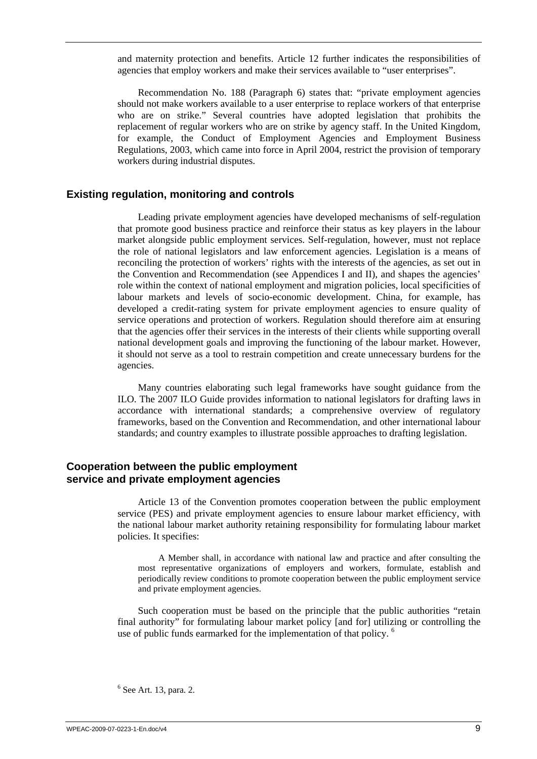and maternity protection and benefits. Article 12 further indicates the responsibilities of agencies that employ workers and make their services available to "user enterprises".

Recommendation No. 188 (Paragraph 6) states that: "private employment agencies should not make workers available to a user enterprise to replace workers of that enterprise who are on strike." Several countries have adopted legislation that prohibits the replacement of regular workers who are on strike by agency staff. In the United Kingdom, for example, the Conduct of Employment Agencies and Employment Business Regulations, 2003, which came into force in April 2004, restrict the provision of temporary workers during industrial disputes.

## Existing regulation, monitoring and controls

Leading private employment agencies have developed mechanisms of self-regulation that promote good business practice and reinforce their status as key players in the labour market alongside public employment services. Self-regulation, however, must not replace the role of national legislators and law enforcement agencies. Legislation is a means of reconciling the protection of workers' rights with the interests of the agencies, as set out in the Convention and Recommendation (see Appendices I and II), and shapes the agencies' role within the context of national employment and migration policies, local specificities of labour markets and levels of socio-economic development. China, for example, has developed a credit-rating system for private employment agencies to ensure quality of service operations and protection of workers. Regulation should therefore aim at ensuring that the agencies offer their services in the interests of their clients while supporting overall national development goals and improving the functioning of the labour market. However, it should not serve as a tool to restrain competition and create unnecessary burdens for the agencies.

Many countries elaborating such legal frameworks have sought guidance from the ILO. The 2007 ILO Guide provides information to national legislators for drafting laws in accordance with international standards; a comprehensive overview of regulatory frameworks, based on the Convention and Recommendation, and other international labour standards; and country examples to illustrate possible approaches to drafting legislation.

## Cooperation between the public employment service and private employment agencies

Article 13 of the Convention promotes cooperation between the public employment service (PES) and private employment agencies to ensure labour market efficiency, with the national labour market authority retaining responsibility for formulating labour market policies. It specifies:

> A Member shall, in accordance with national law and practice and after consulting the most representative organizations of employers and workers, formulate, establish and periodically review conditions to promote cooperation between the public employment service and private employment agencies.

Such cooperation must be based on the principle that the public authorities "retain final authority" for formulating labour market policy [and for] utilizing or controlling the use of public funds earmarked for the implementation of that policy. [6]

[6] See Art. 13, para. 2.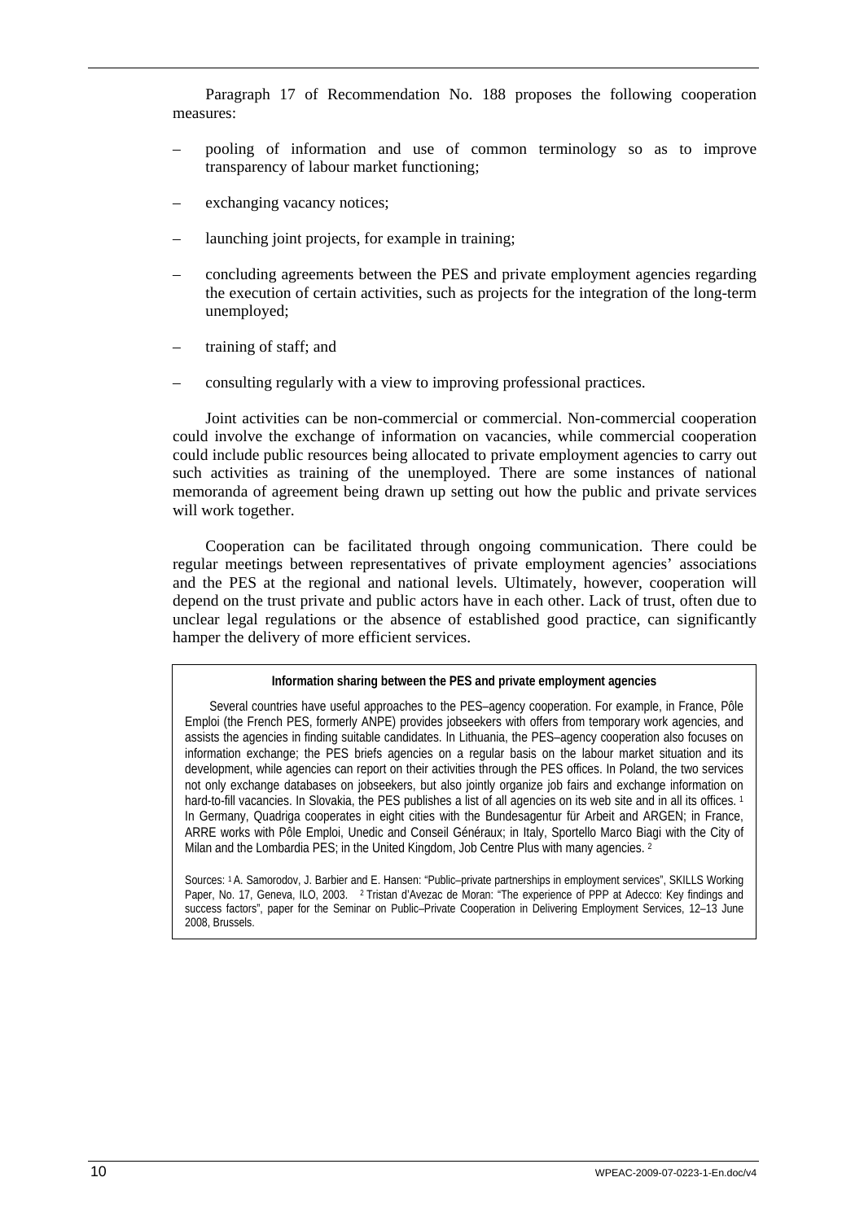Paragraph 17 of Recommendation No. 188 proposes the following cooperation measures:

- pooling of information and use of common terminology so as to improve transparency of labour market functioning;
- exchanging vacancy notices;
- launching joint projects, for example in training;
- concluding agreements between the PES and private employment agencies regarding the execution of certain activities, such as projects for the integration of the long-term unemployed;
- training of staff; and
- consulting regularly with a view to improving professional practices.

Joint activities can be non-commercial or commercial. Non-commercial cooperation could involve the exchange of information on vacancies, while commercial cooperation could include public resources being allocated to private employment agencies to carry out such activities as training of the unemployed. There are some instances of national memoranda of agreement being drawn up setting out how the public and private services will work together.

Cooperation can be facilitated through ongoing communication. There could be regular meetings between representatives of private employment agencies' associations and the PES at the regional and national levels. Ultimately, however, cooperation will depend on the trust private and public actors have in each other. Lack of trust, often due to unclear legal regulations or the absence of established good practice, can significantly hamper the delivery of more efficient services.

**Information sharing between the PES and private employment agencies**

Several countries have useful approaches to the PES–agency cooperation. For example, in France, Pôle Emploi (the French PES, formerly ANPE) provides jobseekers with offers from temporary work agencies, and assists the agencies in finding suitable candidates. In Lithuania, the PES–agency cooperation also focuses on information exchange; the PES briefs agencies on a regular basis on the labour market situation and its development, while agencies can report on their activities through the PES offices. In Poland, the two services not only exchange databases on jobseekers, but also jointly organize job fairs and exchange information on hard-to-fill vacancies. In Slovakia, the PES publishes a list of all agencies on its web site and in all its offices. [1] In Germany, Quadriga cooperates in eight cities with the Bundesagentur für Arbeit and ARGEN; in France, ARRE works with Pôle Emploi, Unedic and Conseil Généraux; in Italy, Sportello Marco Biagi with the City of Milan and the Lombardia PES; in the United Kingdom, Job Centre Plus with many agencies. [2]

Sources: [1] A. Samorodov, J. Barbier and E. Hansen: "Public–private partnerships in employment services", SKILLS Working Paper, No. 17, Geneva, ILO, 2003. [2] Tristan d'Avezac de Moran: "The experience of PPP at Adecco: Key findings and success factors", paper for the Seminar on Public–Private Cooperation in Delivering Employment Services, 12–13 June 2008, Brussels.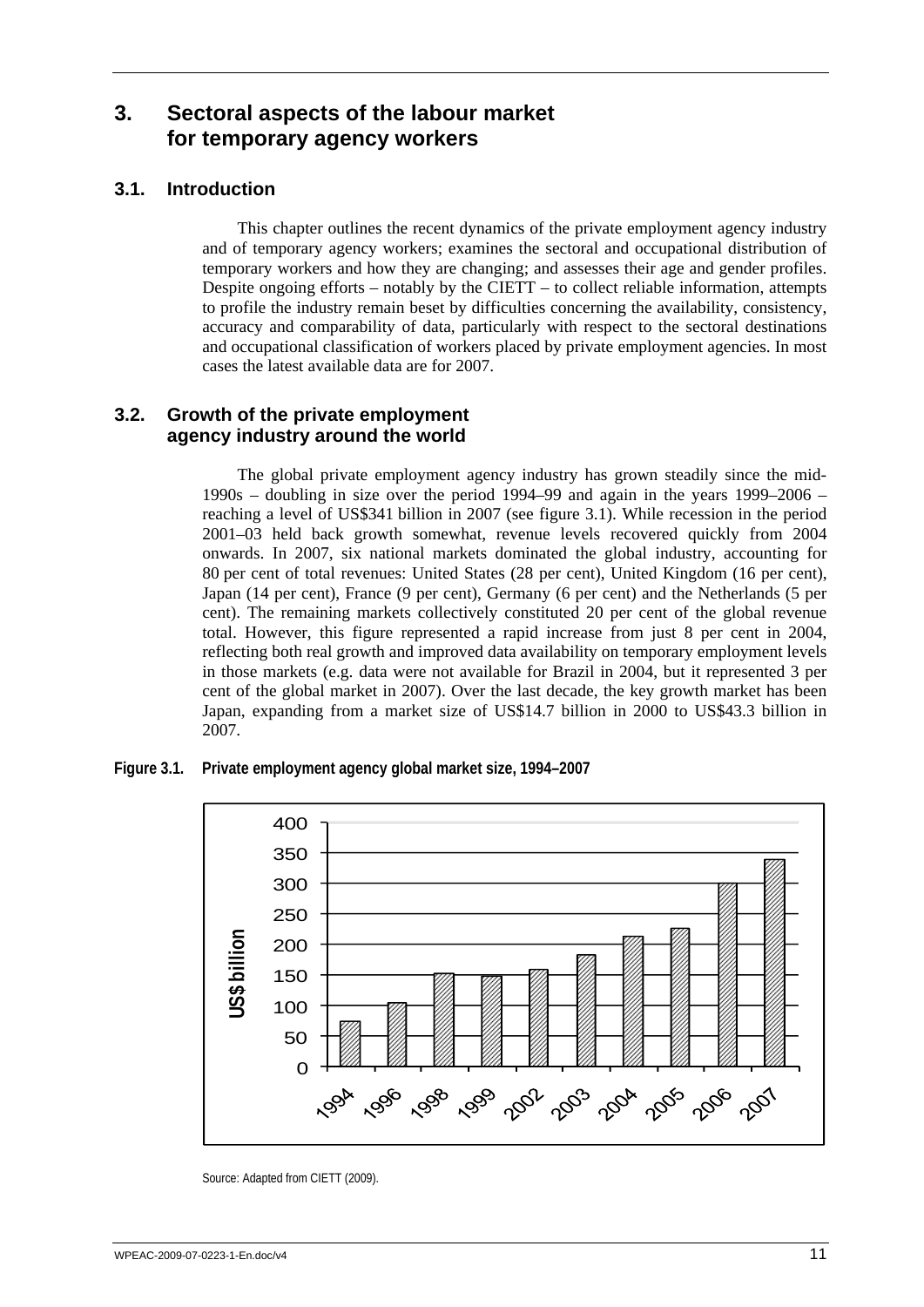# 3. Sectoral aspects of the labour market for temporary agency workers

## 3.1. Introduction

This chapter outlines the recent dynamics of the private employment agency industry and of temporary agency workers; examines the sectoral and occupational distribution of temporary workers and how they are changing; and assesses their age and gender profiles. Despite ongoing efforts – notably by the CIETT – to collect reliable information, attempts to profile the industry remain beset by difficulties concerning the availability, consistency, accuracy and comparability of data, particularly with respect to the sectoral destinations and occupational classification of workers placed by private employment agencies. In most cases the latest available data are for 2007.

## 3.2. Growth of the private employment agency industry around the world

The global private employment agency industry has grown steadily since the mid-1990s – doubling in size over the period 1994–99 and again in the years 1999–2006 – reaching a level of US$341 billion in 2007 (see figure 3.1). While recession in the period 2001–03 held back growth somewhat, revenue levels recovered quickly from 2004 onwards. In 2007, six national markets dominated the global industry, accounting for 80 per cent of total revenues: United States (28 per cent), United Kingdom (16 per cent), Japan (14 per cent), France (9 per cent), Germany (6 per cent) and the Netherlands (5 per cent). The remaining markets collectively constituted 20 per cent of the global revenue total. However, this figure represented a rapid increase from just 8 per cent in 2004, reflecting both real growth and improved data availability on temporary employment levels in those markets (e.g. data were not available for Brazil in 2004, but it represented 3 per cent of the global market in 2007). Over the last decade, the key growth market has been Japan, expanding from a market size of US$14.7 billion in 2000 to US$43.3 billion in 2007.

**Figure 3.1. Private employment agency global market size, 1994–2007**

Source: Adapted from CIETT (2009).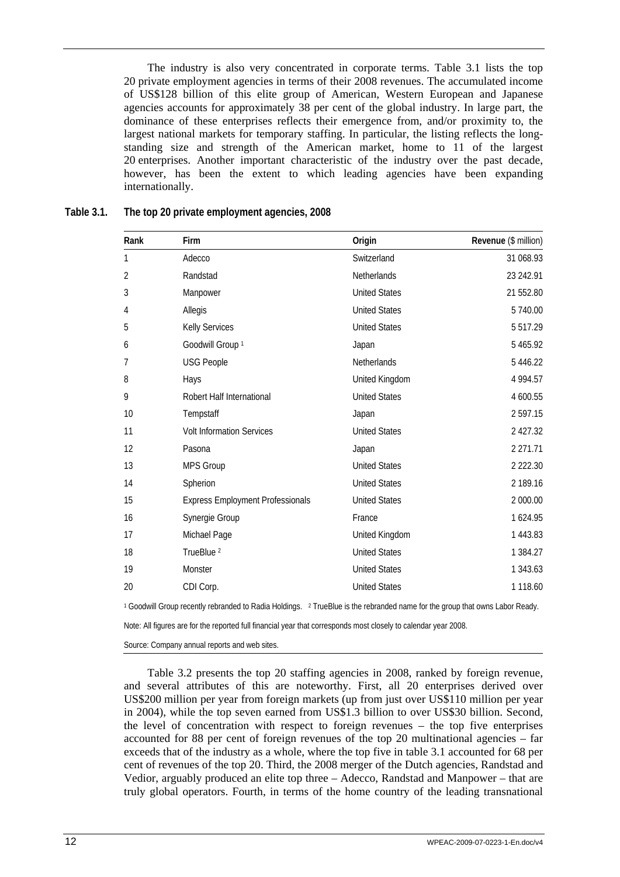The industry is also very concentrated in corporate terms. Table 3.1 lists the top 20 private employment agencies in terms of their 2008 revenues. The accumulated income of US$128 billion of this elite group of American, Western European and Japanese agencies accounts for approximately 38 per cent of the global industry. In large part, the dominance of these enterprises reflects their emergence from, and/or proximity to, the largest national markets for temporary staffing. In particular, the listing reflects the long-standing size and strength of the American market, home to 11 of the largest 20 enterprises. Another important characteristic of the industry over the past decade, however, has been the extent to which leading agencies have been expanding internationally.

**Table 3.1. The top 20 private employment agencies, 2008**

| Rank | Firm | Origin | Revenue ($ million) |
|---|---|---|---|
| 1 | Adecco | Switzerland | 31 068.93 |
| 2 | Randstad | Netherlands | 23 242.91 |
| 3 | Manpower | United States | 21 552.80 |
| 4 | Allegis | United States | 5 740.00 |
| 5 | Kelly Services | United States | 5 517.29 |
| 6 | Goodwill Group [1] | Japan | 5 465.92 |
| 7 | USG People | Netherlands | 5 446.22 |
| 8 | Hays | United Kingdom | 4 994.57 |
| 9 | Robert Half International | United States | 4 600.55 |
| 10 | Tempstaff | Japan | 2 597.15 |
| 11 | Volt Information Services | United States | 2 427.32 |
| 12 | Pasona | Japan | 2 271.71 |
| 13 | MPS Group | United States | 2 222.30 |
| 14 | Spherion | United States | 2 189.16 |
| 15 | Express Employment Professionals | United States | 2 000.00 |
| 16 | Synergie Group | France | 1 624.95 |
| 17 | Michael Page | United Kingdom | 1 443.83 |
| 18 | TrueBlue [2] | United States | 1 384.27 |
| 19 | Monster | United States | 1 343.63 |
| 20 | CDI Corp. | United States | 1 118.60 |

[1] Goodwill Group recently rebranded to Radia Holdings. [2] TrueBlue is the rebranded name for the group that owns Labor Ready.

Note: All figures are for the reported full financial year that corresponds most closely to calendar year 2008.

Source: Company annual reports and web sites.

Table 3.2 presents the top 20 staffing agencies in 2008, ranked by foreign revenue, and several attributes of this are noteworthy. First, all 20 enterprises derived over US$200 million per year from foreign markets (up from just over US$110 million per year in 2004), while the top seven earned from US$1.3 billion to over US$30 billion. Second, the level of concentration with respect to foreign revenues – the top five enterprises accounted for 88 per cent of foreign revenues of the top 20 multinational agencies – far exceeds that of the industry as a whole, where the top five in table 3.1 accounted for 68 per cent of revenues of the top 20. Third, the 2008 merger of the Dutch agencies, Randstad and Vedior, arguably produced an elite top three – Adecco, Randstad and Manpower – that are truly global operators. Fourth, in terms of the home country of the leading transnational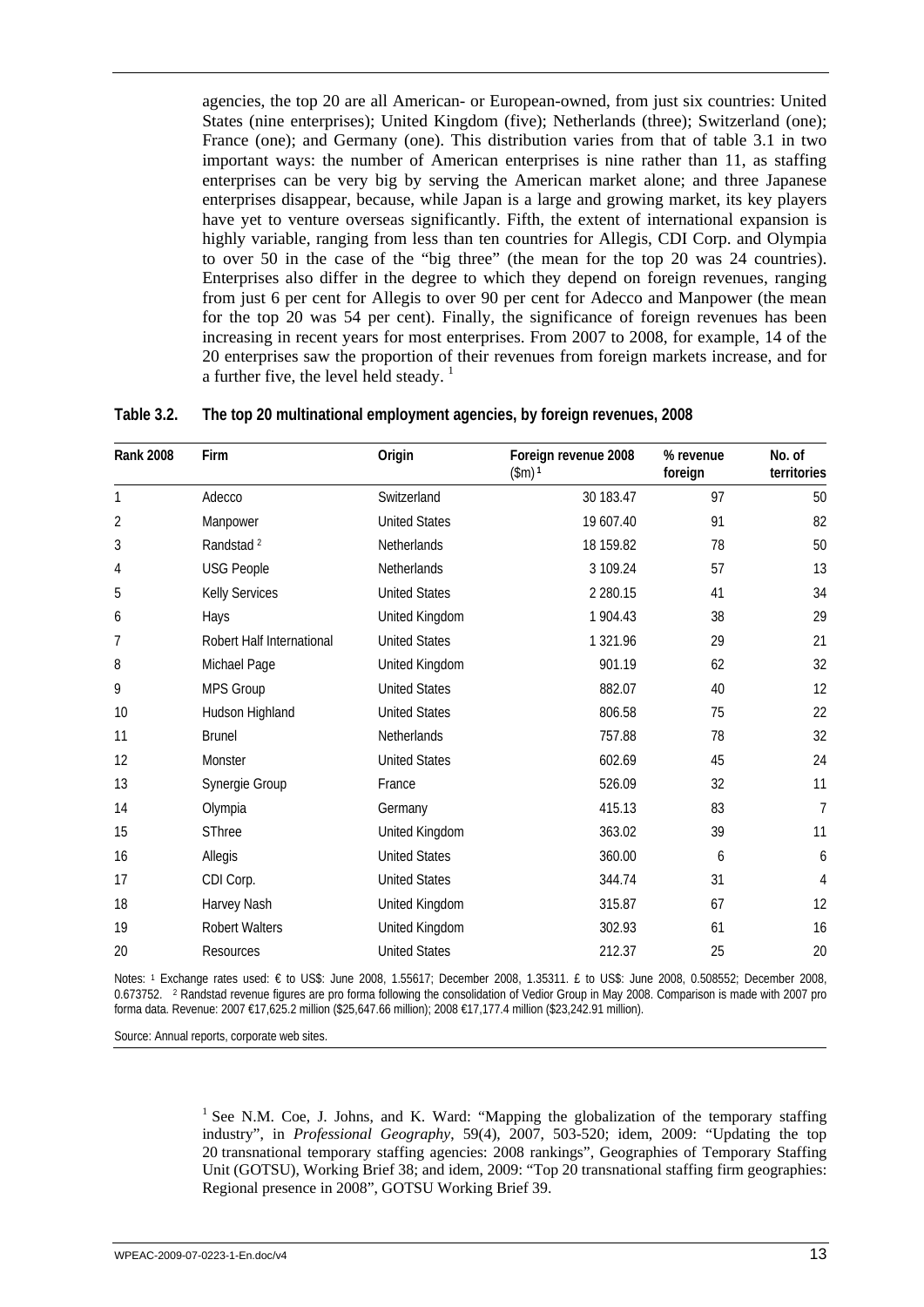agencies, the top 20 are all American- or European-owned, from just six countries: United States (nine enterprises); United Kingdom (five); Netherlands (three); Switzerland (one); France (one); and Germany (one). This distribution varies from that of table 3.1 in two important ways: the number of American enterprises is nine rather than 11, as staffing enterprises can be very big by serving the American market alone; and three Japanese enterprises disappear, because, while Japan is a large and growing market, its key players have yet to venture overseas significantly. Fifth, the extent of international expansion is highly variable, ranging from less than ten countries for Allegis, CDI Corp. and Olympia to over 50 in the case of the "big three" (the mean for the top 20 was 24 countries). Enterprises also differ in the degree to which they depend on foreign revenues, ranging from just 6 per cent for Allegis to over 90 per cent for Adecco and Manpower (the mean for the top 20 was 54 per cent). Finally, the significance of foreign revenues has been increasing in recent years for most enterprises. From 2007 to 2008, for example, 14 of the 20 enterprises saw the proportion of their revenues from foreign markets increase, and for a further five, the level held steady. [1]

**Table 3.2. The top 20 multinational employment agencies, by foreign revenues, 2008**

| Rank 2008 | Firm | Origin | Foreign revenue 2008 ($m) [1] | % revenue foreign | No. of territories |
|---|---|---|---|---|---|
| 1 | Adecco | Switzerland | 30 183.47 | 97 | 50 |
| 2 | Manpower | United States | 19 607.40 | 91 | 82 |
| 3 | Randstad [2] | Netherlands | 18 159.82 | 78 | 50 |
| 4 | USG People | Netherlands | 3 109.24 | 57 | 13 |
| 5 | Kelly Services | United States | 2 280.15 | 41 | 34 |
| 6 | Hays | United Kingdom | 1 904.43 | 38 | 29 |
| 7 | Robert Half International | United States | 1 321.96 | 29 | 21 |
| 8 | Michael Page | United Kingdom | 901.19 | 62 | 32 |
| 9 | MPS Group | United States | 882.07 | 40 | 12 |
| 10 | Hudson Highland | United States | 806.58 | 75 | 22 |
| 11 | Brunel | Netherlands | 757.88 | 78 | 32 |
| 12 | Monster | United States | 602.69 | 45 | 24 |
| 13 | Synergie Group | France | 526.09 | 32 | 11 |
| 14 | Olympia | Germany | 415.13 | 83 | 7 |
| 15 | SThree | United Kingdom | 363.02 | 39 | 11 |
| 16 | Allegis | United States | 360.00 | 6 | 6 |
| 17 | CDI Corp. | United States | 344.74 | 31 | 4 |
| 18 | Harvey Nash | United Kingdom | 315.87 | 67 | 12 |
| 19 | Robert Walters | United Kingdom | 302.93 | 61 | 16 |
| 20 | Resources | United States | 212.37 | 25 | 20 |

Notes: [1] Exchange rates used: € to US$: June 2008, 1.55617; December 2008, 1.35311. £ to US$: June 2008, 0.508552; December 2008, 0.673752. [2] Randstad revenue figures are pro forma following the consolidation of Vedior Group in May 2008. Comparison is made with 2007 pro forma data. Revenue: 2007 €17,625.2 million ($25,647.66 million); 2008 €17,177.4 million ($23,242.91 million).

Source: Annual reports, corporate web sites.

[1] See N.M. Coe, J. Johns, and K. Ward: "Mapping the globalization of the temporary staffing industry", in *Professional Geography*, 59(4), 2007, 503-520; idem, 2009: "Updating the top 20 transnational temporary staffing agencies: 2008 rankings", Geographies of Temporary Staffing Unit (GOTSU), Working Brief 38; and idem, 2009: "Top 20 transnational staffing firm geographies: Regional presence in 2008", GOTSU Working Brief 39.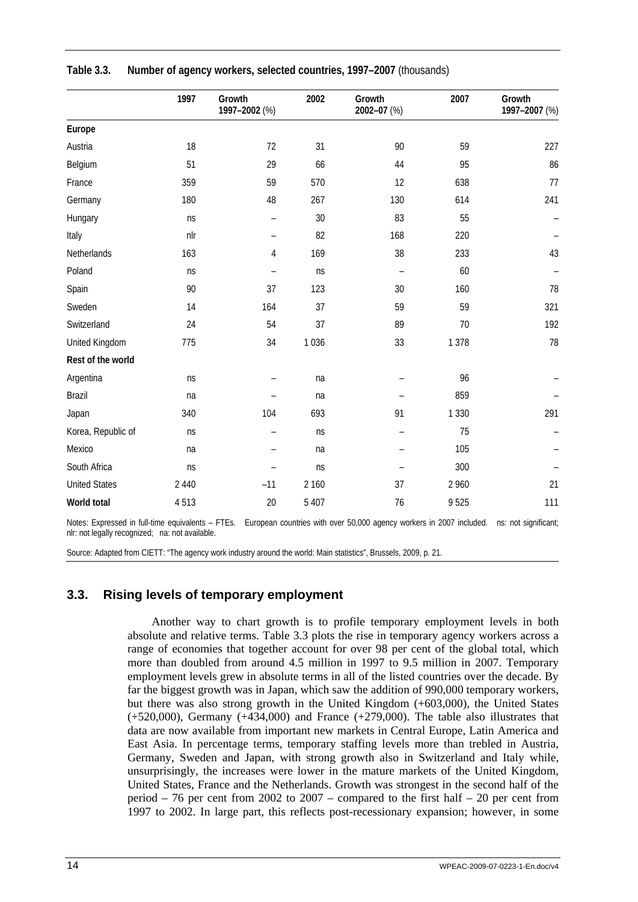**Table 3.3. Number of agency workers, selected countries, 1997–2007** (thousands)

| | 1997 | Growth 1997–2002 (%) | 2002 | Growth 2002–07 (%) | 2007 | Growth 1997–2007 (%) |
|---|---|---|---|---|---|---|
| **Europe** | | | | | | |
| Austria | 18 | 72 | 31 | 90 | 59 | 227 |
| Belgium | 51 | 29 | 66 | 44 | 95 | 86 |
| France | 359 | 59 | 570 | 12 | 638 | 77 |
| Germany | 180 | 48 | 267 | 130 | 614 | 241 |
| Hungary | ns | – | 30 | 83 | 55 | – |
| Italy | nlr | – | 82 | 168 | 220 | – |
| Netherlands | 163 | 4 | 169 | 38 | 233 | 43 |
| Poland | ns | – | ns | – | 60 | – |
| Spain | 90 | 37 | 123 | 30 | 160 | 78 |
| Sweden | 14 | 164 | 37 | 59 | 59 | 321 |
| Switzerland | 24 | 54 | 37 | 89 | 70 | 192 |
| United Kingdom | 775 | 34 | 1 036 | 33 | 1 378 | 78 |
| **Rest of the world** | | | | | | |
| Argentina | ns | – | na | – | 96 | – |
| Brazil | na | – | na | – | 859 | – |
| Japan | 340 | 104 | 693 | 91 | 1 330 | 291 |
| Korea, Republic of | ns | – | ns | – | 75 | – |
| Mexico | na | – | na | – | 105 | – |
| South Africa | ns | – | ns | – | 300 | – |
| United States | 2 440 | –11 | 2 160 | 37 | 2 960 | 21 |
| **World total** | 4 513 | 20 | 5 407 | 76 | 9 525 | 111 |

Notes: Expressed in full-time equivalents – FTEs. European countries with over 50,000 agency workers in 2007 included. ns: not significant; nlr: not legally recognized; na: not available.

Source: Adapted from CIETT: "The agency work industry around the world: Main statistics", Brussels, 2009, p. 21.

## 3.3. Rising levels of temporary employment

Another way to chart growth is to profile temporary employment levels in both absolute and relative terms. Table 3.3 plots the rise in temporary agency workers across a range of economies that together account for over 98 per cent of the global total, which more than doubled from around 4.5 million in 1997 to 9.5 million in 2007. Temporary employment levels grew in absolute terms in all of the listed countries over the decade. By far the biggest growth was in Japan, which saw the addition of 990,000 temporary workers, but there was also strong growth in the United Kingdom (+603,000), the United States (+520,000), Germany (+434,000) and France (+279,000). The table also illustrates that data are now available from important new markets in Central Europe, Latin America and East Asia. In percentage terms, temporary staffing levels more than trebled in Austria, Germany, Sweden and Japan, with strong growth also in Switzerland and Italy while, unsurprisingly, the increases were lower in the mature markets of the United Kingdom, United States, France and the Netherlands. Growth was strongest in the second half of the period – 76 per cent from 2002 to 2007 – compared to the first half – 20 per cent from 1997 to 2002. In large part, this reflects post-recessionary expansion; however, in some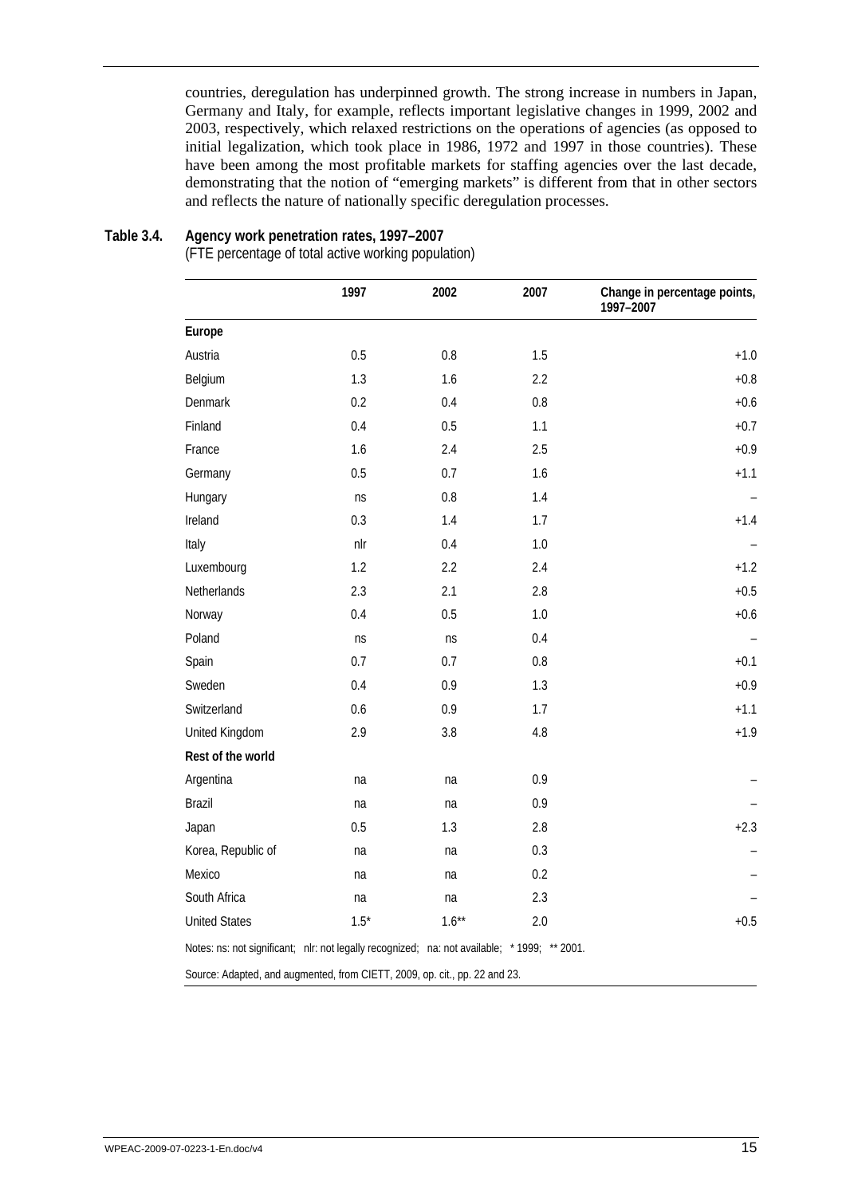countries, deregulation has underpinned growth. The strong increase in numbers in Japan, Germany and Italy, for example, reflects important legislative changes in 1999, 2002 and 2003, respectively, which relaxed restrictions on the operations of agencies (as opposed to initial legalization, which took place in 1986, 1972 and 1997 in those countries). These have been among the most profitable markets for staffing agencies over the last decade, demonstrating that the notion of "emerging markets" is different from that in other sectors and reflects the nature of nationally specific deregulation processes.

**Table 3.4. Agency work penetration rates, 1997–2007**

(FTE percentage of total active working population)

| | 1997 | 2002 | 2007 | Change in percentage points, 1997–2007 |
|---|---|---|---|---|
| **Europe** | | | | |
| Austria | 0.5 | 0.8 | 1.5 | +1.0 |
| Belgium | 1.3 | 1.6 | 2.2 | +0.8 |
| Denmark | 0.2 | 0.4 | 0.8 | +0.6 |
| Finland | 0.4 | 0.5 | 1.1 | +0.7 |
| France | 1.6 | 2.4 | 2.5 | +0.9 |
| Germany | 0.5 | 0.7 | 1.6 | +1.1 |
| Hungary | ns | 0.8 | 1.4 | – |
| Ireland | 0.3 | 1.4 | 1.7 | +1.4 |
| Italy | nlr | 0.4 | 1.0 | – |
| Luxembourg | 1.2 | 2.2 | 2.4 | +1.2 |
| Netherlands | 2.3 | 2.1 | 2.8 | +0.5 |
| Norway | 0.4 | 0.5 | 1.0 | +0.6 |
| Poland | ns | ns | 0.4 | – |
| Spain | 0.7 | 0.7 | 0.8 | +0.1 |
| Sweden | 0.4 | 0.9 | 1.3 | +0.9 |
| Switzerland | 0.6 | 0.9 | 1.7 | +1.1 |
| United Kingdom | 2.9 | 3.8 | 4.8 | +1.9 |
| **Rest of the world** | | | | |
| Argentina | na | na | 0.9 | – |
| Brazil | na | na | 0.9 | – |
| Japan | 0.5 | 1.3 | 2.8 | +2.3 |
| Korea, Republic of | na | na | 0.3 | – |
| Mexico | na | na | 0.2 | – |
| South Africa | na | na | 2.3 | – |
| United States | 1.5* | 1.6** | 2.0 | +0.5 |

Notes: ns: not significant; nlr: not legally recognized; na: not available; * 1999; ** 2001.

Source: Adapted, and augmented, from CIETT, 2009, op. cit., pp. 22 and 23.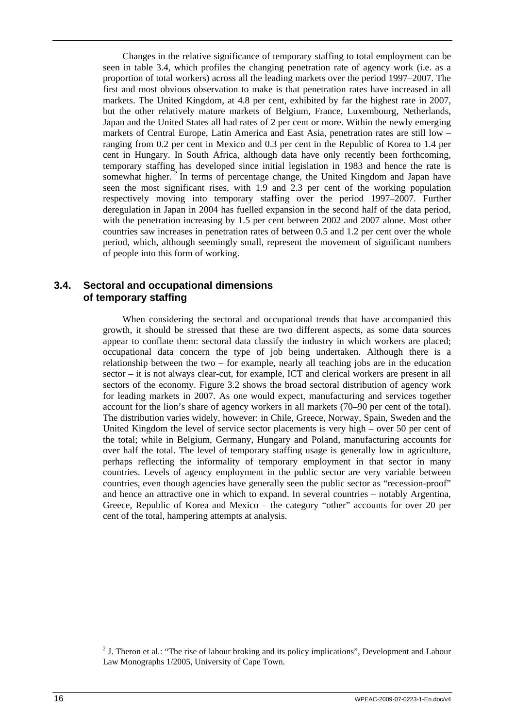Changes in the relative significance of temporary staffing to total employment can be seen in table 3.4, which profiles the changing penetration rate of agency work (i.e. as a proportion of total workers) across all the leading markets over the period 1997–2007. The first and most obvious observation to make is that penetration rates have increased in all markets. The United Kingdom, at 4.8 per cent, exhibited by far the highest rate in 2007, but the other relatively mature markets of Belgium, France, Luxembourg, Netherlands, Japan and the United States all had rates of 2 per cent or more. Within the newly emerging markets of Central Europe, Latin America and East Asia, penetration rates are still low – ranging from 0.2 per cent in Mexico and 0.3 per cent in the Republic of Korea to 1.4 per cent in Hungary. In South Africa, although data have only recently been forthcoming, temporary staffing has developed since initial legislation in 1983 and hence the rate is somewhat higher.[2] In terms of percentage change, the United Kingdom and Japan have seen the most significant rises, with 1.9 and 2.3 per cent of the working population respectively moving into temporary staffing over the period 1997–2007. Further deregulation in Japan in 2004 has fuelled expansion in the second half of the data period, with the penetration increasing by 1.5 per cent between 2002 and 2007 alone. Most other countries saw increases in penetration rates of between 0.5 and 1.2 per cent over the whole period, which, although seemingly small, represent the movement of significant numbers of people into this form of working.

## 3.4. Sectoral and occupational dimensions of temporary staffing

When considering the sectoral and occupational trends that have accompanied this growth, it should be stressed that these are two different aspects, as some data sources appear to conflate them: sectoral data classify the industry in which workers are placed; occupational data concern the type of job being undertaken. Although there is a relationship between the two – for example, nearly all teaching jobs are in the education sector – it is not always clear-cut, for example, ICT and clerical workers are present in all sectors of the economy. Figure 3.2 shows the broad sectoral distribution of agency work for leading markets in 2007. As one would expect, manufacturing and services together account for the lion's share of agency workers in all markets (70–90 per cent of the total). The distribution varies widely, however: in Chile, Greece, Norway, Spain, Sweden and the United Kingdom the level of service sector placements is very high – over 50 per cent of the total; while in Belgium, Germany, Hungary and Poland, manufacturing accounts for over half the total. The level of temporary staffing usage is generally low in agriculture, perhaps reflecting the informality of temporary employment in that sector in many countries. Levels of agency employment in the public sector are very variable between countries, even though agencies have generally seen the public sector as "recession-proof" and hence an attractive one in which to expand. In several countries – notably Argentina, Greece, Republic of Korea and Mexico – the category "other" accounts for over 20 per cent of the total, hampering attempts at analysis.

[2] J. Theron et al.: "The rise of labour broking and its policy implications", Development and Labour Law Monographs 1/2005, University of Cape Town.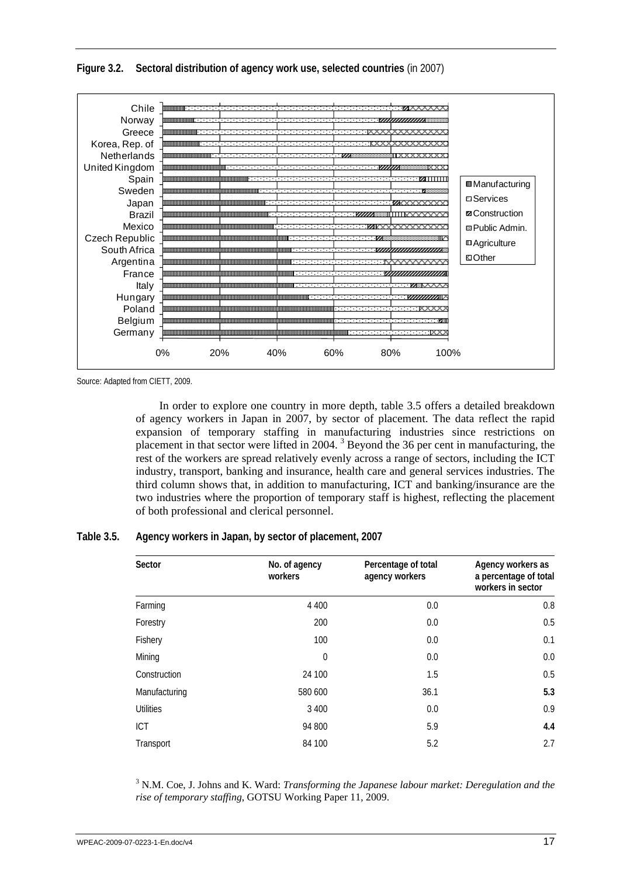**Figure 3.2. Sectoral distribution of agency work use, selected countries** (in 2007)

Source: Adapted from CIETT, 2009.

In order to explore one country in more depth, table 3.5 offers a detailed breakdown of agency workers in Japan in 2007, by sector of placement. The data reflect the rapid expansion of temporary staffing in manufacturing industries since restrictions on placement in that sector were lifted in 2004.[3] Beyond the 36 per cent in manufacturing, the rest of the workers are spread relatively evenly across a range of sectors, including the ICT industry, transport, banking and insurance, health care and general services industries. The third column shows that, in addition to manufacturing, ICT and banking/insurance are the two industries where the proportion of temporary staff is highest, reflecting the placement of both professional and clerical personnel.

**Table 3.5. Agency workers in Japan, by sector of placement, 2007**

| Sector | No. of agency workers | Percentage of total agency workers | Agency workers as a percentage of total workers in sector |
|---|---|---|---|
| Farming | 4 400 | 0.0 | 0.8 |
| Forestry | 200 | 0.0 | 0.5 |
| Fishery | 100 | 0.0 | 0.1 |
| Mining | 0 | 0.0 | 0.0 |
| Construction | 24 100 | 1.5 | 0.5 |
| Manufacturing | 580 600 | 36.1 | **5.3** |
| Utilities | 3 400 | 0.0 | 0.9 |
| ICT | 94 800 | 5.9 | **4.4** |
| Transport | 84 100 | 5.2 | 2.7 |

[3] N.M. Coe, J. Johns and K. Ward: *Transforming the Japanese labour market: Deregulation and the rise of temporary staffing*, GOTSU Working Paper 11, 2009.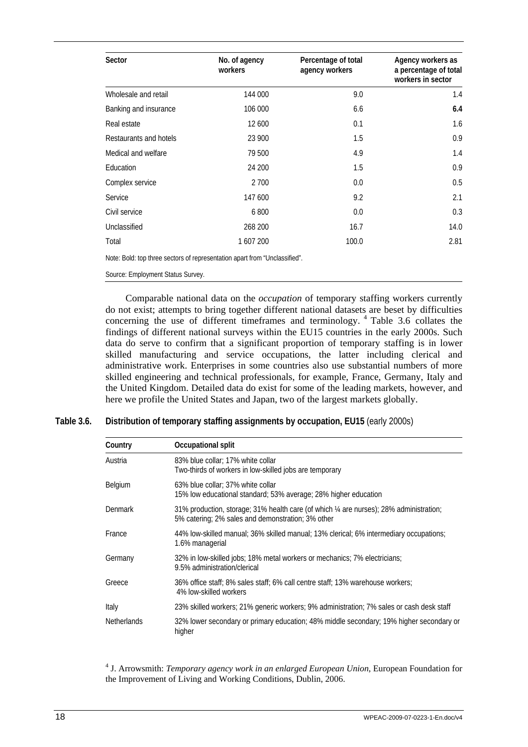| Sector | No. of agency workers | Percentage of total agency workers | Agency workers as a percentage of total workers in sector |
|---|---|---|---|
| Wholesale and retail | 144 000 | 9.0 | 1.4 |
| Banking and insurance | 106 000 | 6.6 | **6.4** |
| Real estate | 12 600 | 0.1 | 1.6 |
| Restaurants and hotels | 23 900 | 1.5 | 0.9 |
| Medical and welfare | 79 500 | 4.9 | 1.4 |
| Education | 24 200 | 1.5 | 0.9 |
| Complex service | 2 700 | 0.0 | 0.5 |
| Service | 147 600 | 9.2 | 2.1 |
| Civil service | 6 800 | 0.0 | 0.3 |
| Unclassified | 268 200 | 16.7 | 14.0 |
| Total | 1 607 200 | 100.0 | 2.81 |

Note: Bold: top three sectors of representation apart from "Unclassified".

Source: Employment Status Survey.

Comparable national data on the *occupation* of temporary staffing workers currently do not exist; attempts to bring together different national datasets are beset by difficulties concerning the use of different timeframes and terminology. [4] Table 3.6 collates the findings of different national surveys within the EU15 countries in the early 2000s. Such data do serve to confirm that a significant proportion of temporary staffing is in lower skilled manufacturing and service occupations, the latter including clerical and administrative work. Enterprises in some countries also use substantial numbers of more skilled engineering and technical professionals, for example, France, Germany, Italy and the United Kingdom. Detailed data do exist for some of the leading markets, however, and here we profile the United States and Japan, two of the largest markets globally.

**Table 3.6. Distribution of temporary staffing assignments by occupation, EU15** (early 2000s)

| Country | Occupational split |
|---|---|
| Austria | 83% blue collar; 17% white collar<br>Two-thirds of workers in low-skilled jobs are temporary |
| Belgium | 63% blue collar; 37% white collar<br>15% low educational standard; 53% average; 28% higher education |
| Denmark | 31% production, storage; 31% health care (of which ¼ are nurses); 28% administration; 5% catering; 2% sales and demonstration; 3% other |
| France | 44% low-skilled manual; 36% skilled manual; 13% clerical; 6% intermediary occupations; 1.6% managerial |
| Germany | 32% in low-skilled jobs; 18% metal workers or mechanics; 7% electricians; 9.5% administration/clerical |
| Greece | 36% office staff; 8% sales staff; 6% call centre staff; 13% warehouse workers; 4% low-skilled workers |
| Italy | 23% skilled workers; 21% generic workers; 9% administration; 7% sales or cash desk staff |
| Netherlands | 32% lower secondary or primary education; 48% middle secondary; 19% higher secondary or higher |

[4] J. Arrowsmith: *Temporary agency work in an enlarged European Union*, European Foundation for the Improvement of Living and Working Conditions, Dublin, 2006.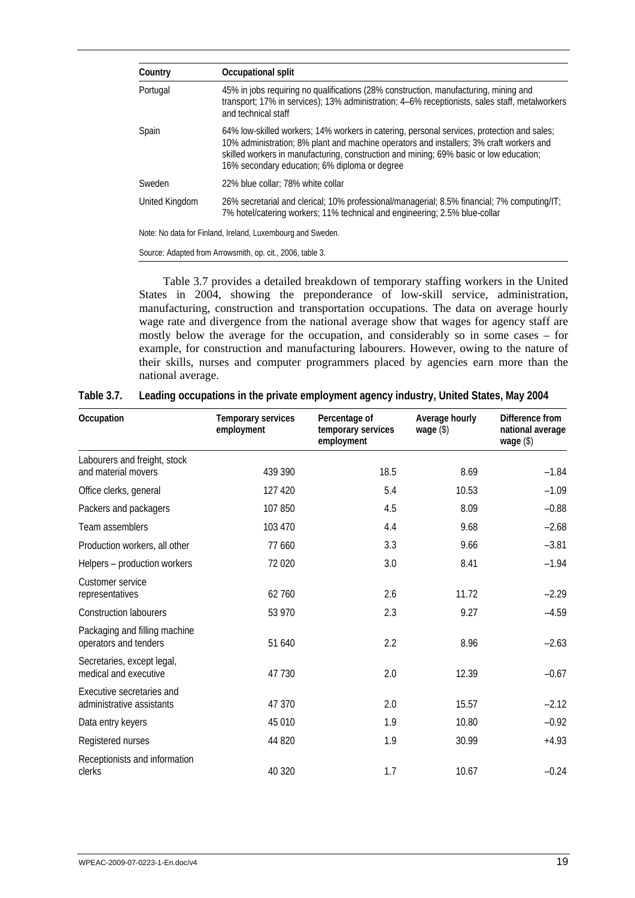| Country | Occupational split |
|---|---|
| Portugal | 45% in jobs requiring no qualifications (28% construction, manufacturing, mining and transport; 17% in services); 13% administration; 4–6% receptionists, sales staff, metalworkers and technical staff |
| Spain | 64% low-skilled workers; 14% workers in catering, personal services, protection and sales; 10% administration; 8% plant and machine operators and installers; 3% craft workers and skilled workers in manufacturing, construction and mining; 69% basic or low education; 16% secondary education; 6% diploma or degree |
| Sweden | 22% blue collar; 78% white collar |
| United Kingdom | 26% secretarial and clerical; 10% professional/managerial; 8.5% financial; 7% computing/IT; 7% hotel/catering workers; 11% technical and engineering; 2.5% blue-collar |

Note: No data for Finland, Ireland, Luxembourg and Sweden.

Source: Adapted from Arrowsmith, op. cit., 2006, table 3.

Table 3.7 provides a detailed breakdown of temporary staffing workers in the United States in 2004, showing the preponderance of low-skill service, administration, manufacturing, construction and transportation occupations. The data on average hourly wage rate and divergence from the national average show that wages for agency staff are mostly below the average for the occupation, and considerably so in some cases – for example, for construction and manufacturing labourers. However, owing to the nature of their skills, nurses and computer programmers placed by agencies earn more than the national average.

**Table 3.7. Leading occupations in the private employment agency industry, United States, May 2004**

| Occupation | Temporary services employment | Percentage of temporary services employment | Average hourly wage ($) | Difference from national average wage ($) |
|---|---|---|---|---|
| Labourers and freight, stock and material movers | 439 390 | 18.5 | 8.69 | –1.84 |
| Office clerks, general | 127 420 | 5.4 | 10.53 | –1.09 |
| Packers and packagers | 107 850 | 4.5 | 8.09 | –0.88 |
| Team assemblers | 103 470 | 4.4 | 9.68 | –2.68 |
| Production workers, all other | 77 660 | 3.3 | 9.66 | –3.81 |
| Helpers – production workers | 72 020 | 3.0 | 8.41 | –1.94 |
| Customer service representatives | 62 760 | 2.6 | 11.72 | –2.29 |
| Construction labourers | 53 970 | 2.3 | 9.27 | –4.59 |
| Packaging and filling machine operators and tenders | 51 640 | 2.2 | 8.96 | –2.63 |
| Secretaries, except legal, medical and executive | 47 730 | 2.0 | 12.39 | –0.67 |
| Executive secretaries and administrative assistants | 47 370 | 2.0 | 15.57 | –2.12 |
| Data entry keyers | 45 010 | 1.9 | 10.80 | –0.92 |
| Registered nurses | 44 820 | 1.9 | 30.99 | +4.93 |
| Receptionists and information clerks | 40 320 | 1.7 | 10.67 | –0.24 |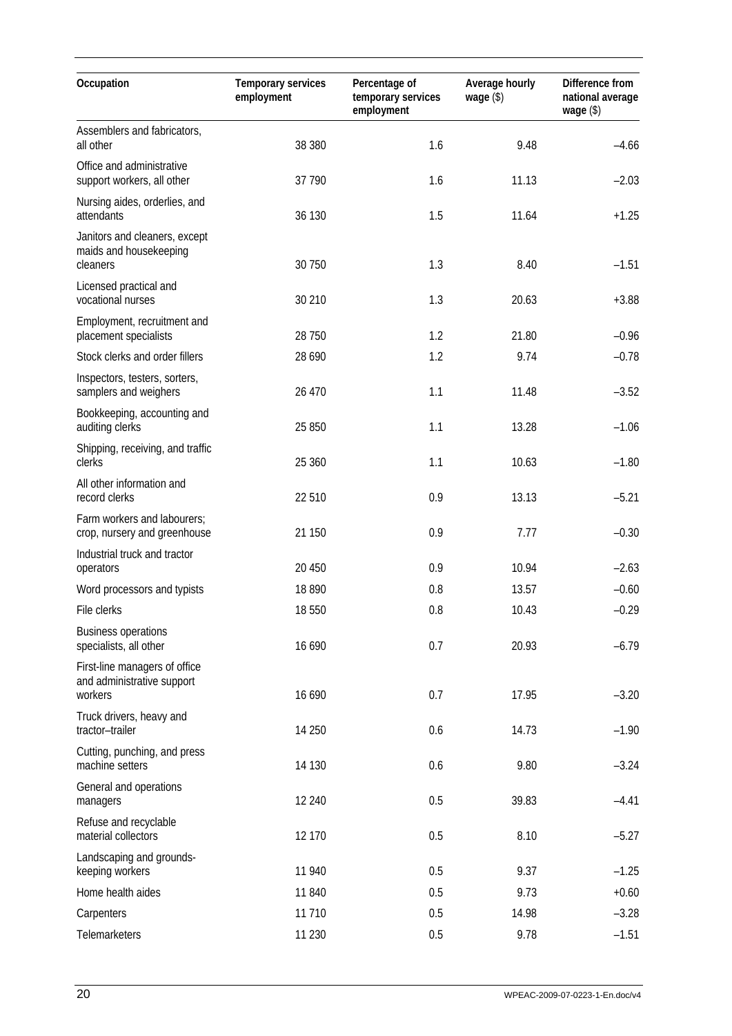| Occupation | Temporary services employment | Percentage of temporary services employment | Average hourly wage ($) | Difference from national average wage ($) |
|---|---|---|---|---|
| Assemblers and fabricators, all other | 38 380 | 1.6 | 9.48 | –4.66 |
| Office and administrative support workers, all other | 37 790 | 1.6 | 11.13 | –2.03 |
| Nursing aides, orderlies, and attendants | 36 130 | 1.5 | 11.64 | +1.25 |
| Janitors and cleaners, except maids and housekeeping cleaners | 30 750 | 1.3 | 8.40 | –1.51 |
| Licensed practical and vocational nurses | 30 210 | 1.3 | 20.63 | +3.88 |
| Employment, recruitment and placement specialists | 28 750 | 1.2 | 21.80 | –0.96 |
| Stock clerks and order fillers | 28 690 | 1.2 | 9.74 | –0.78 |
| Inspectors, testers, sorters, samplers and weighers | 26 470 | 1.1 | 11.48 | –3.52 |
| Bookkeeping, accounting and auditing clerks | 25 850 | 1.1 | 13.28 | –1.06 |
| Shipping, receiving, and traffic clerks | 25 360 | 1.1 | 10.63 | –1.80 |
| All other information and record clerks | 22 510 | 0.9 | 13.13 | –5.21 |
| Farm workers and labourers; crop, nursery and greenhouse | 21 150 | 0.9 | 7.77 | –0.30 |
| Industrial truck and tractor operators | 20 450 | 0.9 | 10.94 | –2.63 |
| Word processors and typists | 18 890 | 0.8 | 13.57 | –0.60 |
| File clerks | 18 550 | 0.8 | 10.43 | –0.29 |
| Business operations specialists, all other | 16 690 | 0.7 | 20.93 | –6.79 |
| First-line managers of office and administrative support workers | 16 690 | 0.7 | 17.95 | –3.20 |
| Truck drivers, heavy and tractor–trailer | 14 250 | 0.6 | 14.73 | –1.90 |
| Cutting, punching, and press machine setters | 14 130 | 0.6 | 9.80 | –3.24 |
| General and operations managers | 12 240 | 0.5 | 39.83 | –4.41 |
| Refuse and recyclable material collectors | 12 170 | 0.5 | 8.10 | –5.27 |
| Landscaping and grounds-keeping workers | 11 940 | 0.5 | 9.37 | –1.25 |
| Home health aides | 11 840 | 0.5 | 9.73 | +0.60 |
| Carpenters | 11 710 | 0.5 | 14.98 | –3.28 |
| Telemarketers | 11 230 | 0.5 | 9.78 | –1.51 |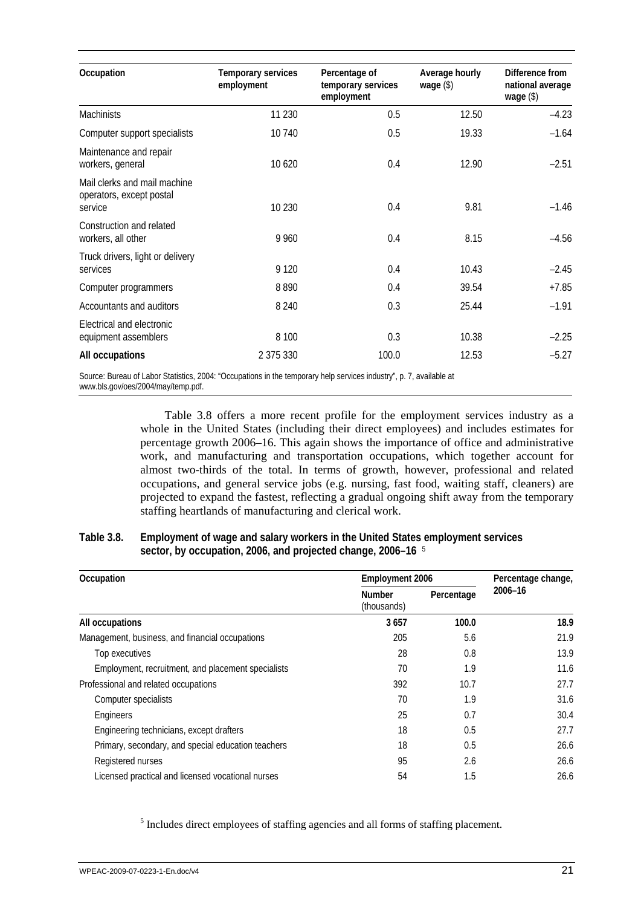| Occupation | Temporary services employment | Percentage of temporary services employment | Average hourly wage ($) | Difference from national average wage ($) |
|---|---|---|---|---|
| Machinists | 11 230 | 0.5 | 12.50 | –4.23 |
| Computer support specialists | 10 740 | 0.5 | 19.33 | –1.64 |
| Maintenance and repair workers, general | 10 620 | 0.4 | 12.90 | –2.51 |
| Mail clerks and mail machine operators, except postal service | 10 230 | 0.4 | 9.81 | –1.46 |
| Construction and related workers, all other | 9 960 | 0.4 | 8.15 | –4.56 |
| Truck drivers, light or delivery services | 9 120 | 0.4 | 10.43 | –2.45 |
| Computer programmers | 8 890 | 0.4 | 39.54 | +7.85 |
| Accountants and auditors | 8 240 | 0.3 | 25.44 | –1.91 |
| Electrical and electronic equipment assemblers | 8 100 | 0.3 | 10.38 | –2.25 |
| **All occupations** | 2 375 330 | 100.0 | 12.53 | –5.27 |

Source: Bureau of Labor Statistics, 2004: "Occupations in the temporary help services industry", p. 7, available at www.bls.gov/oes/2004/may/temp.pdf.

Table 3.8 offers a more recent profile for the employment services industry as a whole in the United States (including their direct employees) and includes estimates for percentage growth 2006–16. This again shows the importance of office and administrative work, and manufacturing and transportation occupations, which together account for almost two-thirds of the total. In terms of growth, however, professional and related occupations, and general service jobs (e.g. nursing, fast food, waiting staff, cleaners) are projected to expand the fastest, reflecting a gradual ongoing shift away from the temporary staffing heartlands of manufacturing and clerical work.

**Table 3.8. Employment of wage and salary workers in the United States employment services sector, by occupation, 2006, and projected change, 2006–16** [5]

| Occupation | Employment 2006 | | Percentage change, 2006–16 |
|---|---|---|---|
| | Number (thousands) | Percentage | |
| **All occupations** | **3 657** | **100.0** | **18.9** |
| Management, business, and financial occupations | 205 | 5.6 | 21.9 |
| Top executives | 28 | 0.8 | 13.9 |
| Employment, recruitment, and placement specialists | 70 | 1.9 | 11.6 |
| Professional and related occupations | 392 | 10.7 | 27.7 |
| Computer specialists | 70 | 1.9 | 31.6 |
| Engineers | 25 | 0.7 | 30.4 |
| Engineering technicians, except drafters | 18 | 0.5 | 27.7 |
| Primary, secondary, and special education teachers | 18 | 0.5 | 26.6 |
| Registered nurses | 95 | 2.6 | 26.6 |
| Licensed practical and licensed vocational nurses | 54 | 1.5 | 26.6 |

[5] Includes direct employees of staffing agencies and all forms of staffing placement.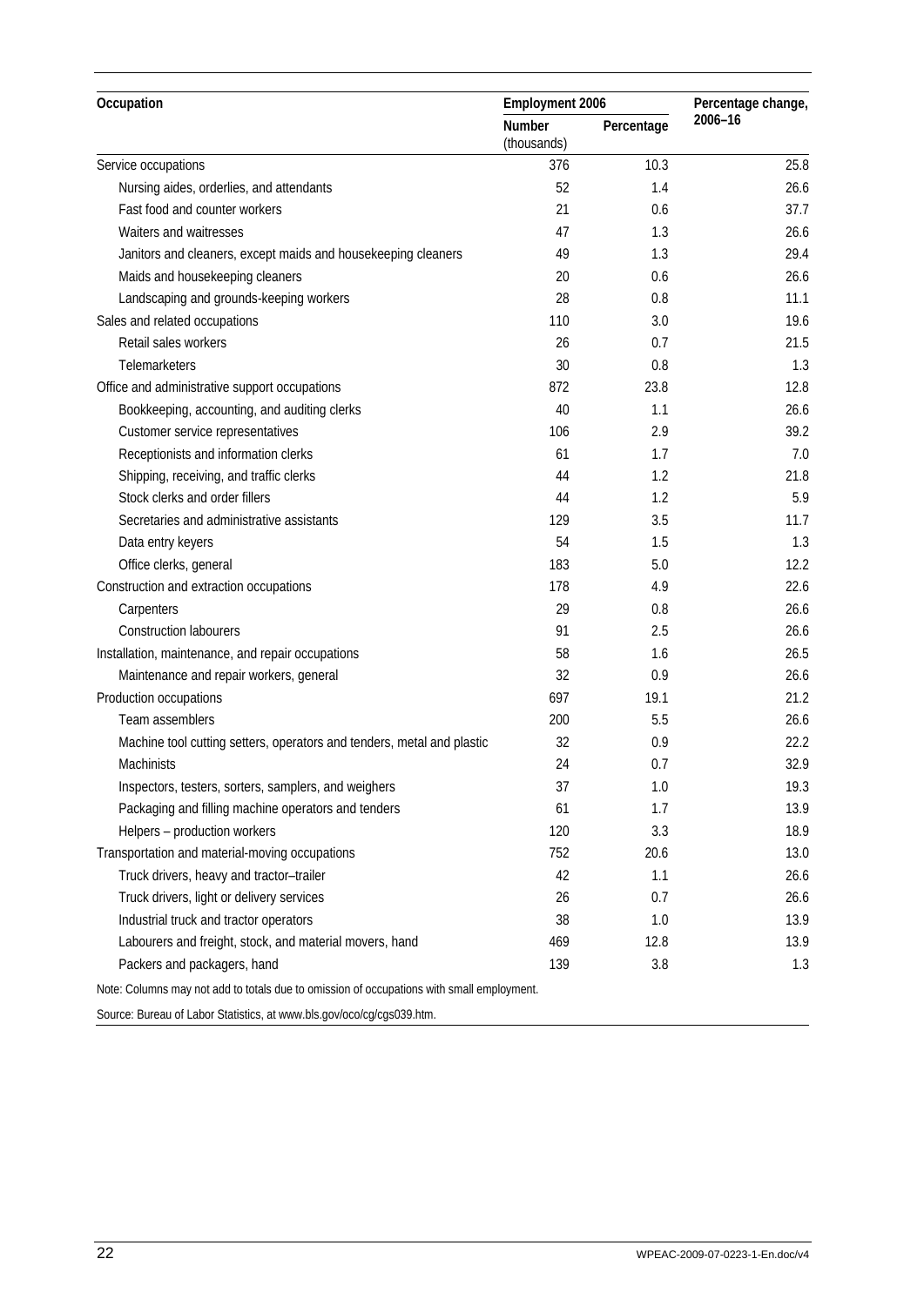| Occupation | Employment 2006 | | Percentage change, 2006–16 |
|---|---|---|---|
| | Number (thousands) | Percentage | |
| Service occupations | 376 | 10.3 | 25.8 |
| Nursing aides, orderlies, and attendants | 52 | 1.4 | 26.6 |
| Fast food and counter workers | 21 | 0.6 | 37.7 |
| Waiters and waitresses | 47 | 1.3 | 26.6 |
| Janitors and cleaners, except maids and housekeeping cleaners | 49 | 1.3 | 29.4 |
| Maids and housekeeping cleaners | 20 | 0.6 | 26.6 |
| Landscaping and grounds-keeping workers | 28 | 0.8 | 11.1 |
| Sales and related occupations | 110 | 3.0 | 19.6 |
| Retail sales workers | 26 | 0.7 | 21.5 |
| Telemarketers | 30 | 0.8 | 1.3 |
| Office and administrative support occupations | 872 | 23.8 | 12.8 |
| Bookkeeping, accounting, and auditing clerks | 40 | 1.1 | 26.6 |
| Customer service representatives | 106 | 2.9 | 39.2 |
| Receptionists and information clerks | 61 | 1.7 | 7.0 |
| Shipping, receiving, and traffic clerks | 44 | 1.2 | 21.8 |
| Stock clerks and order fillers | 44 | 1.2 | 5.9 |
| Secretaries and administrative assistants | 129 | 3.5 | 11.7 |
| Data entry keyers | 54 | 1.5 | 1.3 |
| Office clerks, general | 183 | 5.0 | 12.2 |
| Construction and extraction occupations | 178 | 4.9 | 22.6 |
| Carpenters | 29 | 0.8 | 26.6 |
| Construction labourers | 91 | 2.5 | 26.6 |
| Installation, maintenance, and repair occupations | 58 | 1.6 | 26.5 |
| Maintenance and repair workers, general | 32 | 0.9 | 26.6 |
| Production occupations | 697 | 19.1 | 21.2 |
| Team assemblers | 200 | 5.5 | 26.6 |
| Machine tool cutting setters, operators and tenders, metal and plastic | 32 | 0.9 | 22.2 |
| Machinists | 24 | 0.7 | 32.9 |
| Inspectors, testers, sorters, samplers, and weighers | 37 | 1.0 | 19.3 |
| Packaging and filling machine operators and tenders | 61 | 1.7 | 13.9 |
| Helpers – production workers | 120 | 3.3 | 18.9 |
| Transportation and material-moving occupations | 752 | 20.6 | 13.0 |
| Truck drivers, heavy and tractor–trailer | 42 | 1.1 | 26.6 |
| Truck drivers, light or delivery services | 26 | 0.7 | 26.6 |
| Industrial truck and tractor operators | 38 | 1.0 | 13.9 |
| Labourers and freight, stock, and material movers, hand | 469 | 12.8 | 13.9 |
| Packers and packagers, hand | 139 | 3.8 | 1.3 |

Note: Columns may not add to totals due to omission of occupations with small employment.

Source: Bureau of Labor Statistics, at www.bls.gov/oco/cg/cgs039.htm.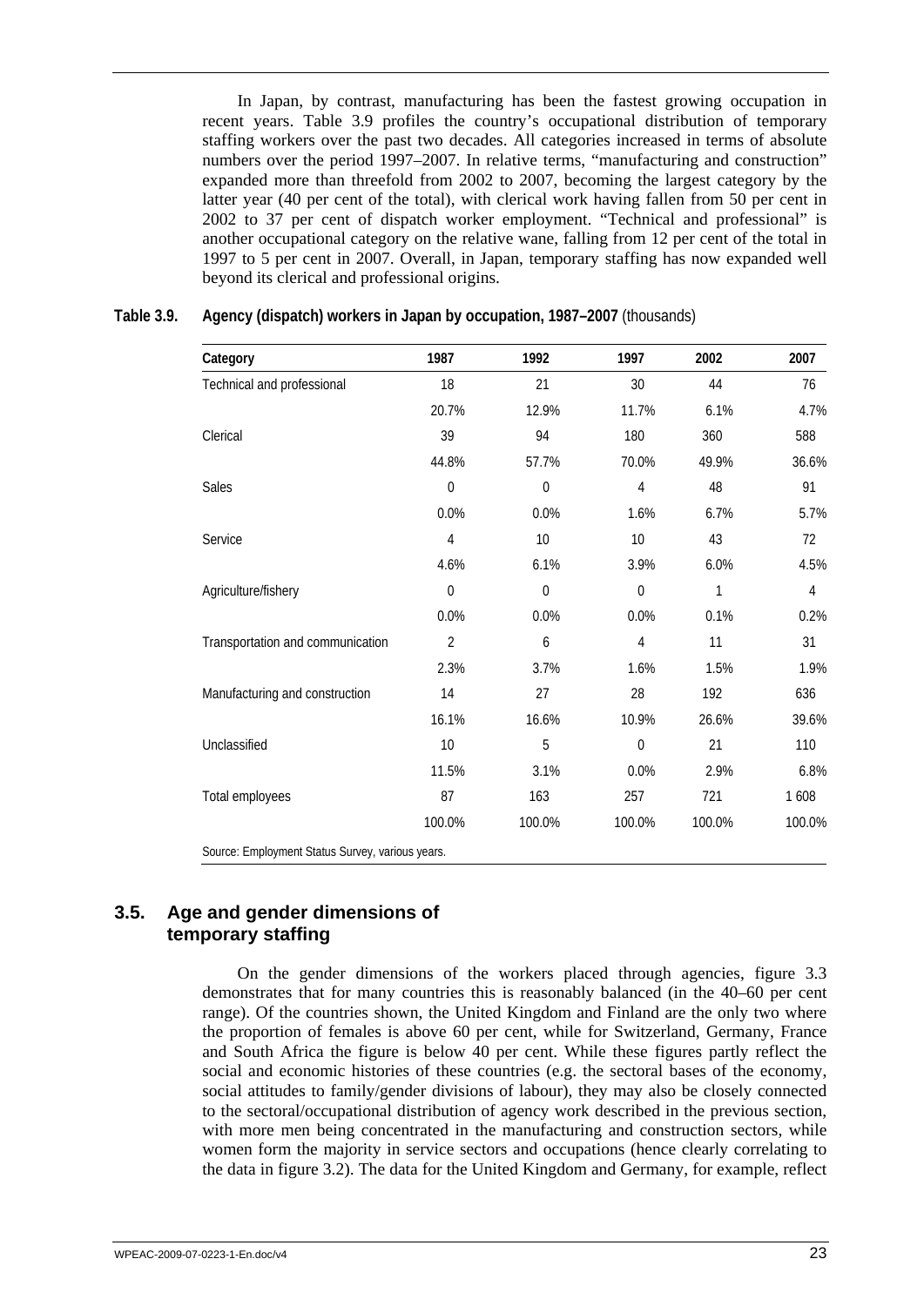In Japan, by contrast, manufacturing has been the fastest growing occupation in recent years. Table 3.9 profiles the country's occupational distribution of temporary staffing workers over the past two decades. All categories increased in terms of absolute numbers over the period 1997–2007. In relative terms, "manufacturing and construction" expanded more than threefold from 2002 to 2007, becoming the largest category by the latter year (40 per cent of the total), with clerical work having fallen from 50 per cent in 2002 to 37 per cent of dispatch worker employment. "Technical and professional" is another occupational category on the relative wane, falling from 12 per cent of the total in 1997 to 5 per cent in 2007. Overall, in Japan, temporary staffing has now expanded well beyond its clerical and professional origins.

**Table 3.9. Agency (dispatch) workers in Japan by occupation, 1987–2007** (thousands)

| Category | 1987 | 1992 | 1997 | 2002 | 2007 |
|---|---|---|---|---|---|
| Technical and professional | 18 | 21 | 30 | 44 | 76 |
| | 20.7% | 12.9% | 11.7% | 6.1% | 4.7% |
| Clerical | 39 | 94 | 180 | 360 | 588 |
| | 44.8% | 57.7% | 70.0% | 49.9% | 36.6% |
| Sales | 0 | 0 | 4 | 48 | 91 |
| | 0.0% | 0.0% | 1.6% | 6.7% | 5.7% |
| Service | 4 | 10 | 10 | 43 | 72 |
| | 4.6% | 6.1% | 3.9% | 6.0% | 4.5% |
| Agriculture/fishery | 0 | 0 | 0 | 1 | 4 |
| | 0.0% | 0.0% | 0.0% | 0.1% | 0.2% |
| Transportation and communication | 2 | 6 | 4 | 11 | 31 |
| | 2.3% | 3.7% | 1.6% | 1.5% | 1.9% |
| Manufacturing and construction | 14 | 27 | 28 | 192 | 636 |
| | 16.1% | 16.6% | 10.9% | 26.6% | 39.6% |
| Unclassified | 10 | 5 | 0 | 21 | 110 |
| | 11.5% | 3.1% | 0.0% | 2.9% | 6.8% |
| Total employees | 87 | 163 | 257 | 721 | 1 608 |
| | 100.0% | 100.0% | 100.0% | 100.0% | 100.0% |

Source: Employment Status Survey, various years.

## 3.5. Age and gender dimensions of temporary staffing

On the gender dimensions of the workers placed through agencies, figure 3.3 demonstrates that for many countries this is reasonably balanced (in the 40–60 per cent range). Of the countries shown, the United Kingdom and Finland are the only two where the proportion of females is above 60 per cent, while for Switzerland, Germany, France and South Africa the figure is below 40 per cent. While these figures partly reflect the social and economic histories of these countries (e.g. the sectoral bases of the economy, social attitudes to family/gender divisions of labour), they may also be closely connected to the sectoral/occupational distribution of agency work described in the previous section, with more men being concentrated in the manufacturing and construction sectors, while women form the majority in service sectors and occupations (hence clearly correlating to the data in figure 3.2). The data for the United Kingdom and Germany, for example, reflect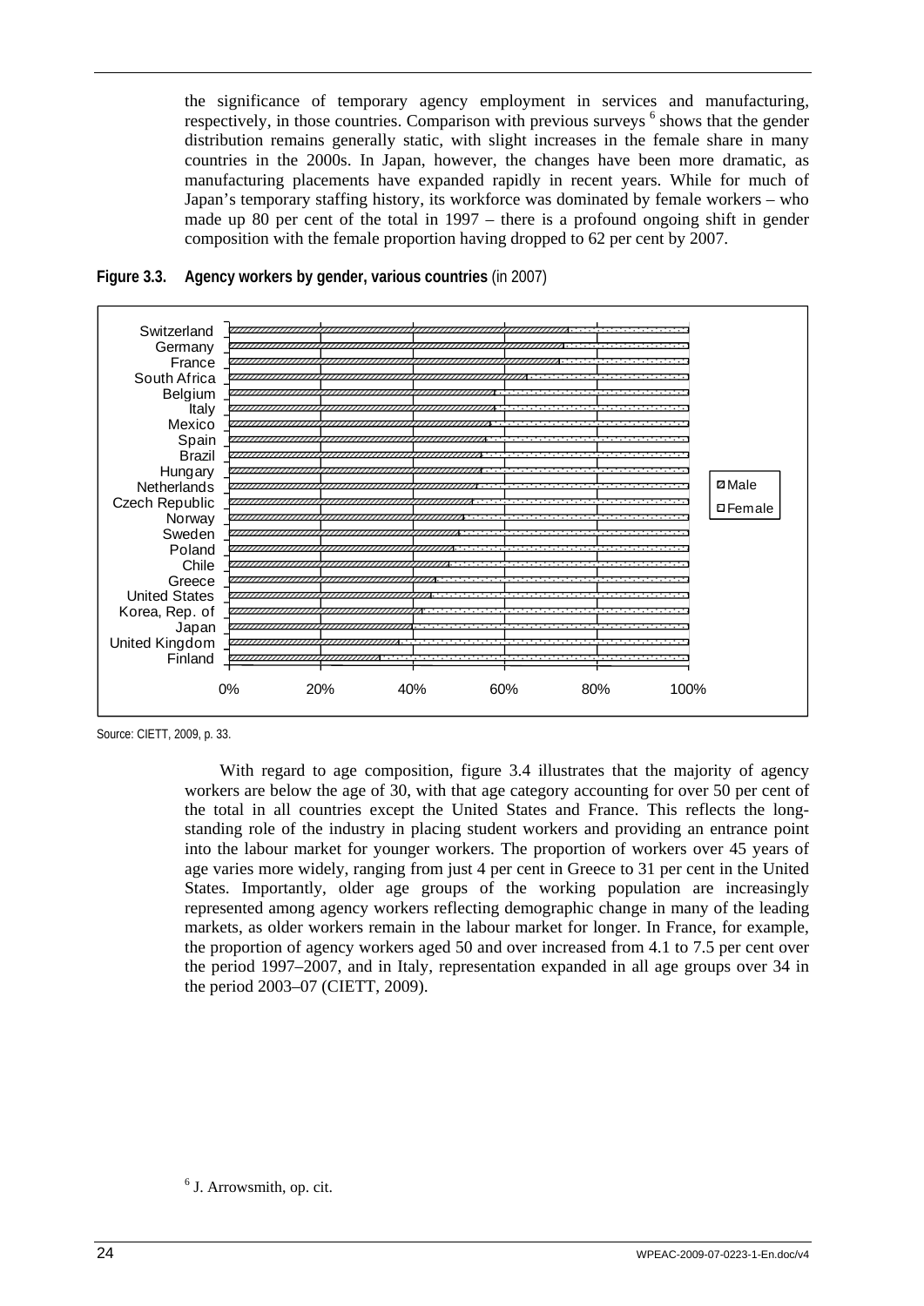the significance of temporary agency employment in services and manufacturing, respectively, in those countries. Comparison with previous surveys [6] shows that the gender distribution remains generally static, with slight increases in the female share in many countries in the 2000s. In Japan, however, the changes have been more dramatic, as manufacturing placements have expanded rapidly in recent years. While for much of Japan's temporary staffing history, its workforce was dominated by female workers – who made up 80 per cent of the total in 1997 – there is a profound ongoing shift in gender composition with the female proportion having dropped to 62 per cent by 2007.

**Figure 3.3. Agency workers by gender, various countries** (in 2007)

Source: CIETT, 2009, p. 33.

With regard to age composition, figure 3.4 illustrates that the majority of agency workers are below the age of 30, with that age category accounting for over 50 per cent of the total in all countries except the United States and France. This reflects the long-standing role of the industry in placing student workers and providing an entrance point into the labour market for younger workers. The proportion of workers over 45 years of age varies more widely, ranging from just 4 per cent in Greece to 31 per cent in the United States. Importantly, older age groups of the working population are increasingly represented among agency workers reflecting demographic change in many of the leading markets, as older workers remain in the labour market for longer. In France, for example, the proportion of agency workers aged 50 and over increased from 4.1 to 7.5 per cent over the period 1997–2007, and in Italy, representation expanded in all age groups over 34 in the period 2003–07 (CIETT, 2009).

[6] J. Arrowsmith, op. cit.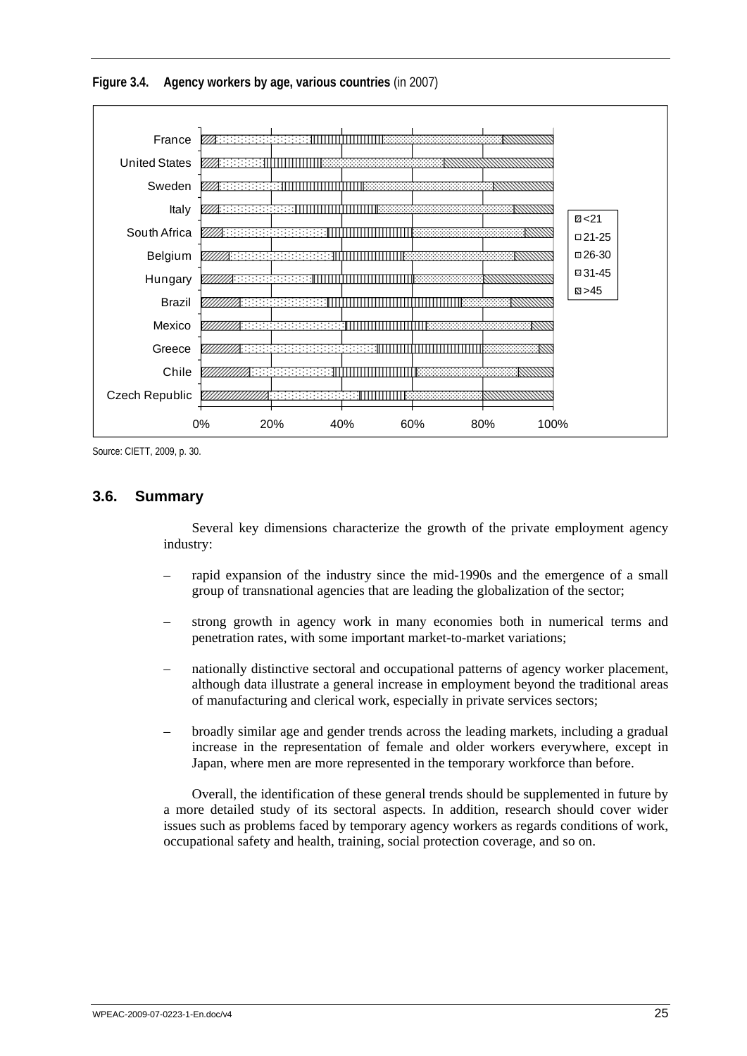**Figure 3.4. Agency workers by age, various countries** (in 2007)

Source: CIETT, 2009, p. 30.

### 3.6. Summary

Several key dimensions characterize the growth of the private employment agency industry:

– rapid expansion of the industry since the mid-1990s and the emergence of a small group of transnational agencies that are leading the globalization of the sector;

– strong growth in agency work in many economies both in numerical terms and penetration rates, with some important market-to-market variations;

– nationally distinctive sectoral and occupational patterns of agency worker placement, although data illustrate a general increase in employment beyond the traditional areas of manufacturing and clerical work, especially in private services sectors;

– broadly similar age and gender trends across the leading markets, including a gradual increase in the representation of female and older workers everywhere, except in Japan, where men are more represented in the temporary workforce than before.

Overall, the identification of these general trends should be supplemented in future by a more detailed study of its sectoral aspects. In addition, research should cover wider issues such as problems faced by temporary agency workers as regards conditions of work, occupational safety and health, training, social protection coverage, and so on.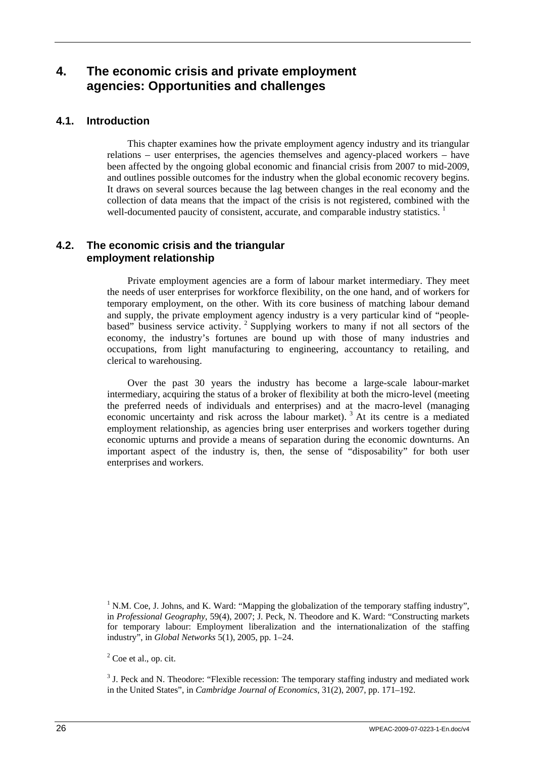# 4. The economic crisis and private employment agencies: Opportunities and challenges

## 4.1. Introduction

This chapter examines how the private employment agency industry and its triangular relations – user enterprises, the agencies themselves and agency-placed workers – have been affected by the ongoing global economic and financial crisis from 2007 to mid-2009, and outlines possible outcomes for the industry when the global economic recovery begins. It draws on several sources because the lag between changes in the real economy and the collection of data means that the impact of the crisis is not registered, combined with the well-documented paucity of consistent, accurate, and comparable industry statistics. [1]

## 4.2. The economic crisis and the triangular employment relationship

Private employment agencies are a form of labour market intermediary. They meet the needs of user enterprises for workforce flexibility, on the one hand, and of workers for temporary employment, on the other. With its core business of matching labour demand and supply, the private employment agency industry is a very particular kind of "people-based" business service activity. [2] Supplying workers to many if not all sectors of the economy, the industry's fortunes are bound up with those of many industries and occupations, from light manufacturing to engineering, accountancy to retailing, and clerical to warehousing.

Over the past 30 years the industry has become a large-scale labour-market intermediary, acquiring the status of a broker of flexibility at both the micro-level (meeting the preferred needs of individuals and enterprises) and at the macro-level (managing economic uncertainty and risk across the labour market). [3] At its centre is a mediated employment relationship, as agencies bring user enterprises and workers together during economic upturns and provide a means of separation during the economic downturns. An important aspect of the industry is, then, the sense of "disposability" for both user enterprises and workers.

---

[1] N.M. Coe, J. Johns, and K. Ward: "Mapping the globalization of the temporary staffing industry", in *Professional Geography*, 59(4), 2007; J. Peck, N. Theodore and K. Ward: "Constructing markets for temporary labour: Employment liberalization and the internationalization of the staffing industry", in *Global Networks* 5(1), 2005, pp. 1–24.

[2] Coe et al., op. cit.

[3] J. Peck and N. Theodore: "Flexible recession: The temporary staffing industry and mediated work in the United States", in *Cambridge Journal of Economics*, 31(2), 2007, pp. 171–192.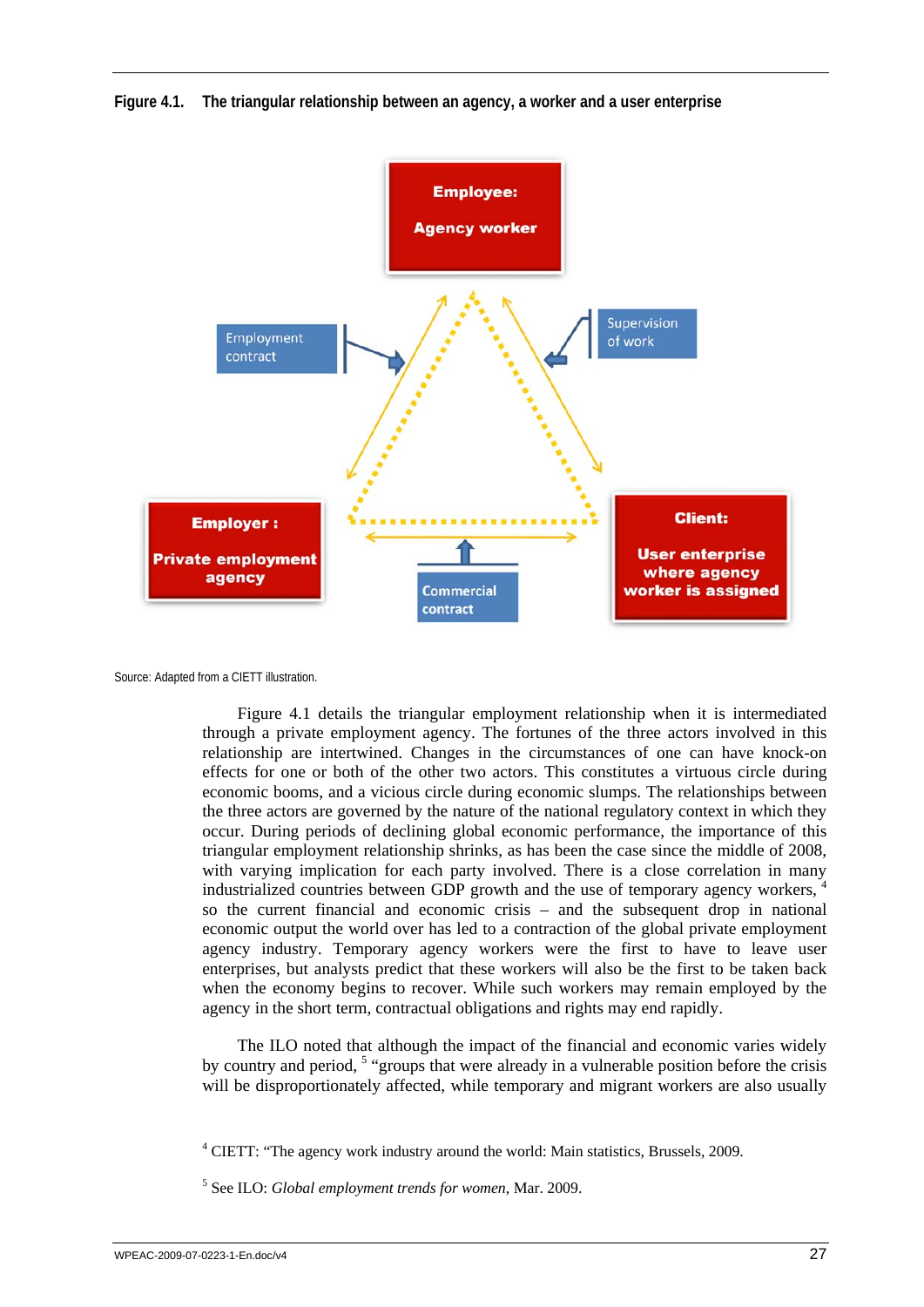**Figure 4.1. The triangular relationship between an agency, a worker and a user enterprise**

Employee:

Agency worker

Employment contract

Supervision of work

Employer :

Private employment agency

Commercial contract

Client:

User enterprise where agency worker is assigned

Source: Adapted from a CIETT illustration.

Figure 4.1 details the triangular employment relationship when it is intermediated through a private employment agency. The fortunes of the three actors involved in this relationship are intertwined. Changes in the circumstances of one can have knock-on effects for one or both of the other two actors. This constitutes a virtuous circle during economic booms, and a vicious circle during economic slumps. The relationships between the three actors are governed by the nature of the national regulatory context in which they occur. During periods of declining global economic performance, the importance of this triangular employment relationship shrinks, as has been the case since the middle of 2008, with varying implication for each party involved. There is a close correlation in many industrialized countries between GDP growth and the use of temporary agency workers, [4] so the current financial and economic crisis – and the subsequent drop in national economic output the world over has led to a contraction of the global private employment agency industry. Temporary agency workers were the first to have to leave user enterprises, but analysts predict that these workers will also be the first to be taken back when the economy begins to recover. While such workers may remain employed by the agency in the short term, contractual obligations and rights may end rapidly.

The ILO noted that although the impact of the financial and economic varies widely by country and period, [5] "groups that were already in a vulnerable position before the crisis will be disproportionately affected, while temporary and migrant workers are also usually

[4] CIETT: "The agency work industry around the world: Main statistics, Brussels, 2009.

[5] See ILO: *Global employment trends for women*, Mar. 2009.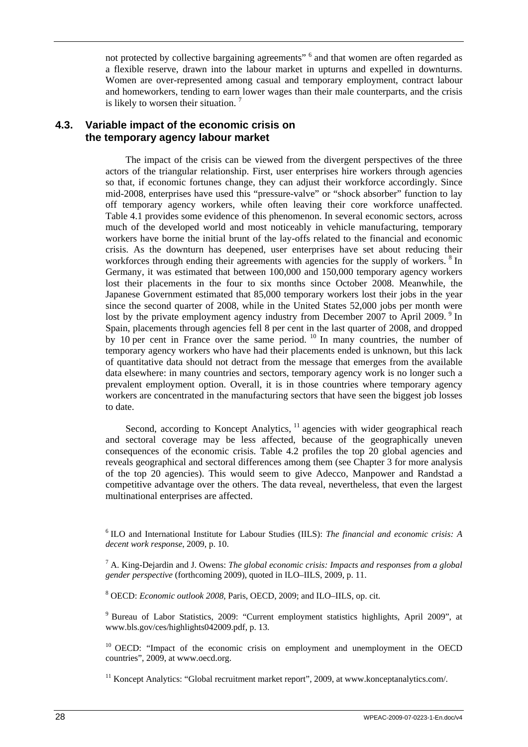not protected by collective bargaining agreements" [6] and that women are often regarded as a flexible reserve, drawn into the labour market in upturns and expelled in downturns. Women are over-represented among casual and temporary employment, contract labour and homeworkers, tending to earn lower wages than their male counterparts, and the crisis is likely to worsen their situation. [7]

## 4.3. Variable impact of the economic crisis on the temporary agency labour market

The impact of the crisis can be viewed from the divergent perspectives of the three actors of the triangular relationship. First, user enterprises hire workers through agencies so that, if economic fortunes change, they can adjust their workforce accordingly. Since mid-2008, enterprises have used this "pressure-valve" or "shock absorber" function to lay off temporary agency workers, while often leaving their core workforce unaffected. Table 4.1 provides some evidence of this phenomenon. In several economic sectors, across much of the developed world and most noticeably in vehicle manufacturing, temporary workers have borne the initial brunt of the lay-offs related to the financial and economic crisis. As the downturn has deepened, user enterprises have set about reducing their workforces through ending their agreements with agencies for the supply of workers. [8] In Germany, it was estimated that between 100,000 and 150,000 temporary agency workers lost their placements in the four to six months since October 2008. Meanwhile, the Japanese Government estimated that 85,000 temporary workers lost their jobs in the year since the second quarter of 2008, while in the United States 52,000 jobs per month were lost by the private employment agency industry from December 2007 to April 2009. [9] In Spain, placements through agencies fell 8 per cent in the last quarter of 2008, and dropped by 10 per cent in France over the same period. [10] In many countries, the number of temporary agency workers who have had their placements ended is unknown, but this lack of quantitative data should not detract from the message that emerges from the available data elsewhere: in many countries and sectors, temporary agency work is no longer such a prevalent employment option. Overall, it is in those countries where temporary agency workers are concentrated in the manufacturing sectors that have seen the biggest job losses to date.

Second, according to Koncept Analytics, [11] agencies with wider geographical reach and sectoral coverage may be less affected, because of the geographically uneven consequences of the economic crisis. Table 4.2 profiles the top 20 global agencies and reveals geographical and sectoral differences among them (see Chapter 3 for more analysis of the top 20 agencies). This would seem to give Adecco, Manpower and Randstad a competitive advantage over the others. The data reveal, nevertheless, that even the largest multinational enterprises are affected.

[6] ILO and International Institute for Labour Studies (IILS): *The financial and economic crisis: A decent work response*, 2009, p. 10.

[7] A. King-Dejardin and J. Owens: *The global economic crisis: Impacts and responses from a global gender perspective* (forthcoming 2009), quoted in ILO–IILS, 2009, p. 11.

[8] OECD: *Economic outlook 2008*, Paris, OECD, 2009; and ILO–IILS, op. cit.

[9] Bureau of Labor Statistics, 2009: "Current employment statistics highlights, April 2009", at www.bls.gov/ces/highlights042009.pdf, p. 13.

[10] OECD: "Impact of the economic crisis on employment and unemployment in the OECD countries", 2009, at www.oecd.org.

[11] Koncept Analytics: "Global recruitment market report", 2009, at www.konceptanalytics.com/.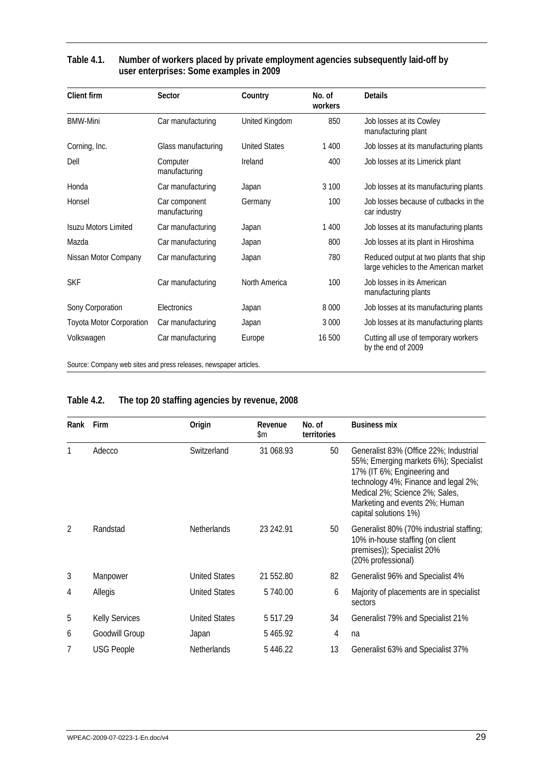**Table 4.1. Number of workers placed by private employment agencies subsequently laid-off by user enterprises: Some examples in 2009**

| Client firm | Sector | Country | No. of workers | Details |
|---|---|---|---|---|
| BMW-Mini | Car manufacturing | United Kingdom | 850 | Job losses at its Cowley manufacturing plant |
| Corning, Inc. | Glass manufacturing | United States | 1 400 | Job losses at its manufacturing plants |
| Dell | Computer manufacturing | Ireland | 400 | Job losses at its Limerick plant |
| Honda | Car manufacturing | Japan | 3 100 | Job losses at its manufacturing plants |
| Honsel | Car component manufacturing | Germany | 100 | Job losses because of cutbacks in the car industry |
| Isuzu Motors Limited | Car manufacturing | Japan | 1 400 | Job losses at its manufacturing plants |
| Mazda | Car manufacturing | Japan | 800 | Job losses at its plant in Hiroshima |
| Nissan Motor Company | Car manufacturing | Japan | 780 | Reduced output at two plants that ship large vehicles to the American market |
| SKF | Car manufacturing | North America | 100 | Job losses in its American manufacturing plants |
| Sony Corporation | Electronics | Japan | 8 000 | Job losses at its manufacturing plants |
| Toyota Motor Corporation | Car manufacturing | Japan | 3 000 | Job losses at its manufacturing plants |
| Volkswagen | Car manufacturing | Europe | 16 500 | Cutting all use of temporary workers by the end of 2009 |

Source: Company web sites and press releases, newspaper articles.

**Table 4.2. The top 20 staffing agencies by revenue, 2008**

| Rank | Firm | Origin | Revenue $m | No. of territories | Business mix |
|---|---|---|---|---|---|
| 1 | Adecco | Switzerland | 31 068.93 | 50 | Generalist 83% (Office 22%; Industrial 55%; Emerging markets 6%); Specialist 17% (IT 6%; Engineering and technology 4%; Finance and legal 2%; Medical 2%; Science 2%; Sales, Marketing and events 2%; Human capital solutions 1%) |
| 2 | Randstad | Netherlands | 23 242.91 | 50 | Generalist 80% (70% industrial staffing; 10% in-house staffing (on client premises)); Specialist 20% (20% professional) |
| 3 | Manpower | United States | 21 552.80 | 82 | Generalist 96% and Specialist 4% |
| 4 | Allegis | United States | 5 740.00 | 6 | Majority of placements are in specialist sectors |
| 5 | Kelly Services | United States | 5 517.29 | 34 | Generalist 79% and Specialist 21% |
| 6 | Goodwill Group | Japan | 5 465.92 | 4 | na |
| 7 | USG People | Netherlands | 5 446.22 | 13 | Generalist 63% and Specialist 37% |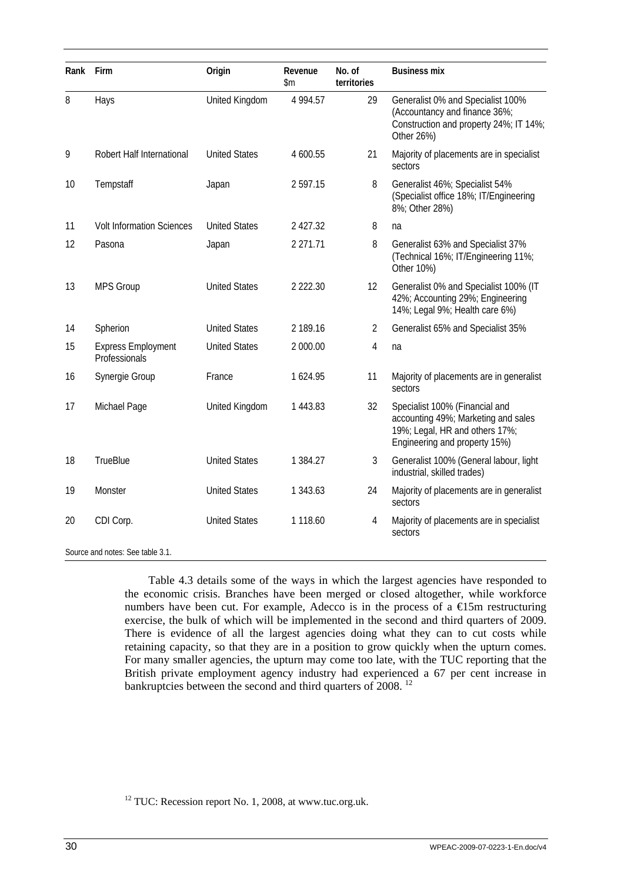| Rank | Firm | Origin | Revenue $m | No. of territories | Business mix |
|---|---|---|---|---|---|
| 8 | Hays | United Kingdom | 4 994.57 | 29 | Generalist 0% and Specialist 100% (Accountancy and finance 36%; Construction and property 24%; IT 14%; Other 26%) |
| 9 | Robert Half International | United States | 4 600.55 | 21 | Majority of placements are in specialist sectors |
| 10 | Tempstaff | Japan | 2 597.15 | 8 | Generalist 46%; Specialist 54% (Specialist office 18%; IT/Engineering 8%; Other 28%) |
| 11 | Volt Information Sciences | United States | 2 427.32 | 8 | na |
| 12 | Pasona | Japan | 2 271.71 | 8 | Generalist 63% and Specialist 37% (Technical 16%; IT/Engineering 11%; Other 10%) |
| 13 | MPS Group | United States | 2 222.30 | 12 | Generalist 0% and Specialist 100% (IT 42%; Accounting 29%; Engineering 14%; Legal 9%; Health care 6%) |
| 14 | Spherion | United States | 2 189.16 | 2 | Generalist 65% and Specialist 35% |
| 15 | Express Employment Professionals | United States | 2 000.00 | 4 | na |
| 16 | Synergie Group | France | 1 624.95 | 11 | Majority of placements are in generalist sectors |
| 17 | Michael Page | United Kingdom | 1 443.83 | 32 | Specialist 100% (Financial and accounting 49%; Marketing and sales 19%; Legal, HR and others 17%; Engineering and property 15%) |
| 18 | TrueBlue | United States | 1 384.27 | 3 | Generalist 100% (General labour, light industrial, skilled trades) |
| 19 | Monster | United States | 1 343.63 | 24 | Majority of placements are in generalist sectors |
| 20 | CDI Corp. | United States | 1 118.60 | 4 | Majority of placements are in specialist sectors |

Source and notes: See table 3.1.

Table 4.3 details some of the ways in which the largest agencies have responded to the economic crisis. Branches have been merged or closed altogether, while workforce numbers have been cut. For example, Adecco is in the process of a €15m restructuring exercise, the bulk of which will be implemented in the second and third quarters of 2009. There is evidence of all the largest agencies doing what they can to cut costs while retaining capacity, so that they are in a position to grow quickly when the upturn comes. For many smaller agencies, the upturn may come too late, with the TUC reporting that the British private employment agency industry had experienced a 67 per cent increase in bankruptcies between the second and third quarters of 2008. [12]

[12] TUC: Recession report No. 1, 2008, at www.tuc.org.uk.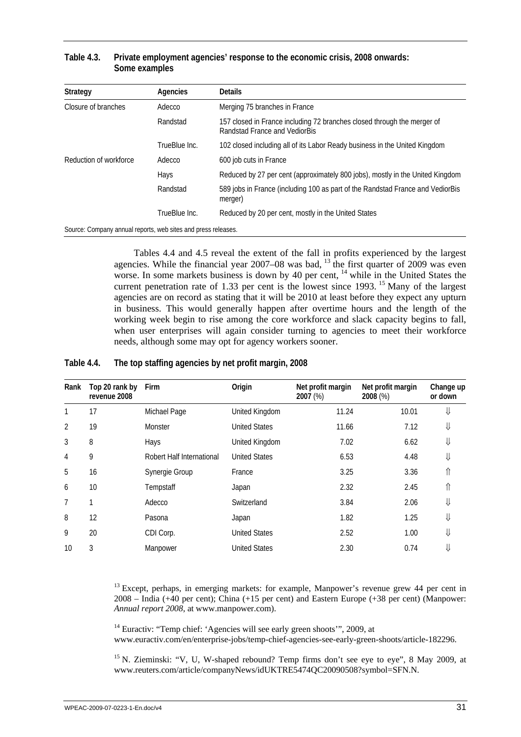**Table 4.3. Private employment agencies' response to the economic crisis, 2008 onwards: Some examples**

| Strategy | Agencies | Details |
|---|---|---|
| Closure of branches | Adecco | Merging 75 branches in France |
| | Randstad | 157 closed in France including 72 branches closed through the merger of Randstad France and VediorBis |
| | TrueBlue Inc. | 102 closed including all of its Labor Ready business in the United Kingdom |
| Reduction of workforce | Adecco | 600 job cuts in France |
| | Hays | Reduced by 27 per cent (approximately 800 jobs), mostly in the United Kingdom |
| | Randstad | 589 jobs in France (including 100 as part of the Randstad France and VediorBis merger) |
| | TrueBlue Inc. | Reduced by 20 per cent, mostly in the United States |

Source: Company annual reports, web sites and press releases.

Tables 4.4 and 4.5 reveal the extent of the fall in profits experienced by the largest agencies. While the financial year 2007–08 was bad, [13] the first quarter of 2009 was even worse. In some markets business is down by 40 per cent, [14] while in the United States the current penetration rate of 1.33 per cent is the lowest since 1993. [15] Many of the largest agencies are on record as stating that it will be 2010 at least before they expect any upturn in business. This would generally happen after overtime hours and the length of the working week begin to rise among the core workforce and slack capacity begins to fall, when user enterprises will again consider turning to agencies to meet their workforce needs, although some may opt for agency workers sooner.

**Table 4.4. The top staffing agencies by net profit margin, 2008**

| Rank | Top 20 rank by revenue 2008 | Firm | Origin | Net profit margin 2007 (%) | Net profit margin 2008 (%) | Change up or down |
|---|---|---|---|---|---|---|
| 1 | 17 | Michael Page | United Kingdom | 11.24 | 10.01 | ⇓ |
| 2 | 19 | Monster | United States | 11.66 | 7.12 | ⇓ |
| 3 | 8 | Hays | United Kingdom | 7.02 | 6.62 | ⇓ |
| 4 | 9 | Robert Half International | United States | 6.53 | 4.48 | ⇓ |
| 5 | 16 | Synergie Group | France | 3.25 | 3.36 | ⇑ |
| 6 | 10 | Tempstaff | Japan | 2.32 | 2.45 | ⇑ |
| 7 | 1 | Adecco | Switzerland | 3.84 | 2.06 | ⇓ |
| 8 | 12 | Pasona | Japan | 1.82 | 1.25 | ⇓ |
| 9 | 20 | CDI Corp. | United States | 2.52 | 1.00 | ⇓ |
| 10 | 3 | Manpower | United States | 2.30 | 0.74 | ⇓ |

[13] Except, perhaps, in emerging markets: for example, Manpower's revenue grew 44 per cent in 2008 – India (+40 per cent); China (+15 per cent) and Eastern Europe (+38 per cent) (Manpower: *Annual report 2008*, at www.manpower.com).

[14] Euractiv: "Temp chief: 'Agencies will see early green shoots'", 2009, at www.euractiv.com/en/enterprise-jobs/temp-chief-agencies-see-early-green-shoots/article-182296.

[15] N. Zieminski: "V, U, W-shaped rebound? Temp firms don't see eye to eye", 8 May 2009, at www.reuters.com/article/companyNews/idUKTRE5474QC20090508?symbol=SFN.N.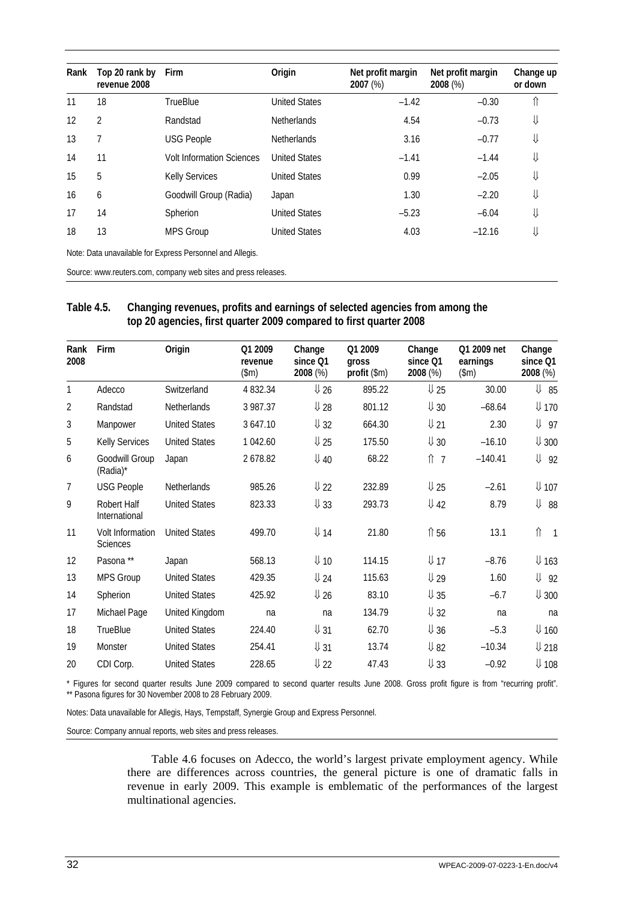| Rank | Top 20 rank by revenue 2008 | Firm | Origin | Net profit margin 2007 (%) | Net profit margin 2008 (%) | Change up or down |
|---|---|---|---|---|---|---|
| 11 | 18 | TrueBlue | United States | –1.42 | –0.30 | ⇑ |
| 12 | 2 | Randstad | Netherlands | 4.54 | –0.73 | ⇓ |
| 13 | 7 | USG People | Netherlands | 3.16 | –0.77 | ⇓ |
| 14 | 11 | Volt Information Sciences | United States | –1.41 | –1.44 | ⇓ |
| 15 | 5 | Kelly Services | United States | 0.99 | –2.05 | ⇓ |
| 16 | 6 | Goodwill Group (Radia) | Japan | 1.30 | –2.20 | ⇓ |
| 17 | 14 | Spherion | United States | –5.23 | –6.04 | ⇓ |
| 18 | 13 | MPS Group | United States | 4.03 | –12.16 | ⇓ |

Note: Data unavailable for Express Personnel and Allegis.

Source: www.reuters.com, company web sites and press releases.

**Table 4.5. Changing revenues, profits and earnings of selected agencies from among the top 20 agencies, first quarter 2009 compared to first quarter 2008**

| Rank 2008 | Firm | Origin | Q1 2009 revenue ($m) | Change since Q1 2008 (%) | Q1 2009 gross profit ($m) | Change since Q1 2008 (%) | Q1 2009 net earnings ($m) | Change since Q1 2008 (%) |
|---|---|---|---|---|---|---|---|---|
| 1 | Adecco | Switzerland | 4 832.34 | ⇓ 26 | 895.22 | ⇓ 25 | 30.00 | ⇓ 85 |
| 2 | Randstad | Netherlands | 3 987.37 | ⇓ 28 | 801.12 | ⇓ 30 | –68.64 | ⇓ 170 |
| 3 | Manpower | United States | 3 647.10 | ⇓ 32 | 664.30 | ⇓ 21 | 2.30 | ⇓ 97 |
| 5 | Kelly Services | United States | 1 042.60 | ⇓ 25 | 175.50 | ⇓ 30 | –16.10 | ⇓ 300 |
| 6 | Goodwill Group (Radia)* | Japan | 2 678.82 | ⇓ 40 | 68.22 | ⇑ 7 | –140.41 | ⇓ 92 |
| 7 | USG People | Netherlands | 985.26 | ⇓ 22 | 232.89 | ⇓ 25 | –2.61 | ⇓ 107 |
| 9 | Robert Half International | United States | 823.33 | ⇓ 33 | 293.73 | ⇓ 42 | 8.79 | ⇓ 88 |
| 11 | Volt Information Sciences | United States | 499.70 | ⇓ 14 | 21.80 | ⇑ 56 | 13.1 | ⇑ 1 |
| 12 | Pasona ** | Japan | 568.13 | ⇓ 10 | 114.15 | ⇓ 17 | –8.76 | ⇓ 163 |
| 13 | MPS Group | United States | 429.35 | ⇓ 24 | 115.63 | ⇓ 29 | 1.60 | ⇓ 92 |
| 14 | Spherion | United States | 425.92 | ⇓ 26 | 83.10 | ⇓ 35 | –6.7 | ⇓ 300 |
| 17 | Michael Page | United Kingdom | na | na | 134.79 | ⇓ 32 | na | na |
| 18 | TrueBlue | United States | 224.40 | ⇓ 31 | 62.70 | ⇓ 36 | –5.3 | ⇓ 160 |
| 19 | Monster | United States | 254.41 | ⇓ 31 | 13.74 | ⇓ 82 | –10.34 | ⇓ 218 |
| 20 | CDI Corp. | United States | 228.65 | ⇓ 22 | 47.43 | ⇓ 33 | –0.92 | ⇓ 108 |

* Figures for second quarter results June 2009 compared to second quarter results June 2008. Gross profit figure is from "recurring profit".
** Pasona figures for 30 November 2008 to 28 February 2009.

Notes: Data unavailable for Allegis, Hays, Tempstaff, Synergie Group and Express Personnel.

Source: Company annual reports, web sites and press releases.

Table 4.6 focuses on Adecco, the world's largest private employment agency. While there are differences across countries, the general picture is one of dramatic falls in revenue in early 2009. This example is emblematic of the performances of the largest multinational agencies.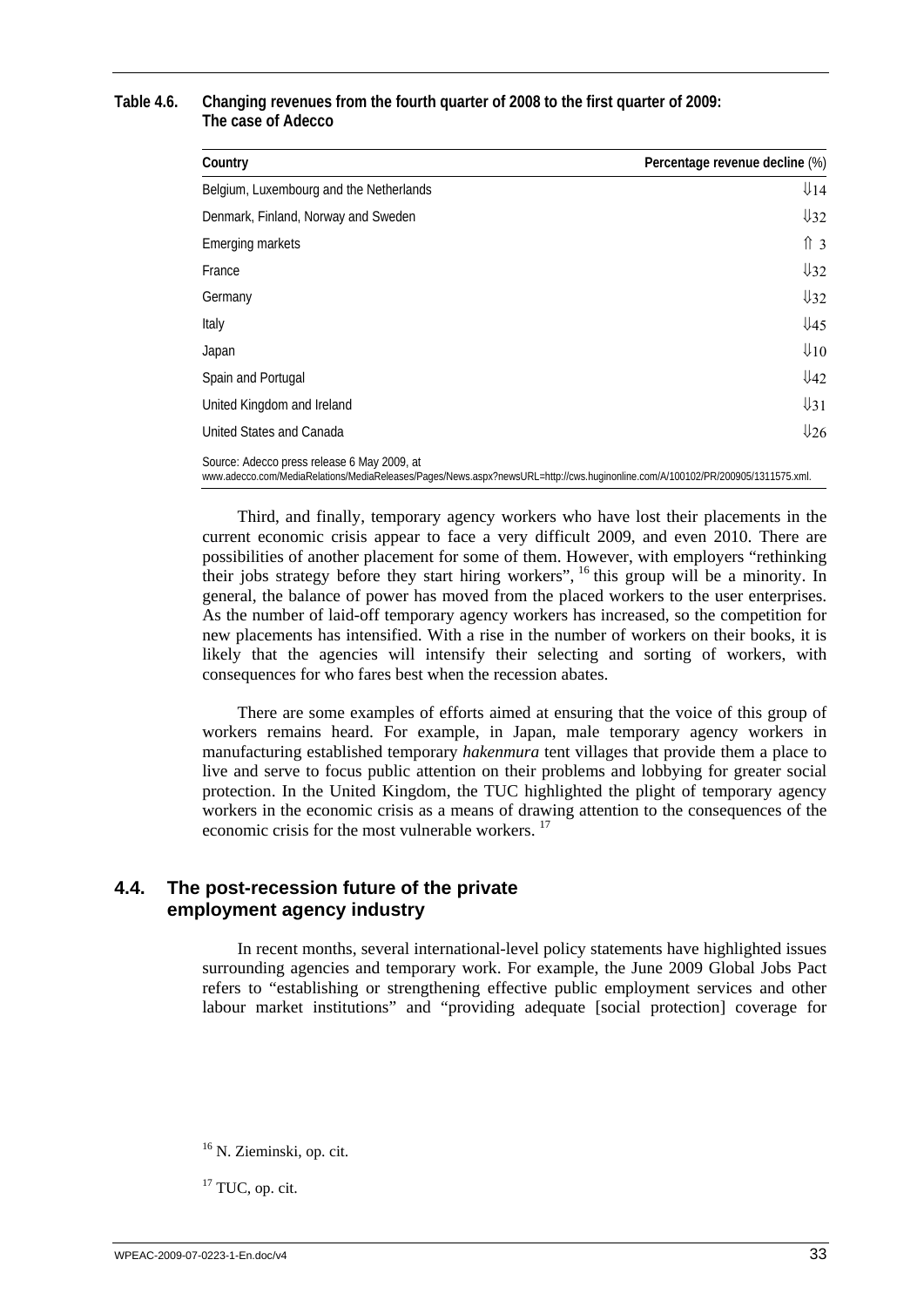**Table 4.6. Changing revenues from the fourth quarter of 2008 to the first quarter of 2009: The case of Adecco**

| Country | Percentage revenue decline (%) |
|---|---|
| Belgium, Luxembourg and the Netherlands | ⇓14 |
| Denmark, Finland, Norway and Sweden | ⇓32 |
| Emerging markets | ⇑ 3 |
| France | ⇓32 |
| Germany | ⇓32 |
| Italy | ⇓45 |
| Japan | ⇓10 |
| Spain and Portugal | ⇓42 |
| United Kingdom and Ireland | ⇓31 |
| United States and Canada | ⇓26 |

Source: Adecco press release 6 May 2009, at www.adecco.com/MediaRelations/MediaReleases/Pages/News.aspx?newsURL=http://cws.huginonline.com/A/100102/PR/200905/1311575.xml.

Third, and finally, temporary agency workers who have lost their placements in the current economic crisis appear to face a very difficult 2009, and even 2010. There are possibilities of another placement for some of them. However, with employers "rethinking their jobs strategy before they start hiring workers", [16] this group will be a minority. In general, the balance of power has moved from the placed workers to the user enterprises. As the number of laid-off temporary agency workers has increased, so the competition for new placements has intensified. With a rise in the number of workers on their books, it is likely that the agencies will intensify their selecting and sorting of workers, with consequences for who fares best when the recession abates.

There are some examples of efforts aimed at ensuring that the voice of this group of workers remains heard. For example, in Japan, male temporary agency workers in manufacturing established temporary *hakenmura* tent villages that provide them a place to live and serve to focus public attention on their problems and lobbying for greater social protection. In the United Kingdom, the TUC highlighted the plight of temporary agency workers in the economic crisis as a means of drawing attention to the consequences of the economic crisis for the most vulnerable workers. [17]

## 4.4. The post-recession future of the private employment agency industry

In recent months, several international-level policy statements have highlighted issues surrounding agencies and temporary work. For example, the June 2009 Global Jobs Pact refers to "establishing or strengthening effective public employment services and other labour market institutions" and "providing adequate [social protection] coverage for

[16] N. Zieminski, op. cit.

[17] TUC, op. cit.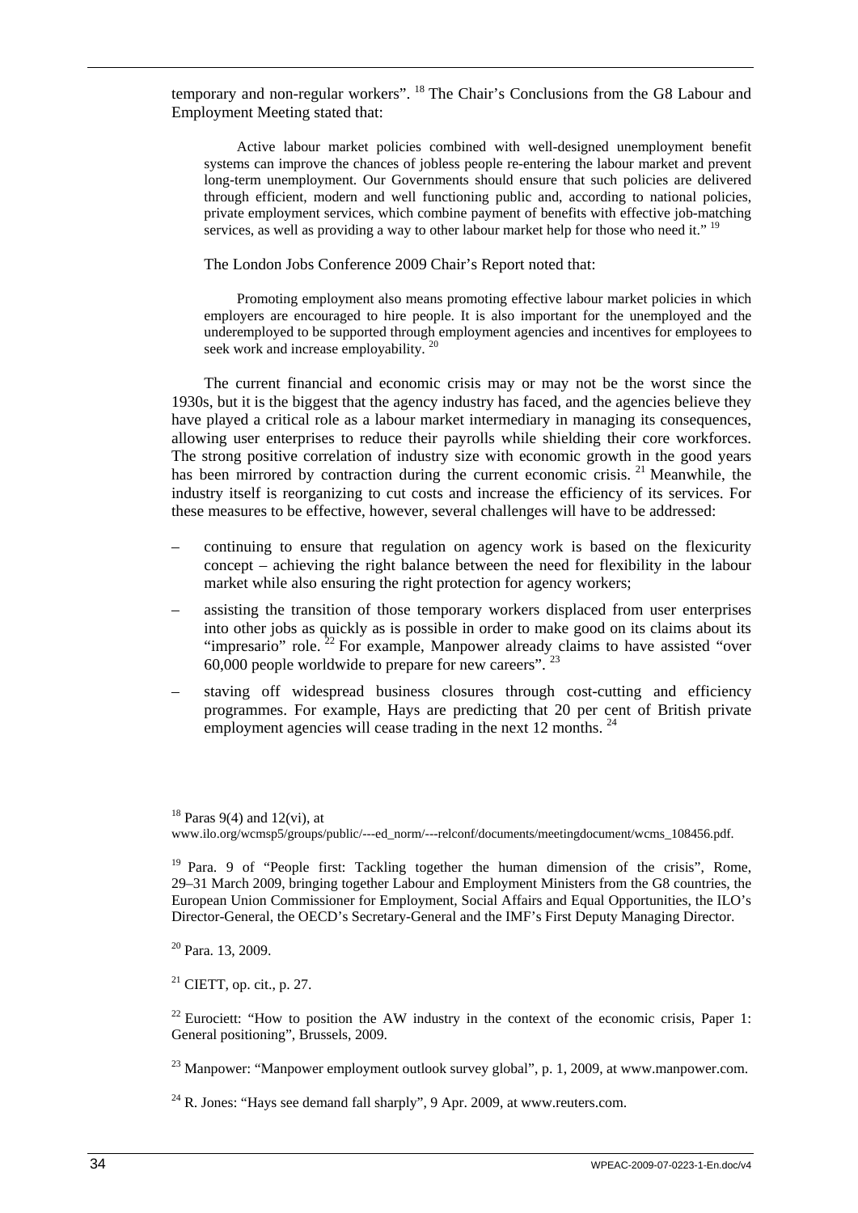temporary and non-regular workers". [18] The Chair's Conclusions from the G8 Labour and Employment Meeting stated that:

> Active labour market policies combined with well-designed unemployment benefit systems can improve the chances of jobless people re-entering the labour market and prevent long-term unemployment. Our Governments should ensure that such policies are delivered through efficient, modern and well functioning public and, according to national policies, private employment services, which combine payment of benefits with effective job-matching services, as well as providing a way to other labour market help for those who need it." [19]

The London Jobs Conference 2009 Chair's Report noted that:

> Promoting employment also means promoting effective labour market policies in which employers are encouraged to hire people. It is also important for the unemployed and the underemployed to be supported through employment agencies and incentives for employees to seek work and increase employability. [20]

The current financial and economic crisis may or may not be the worst since the 1930s, but it is the biggest that the agency industry has faced, and the agencies believe they have played a critical role as a labour market intermediary in managing its consequences, allowing user enterprises to reduce their payrolls while shielding their core workforces. The strong positive correlation of industry size with economic growth in the good years has been mirrored by contraction during the current economic crisis. [21] Meanwhile, the industry itself is reorganizing to cut costs and increase the efficiency of its services. For these measures to be effective, however, several challenges will have to be addressed:

- continuing to ensure that regulation on agency work is based on the flexicurity concept – achieving the right balance between the need for flexibility in the labour market while also ensuring the right protection for agency workers;
- assisting the transition of those temporary workers displaced from user enterprises into other jobs as quickly as is possible in order to make good on its claims about its "impresario" role. [22] For example, Manpower already claims to have assisted "over 60,000 people worldwide to prepare for new careers". [23]
- staving off widespread business closures through cost-cutting and efficiency programmes. For example, Hays are predicting that 20 per cent of British private employment agencies will cease trading in the next 12 months. [24]

[18] Paras 9(4) and 12(vi), at www.ilo.org/wcmsp5/groups/public/---ed_norm/---relconf/documents/meetingdocument/wcms_108456.pdf.

[19] Para. 9 of "People first: Tackling together the human dimension of the crisis", Rome, 29–31 March 2009, bringing together Labour and Employment Ministers from the G8 countries, the European Union Commissioner for Employment, Social Affairs and Equal Opportunities, the ILO's Director-General, the OECD's Secretary-General and the IMF's First Deputy Managing Director.

[20] Para. 13, 2009.

[21] CIETT, op. cit., p. 27.

[22] Eurociett: "How to position the AW industry in the context of the economic crisis, Paper 1: General positioning", Brussels, 2009.

[23] Manpower: "Manpower employment outlook survey global", p. 1, 2009, at www.manpower.com.

[24] R. Jones: "Hays see demand fall sharply", 9 Apr. 2009, at www.reuters.com.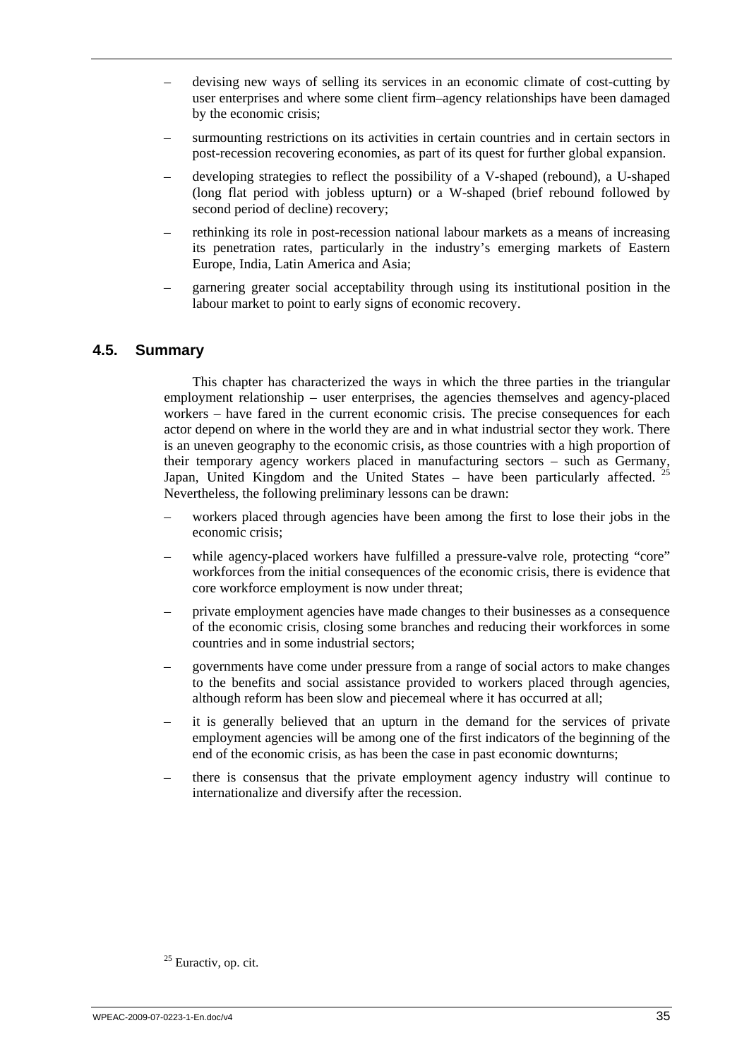- devising new ways of selling its services in an economic climate of cost-cutting by user enterprises and where some client firm–agency relationships have been damaged by the economic crisis;
- surmounting restrictions on its activities in certain countries and in certain sectors in post-recession recovering economies, as part of its quest for further global expansion.
- developing strategies to reflect the possibility of a V-shaped (rebound), a U-shaped (long flat period with jobless upturn) or a W-shaped (brief rebound followed by second period of decline) recovery;
- rethinking its role in post-recession national labour markets as a means of increasing its penetration rates, particularly in the industry's emerging markets of Eastern Europe, India, Latin America and Asia;
- garnering greater social acceptability through using its institutional position in the labour market to point to early signs of economic recovery.

## 4.5. Summary

This chapter has characterized the ways in which the three parties in the triangular employment relationship – user enterprises, the agencies themselves and agency-placed workers – have fared in the current economic crisis. The precise consequences for each actor depend on where in the world they are and in what industrial sector they work. There is an uneven geography to the economic crisis, as those countries with a high proportion of their temporary agency workers placed in manufacturing sectors – such as Germany, Japan, United Kingdom and the United States – have been particularly affected. [25] Nevertheless, the following preliminary lessons can be drawn:

- workers placed through agencies have been among the first to lose their jobs in the economic crisis;
- while agency-placed workers have fulfilled a pressure-valve role, protecting "core" workforces from the initial consequences of the economic crisis, there is evidence that core workforce employment is now under threat;
- private employment agencies have made changes to their businesses as a consequence of the economic crisis, closing some branches and reducing their workforces in some countries and in some industrial sectors;
- governments have come under pressure from a range of social actors to make changes to the benefits and social assistance provided to workers placed through agencies, although reform has been slow and piecemeal where it has occurred at all;
- it is generally believed that an upturn in the demand for the services of private employment agencies will be among one of the first indicators of the beginning of the end of the economic crisis, as has been the case in past economic downturns;
- there is consensus that the private employment agency industry will continue to internationalize and diversify after the recession.

[25] Euractiv, op. cit.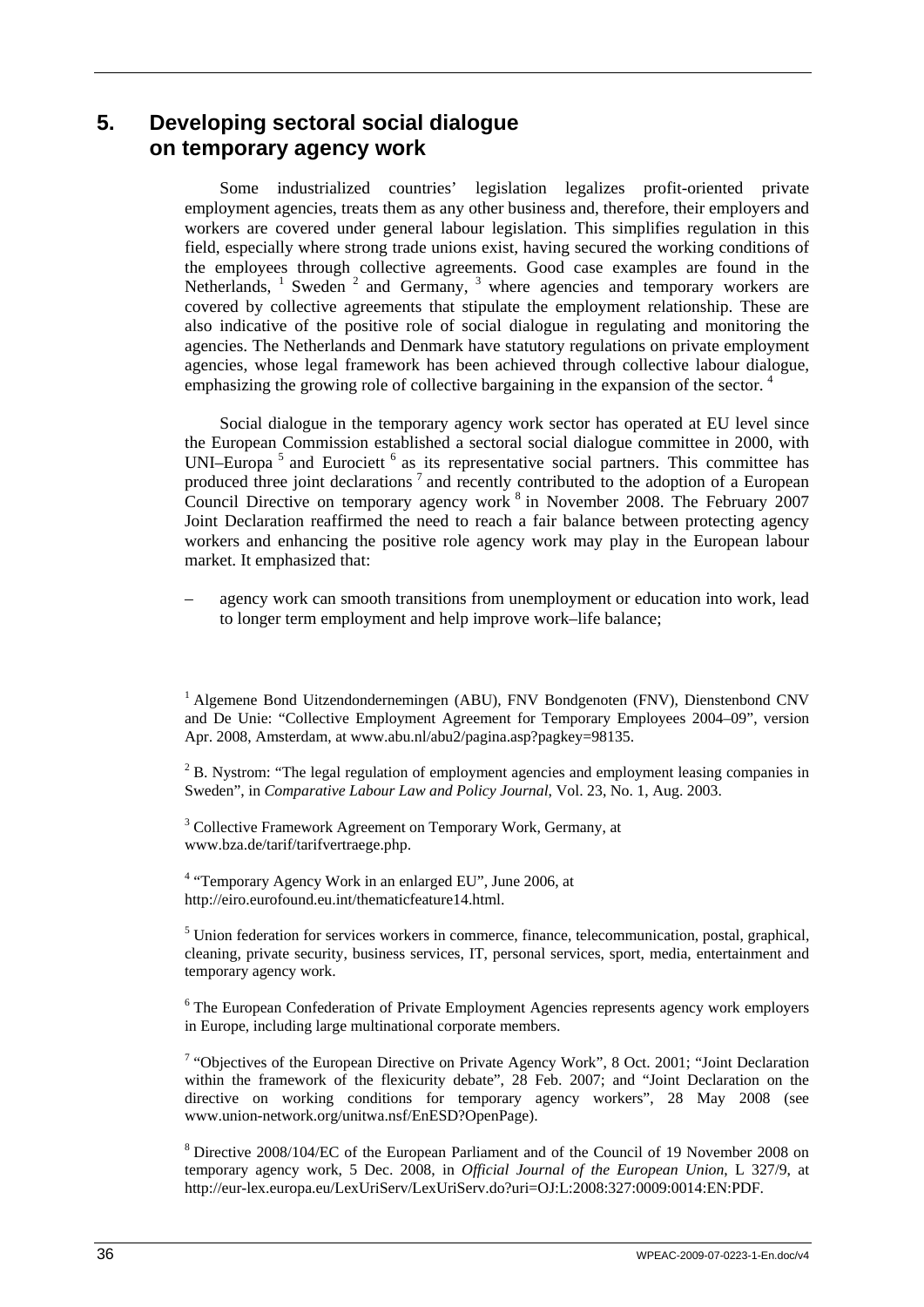# 5. Developing sectoral social dialogue on temporary agency work

Some industrialized countries' legislation legalizes profit-oriented private employment agencies, treats them as any other business and, therefore, their employers and workers are covered under general labour legislation. This simplifies regulation in this field, especially where strong trade unions exist, having secured the working conditions of the employees through collective agreements. Good case examples are found in the Netherlands, [1] Sweden [2] and Germany, [3] where agencies and temporary workers are covered by collective agreements that stipulate the employment relationship. These are also indicative of the positive role of social dialogue in regulating and monitoring the agencies. The Netherlands and Denmark have statutory regulations on private employment agencies, whose legal framework has been achieved through collective labour dialogue, emphasizing the growing role of collective bargaining in the expansion of the sector. [4]

Social dialogue in the temporary agency work sector has operated at EU level since the European Commission established a sectoral social dialogue committee in 2000, with UNI–Europa [5] and Eurociett [6] as its representative social partners. This committee has produced three joint declarations [7] and recently contributed to the adoption of a European Council Directive on temporary agency work [8] in November 2008. The February 2007 Joint Declaration reaffirmed the need to reach a fair balance between protecting agency workers and enhancing the positive role agency work may play in the European labour market. It emphasized that:

– agency work can smooth transitions from unemployment or education into work, lead to longer term employment and help improve work–life balance;

---

[1] Algemene Bond Uitzendondernemingen (ABU), FNV Bondgenoten (FNV), Dienstenbond CNV and De Unie: "Collective Employment Agreement for Temporary Employees 2004–09", version Apr. 2008, Amsterdam, at www.abu.nl/abu2/pagina.asp?pagkey=98135.

[2] B. Nystrom: "The legal regulation of employment agencies and employment leasing companies in Sweden", in *Comparative Labour Law and Policy Journal*, Vol. 23, No. 1, Aug. 2003.

[3] Collective Framework Agreement on Temporary Work, Germany, at www.bza.de/tarif/tarifvertraege.php.

[4] "Temporary Agency Work in an enlarged EU", June 2006, at http://eiro.eurofound.eu.int/thematicfeature14.html.

[5] Union federation for services workers in commerce, finance, telecommunication, postal, graphical, cleaning, private security, business services, IT, personal services, sport, media, entertainment and temporary agency work.

[6] The European Confederation of Private Employment Agencies represents agency work employers in Europe, including large multinational corporate members.

[7] "Objectives of the European Directive on Private Agency Work", 8 Oct. 2001; "Joint Declaration within the framework of the flexicurity debate", 28 Feb. 2007; and "Joint Declaration on the directive on working conditions for temporary agency workers", 28 May 2008 (see www.union-network.org/unitwa.nsf/EnESD?OpenPage).

[8] Directive 2008/104/EC of the European Parliament and of the Council of 19 November 2008 on temporary agency work, 5 Dec. 2008, in *Official Journal of the European Union*, L 327/9, at http://eur-lex.europa.eu/LexUriServ/LexUriServ.do?uri=OJ:L:2008:327:0009:0014:EN:PDF.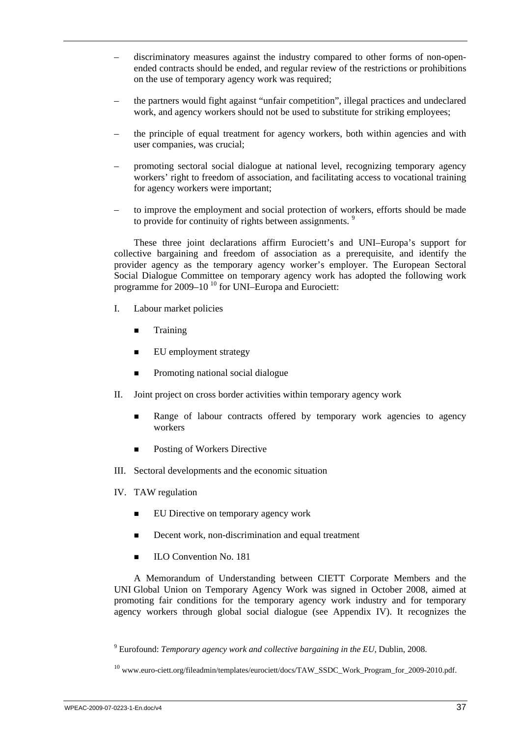– discriminatory measures against the industry compared to other forms of non-open-ended contracts should be ended, and regular review of the restrictions or prohibitions on the use of temporary agency work was required;

– the partners would fight against "unfair competition", illegal practices and undeclared work, and agency workers should not be used to substitute for striking employees;

– the principle of equal treatment for agency workers, both within agencies and with user companies, was crucial;

– promoting sectoral social dialogue at national level, recognizing temporary agency workers' right to freedom of association, and facilitating access to vocational training for agency workers were important;

– to improve the employment and social protection of workers, efforts should be made to provide for continuity of rights between assignments. [9]

These three joint declarations affirm Eurociett's and UNI–Europa's support for collective bargaining and freedom of association as a prerequisite, and identify the provider agency as the temporary agency worker's employer. The European Sectoral Social Dialogue Committee on temporary agency work has adopted the following work programme for 2009–10 [10] for UNI–Europa and Eurociett:

I. Labour market policies
   - Training
   - EU employment strategy
   - Promoting national social dialogue

II. Joint project on cross border activities within temporary agency work
   - Range of labour contracts offered by temporary work agencies to agency workers
   - Posting of Workers Directive

III. Sectoral developments and the economic situation

IV. TAW regulation
   - EU Directive on temporary agency work
   - Decent work, non-discrimination and equal treatment
   - ILO Convention No. 181

A Memorandum of Understanding between CIETT Corporate Members and the UNI Global Union on Temporary Agency Work was signed in October 2008, aimed at promoting fair conditions for the temporary agency work industry and for temporary agency workers through global social dialogue (see Appendix IV). It recognizes the

[9] Eurofound: *Temporary agency work and collective bargaining in the EU*, Dublin, 2008.

[10] www.euro-ciett.org/fileadmin/templates/eurociett/docs/TAW_SSDC_Work_Program_for_2009-2010.pdf.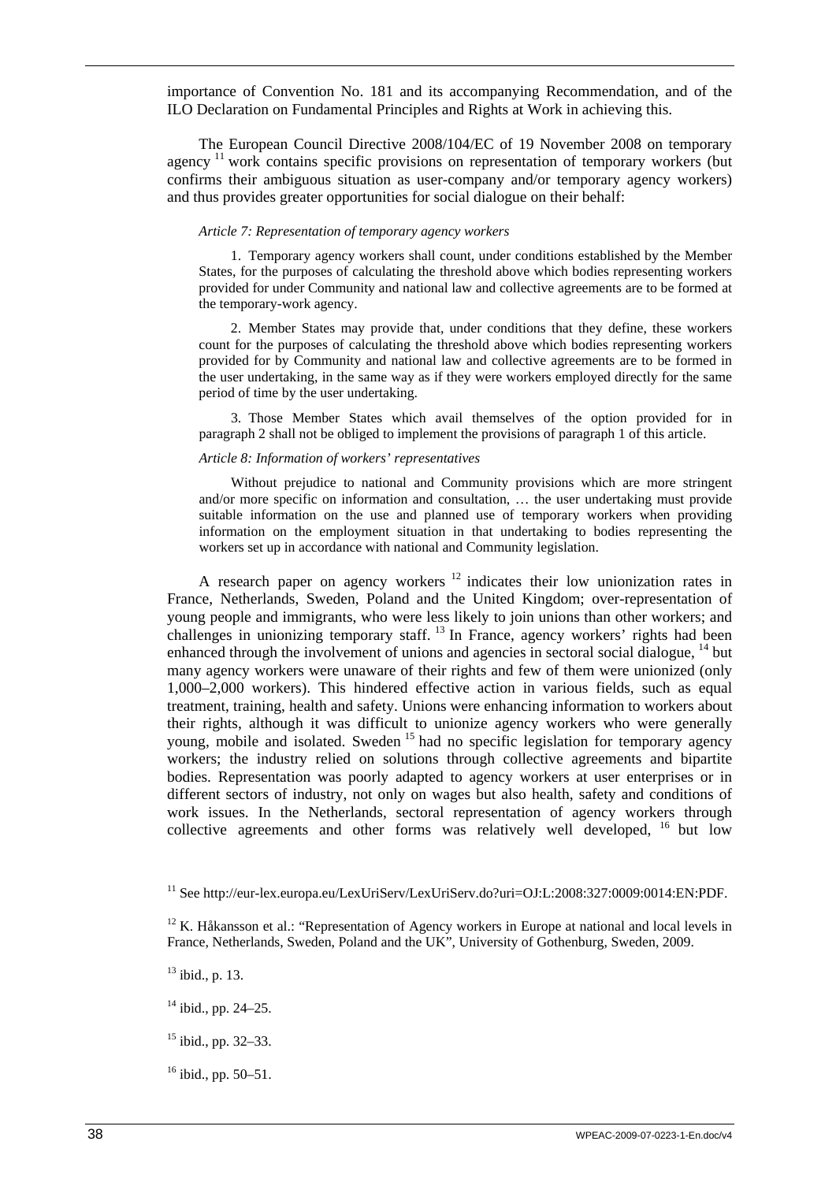importance of Convention No. 181 and its accompanying Recommendation, and of the ILO Declaration on Fundamental Principles and Rights at Work in achieving this.

The European Council Directive 2008/104/EC of 19 November 2008 on temporary agency [11] work contains specific provisions on representation of temporary workers (but confirms their ambiguous situation as user-company and/or temporary agency workers) and thus provides greater opportunities for social dialogue on their behalf:

*Article 7: Representation of temporary agency workers*

> 1. Temporary agency workers shall count, under conditions established by the Member States, for the purposes of calculating the threshold above which bodies representing workers provided for under Community and national law and collective agreements are to be formed at the temporary-work agency.
>
> 2. Member States may provide that, under conditions that they define, these workers count for the purposes of calculating the threshold above which bodies representing workers provided for by Community and national law and collective agreements are to be formed in the user undertaking, in the same way as if they were workers employed directly for the same period of time by the user undertaking.
>
> 3. Those Member States which avail themselves of the option provided for in paragraph 2 shall not be obliged to implement the provisions of paragraph 1 of this article.

*Article 8: Information of workers' representatives*

> Without prejudice to national and Community provisions which are more stringent and/or more specific on information and consultation, … the user undertaking must provide suitable information on the use and planned use of temporary workers when providing information on the employment situation in that undertaking to bodies representing the workers set up in accordance with national and Community legislation.

A research paper on agency workers [12] indicates their low unionization rates in France, Netherlands, Sweden, Poland and the United Kingdom; over-representation of young people and immigrants, who were less likely to join unions than other workers; and challenges in unionizing temporary staff. [13] In France, agency workers' rights had been enhanced through the involvement of unions and agencies in sectoral social dialogue, [14] but many agency workers were unaware of their rights and few of them were unionized (only 1,000–2,000 workers). This hindered effective action in various fields, such as equal treatment, training, health and safety. Unions were enhancing information to workers about their rights, although it was difficult to unionize agency workers who were generally young, mobile and isolated. Sweden [15] had no specific legislation for temporary agency workers; the industry relied on solutions through collective agreements and bipartite bodies. Representation was poorly adapted to agency workers at user enterprises or in different sectors of industry, not only on wages but also health, safety and conditions of work issues. In the Netherlands, sectoral representation of agency workers through collective agreements and other forms was relatively well developed, [16] but low

[11] See http://eur-lex.europa.eu/LexUriServ/LexUriServ.do?uri=OJ:L:2008:327:0009:0014:EN:PDF.

[12] K. Håkansson et al.: "Representation of Agency workers in Europe at national and local levels in France, Netherlands, Sweden, Poland and the UK", University of Gothenburg, Sweden, 2009.

[13] ibid., p. 13.

[14] ibid., pp. 24–25.

[15] ibid., pp. 32–33.

[16] ibid., pp. 50–51.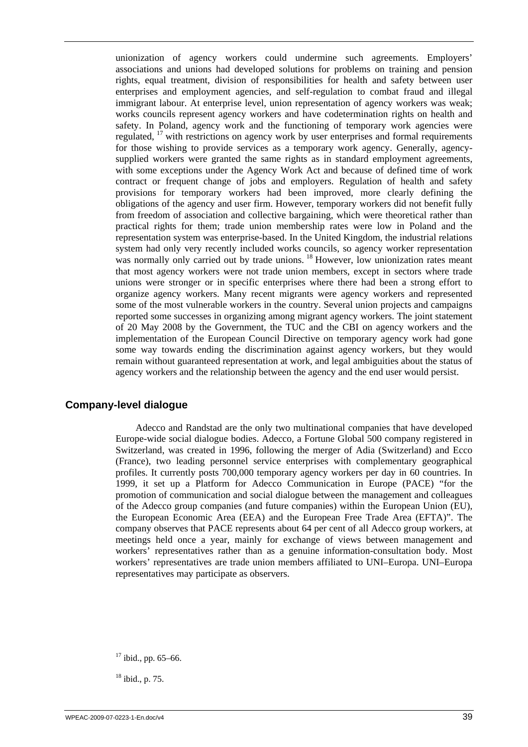unionization of agency workers could undermine such agreements. Employers' associations and unions had developed solutions for problems on training and pension rights, equal treatment, division of responsibilities for health and safety between user enterprises and employment agencies, and self-regulation to combat fraud and illegal immigrant labour. At enterprise level, union representation of agency workers was weak; works councils represent agency workers and have codetermination rights on health and safety. In Poland, agency work and the functioning of temporary work agencies were regulated, [17] with restrictions on agency work by user enterprises and formal requirements for those wishing to provide services as a temporary work agency. Generally, agency-supplied workers were granted the same rights as in standard employment agreements, with some exceptions under the Agency Work Act and because of defined time of work contract or frequent change of jobs and employers. Regulation of health and safety provisions for temporary workers had been improved, more clearly defining the obligations of the agency and user firm. However, temporary workers did not benefit fully from freedom of association and collective bargaining, which were theoretical rather than practical rights for them; trade union membership rates were low in Poland and the representation system was enterprise-based. In the United Kingdom, the industrial relations system had only very recently included works councils, so agency worker representation was normally only carried out by trade unions. [18] However, low unionization rates meant that most agency workers were not trade union members, except in sectors where trade unions were stronger or in specific enterprises where there had been a strong effort to organize agency workers. Many recent migrants were agency workers and represented some of the most vulnerable workers in the country. Several union projects and campaigns reported some successes in organizing among migrant agency workers. The joint statement of 20 May 2008 by the Government, the TUC and the CBI on agency workers and the implementation of the European Council Directive on temporary agency work had gone some way towards ending the discrimination against agency workers, but they would remain without guaranteed representation at work, and legal ambiguities about the status of agency workers and the relationship between the agency and the end user would persist.

## Company-level dialogue

Adecco and Randstad are the only two multinational companies that have developed Europe-wide social dialogue bodies. Adecco, a Fortune Global 500 company registered in Switzerland, was created in 1996, following the merger of Adia (Switzerland) and Ecco (France), two leading personnel service enterprises with complementary geographical profiles. It currently posts 700,000 temporary agency workers per day in 60 countries. In 1999, it set up a Platform for Adecco Communication in Europe (PACE) "for the promotion of communication and social dialogue between the management and colleagues of the Adecco group companies (and future companies) within the European Union (EU), the European Economic Area (EEA) and the European Free Trade Area (EFTA)". The company observes that PACE represents about 64 per cent of all Adecco group workers, at meetings held once a year, mainly for exchange of views between management and workers' representatives rather than as a genuine information-consultation body. Most workers' representatives are trade union members affiliated to UNI–Europa. UNI–Europa representatives may participate as observers.

[17] ibid., pp. 65–66.

[18] ibid., p. 75.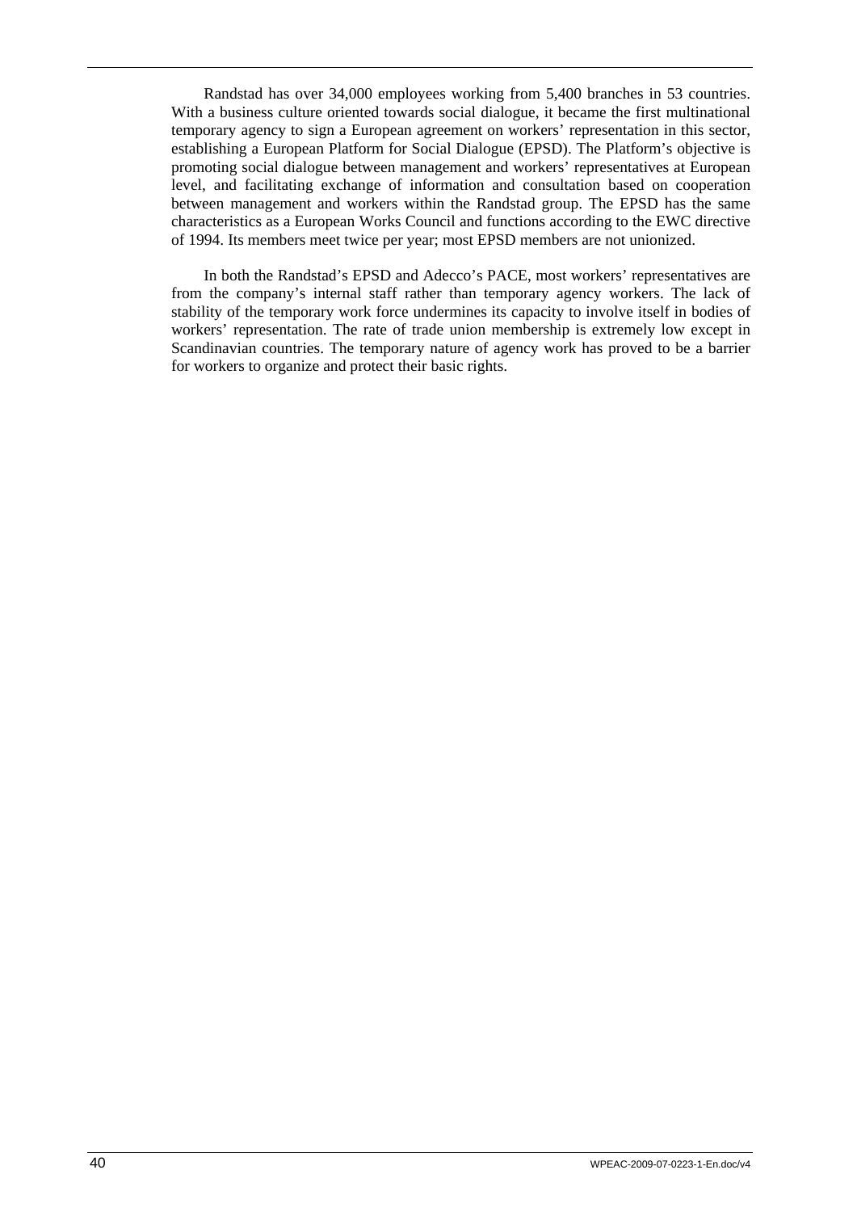Randstad has over 34,000 employees working from 5,400 branches in 53 countries. With a business culture oriented towards social dialogue, it became the first multinational temporary agency to sign a European agreement on workers' representation in this sector, establishing a European Platform for Social Dialogue (EPSD). The Platform's objective is promoting social dialogue between management and workers' representatives at European level, and facilitating exchange of information and consultation based on cooperation between management and workers within the Randstad group. The EPSD has the same characteristics as a European Works Council and functions according to the EWC directive of 1994. Its members meet twice per year; most EPSD members are not unionized.

In both the Randstad's EPSD and Adecco's PACE, most workers' representatives are from the company's internal staff rather than temporary agency workers. The lack of stability of the temporary work force undermines its capacity to involve itself in bodies of workers' representation. The rate of trade union membership is extremely low except in Scandinavian countries. The temporary nature of agency work has proved to be a barrier for workers to organize and protect their basic rights.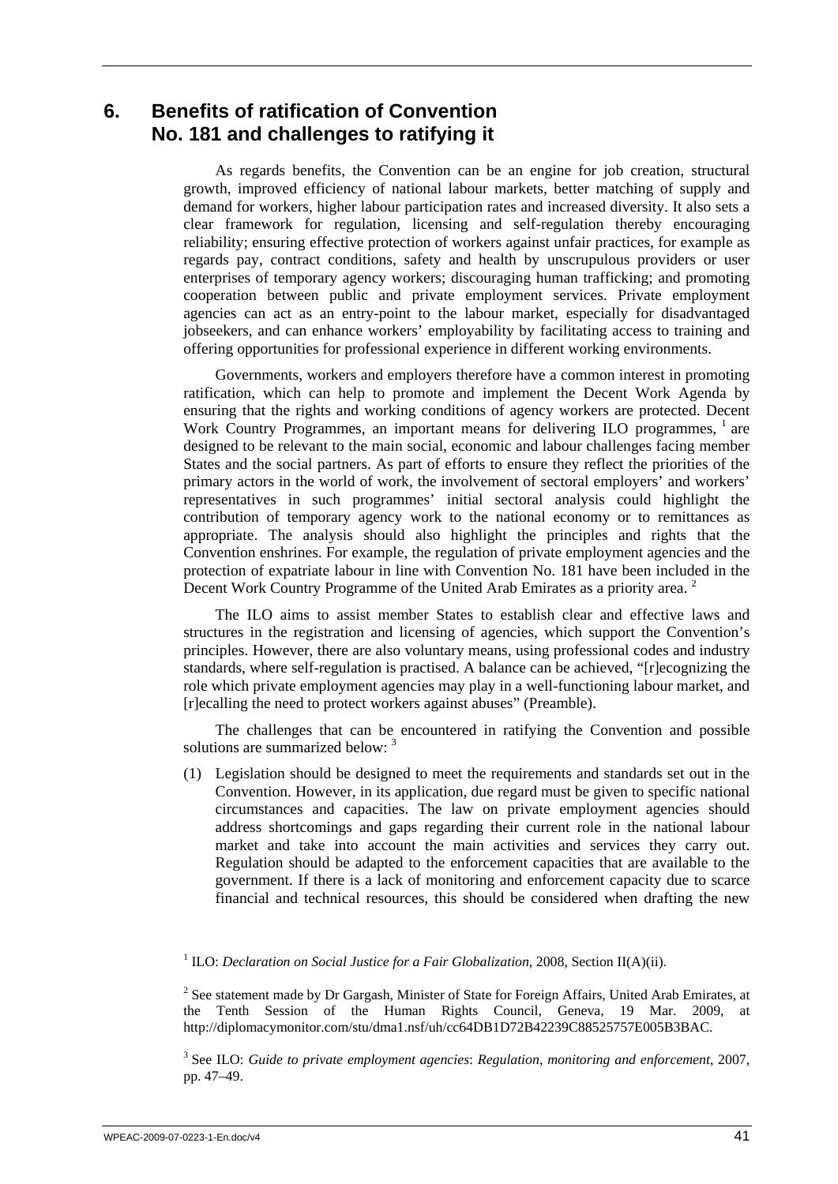# 6. Benefits of ratification of Convention No. 181 and challenges to ratifying it

As regards benefits, the Convention can be an engine for job creation, structural growth, improved efficiency of national labour markets, better matching of supply and demand for workers, higher labour participation rates and increased diversity. It also sets a clear framework for regulation, licensing and self-regulation thereby encouraging reliability; ensuring effective protection of workers against unfair practices, for example as regards pay, contract conditions, safety and health by unscrupulous providers or user enterprises of temporary agency workers; discouraging human trafficking; and promoting cooperation between public and private employment services. Private employment agencies can act as an entry-point to the labour market, especially for disadvantaged jobseekers, and can enhance workers' employability by facilitating access to training and offering opportunities for professional experience in different working environments.

Governments, workers and employers therefore have a common interest in promoting ratification, which can help to promote and implement the Decent Work Agenda by ensuring that the rights and working conditions of agency workers are protected. Decent Work Country Programmes, an important means for delivering ILO programmes, [1] are designed to be relevant to the main social, economic and labour challenges facing member States and the social partners. As part of efforts to ensure they reflect the priorities of the primary actors in the world of work, the involvement of sectoral employers' and workers' representatives in such programmes' initial sectoral analysis could highlight the contribution of temporary agency work to the national economy or to remittances as appropriate. The analysis should also highlight the principles and rights that the Convention enshrines. For example, the regulation of private employment agencies and the protection of expatriate labour in line with Convention No. 181 have been included in the Decent Work Country Programme of the United Arab Emirates as a priority area. [2]

The ILO aims to assist member States to establish clear and effective laws and structures in the registration and licensing of agencies, which support the Convention's principles. However, there are also voluntary means, using professional codes and industry standards, where self-regulation is practised. A balance can be achieved, "[r]ecognizing the role which private employment agencies may play in a well-functioning labour market, and [r]ecalling the need to protect workers against abuses" (Preamble).

The challenges that can be encountered in ratifying the Convention and possible solutions are summarized below: [3]

(1) Legislation should be designed to meet the requirements and standards set out in the Convention. However, in its application, due regard must be given to specific national circumstances and capacities. The law on private employment agencies should address shortcomings and gaps regarding their current role in the national labour market and take into account the main activities and services they carry out. Regulation should be adapted to the enforcement capacities that are available to the government. If there is a lack of monitoring and enforcement capacity due to scarce financial and technical resources, this should be considered when drafting the new

---

[1] ILO: *Declaration on Social Justice for a Fair Globalization*, 2008, Section II(A)(ii).

[2] See statement made by Dr Gargash, Minister of State for Foreign Affairs, United Arab Emirates, at the Tenth Session of the Human Rights Council, Geneva, 19 Mar. 2009, at http://diplomacymonitor.com/stu/dma1.nsf/uh/cc64DB1D72B42239C88525757E005B3BAC.

[3] See ILO: *Guide to private employment agencies*: *Regulation, monitoring and enforcement*, 2007, pp. 47–49.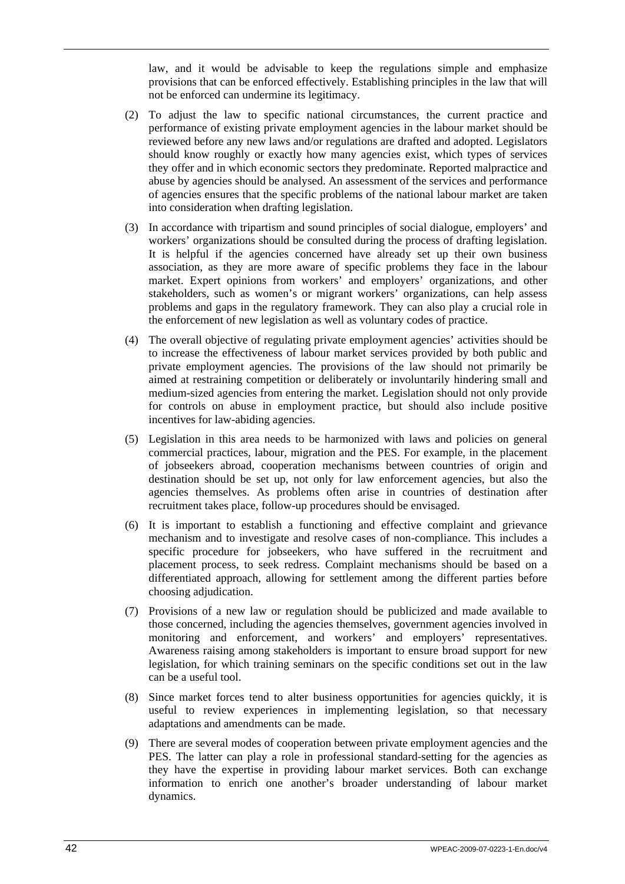law, and it would be advisable to keep the regulations simple and emphasize provisions that can be enforced effectively. Establishing principles in the law that will not be enforced can undermine its legitimacy.

(2) To adjust the law to specific national circumstances, the current practice and performance of existing private employment agencies in the labour market should be reviewed before any new laws and/or regulations are drafted and adopted. Legislators should know roughly or exactly how many agencies exist, which types of services they offer and in which economic sectors they predominate. Reported malpractice and abuse by agencies should be analysed. An assessment of the services and performance of agencies ensures that the specific problems of the national labour market are taken into consideration when drafting legislation.

(3) In accordance with tripartism and sound principles of social dialogue, employers' and workers' organizations should be consulted during the process of drafting legislation. It is helpful if the agencies concerned have already set up their own business association, as they are more aware of specific problems they face in the labour market. Expert opinions from workers' and employers' organizations, and other stakeholders, such as women's or migrant workers' organizations, can help assess problems and gaps in the regulatory framework. They can also play a crucial role in the enforcement of new legislation as well as voluntary codes of practice.

(4) The overall objective of regulating private employment agencies' activities should be to increase the effectiveness of labour market services provided by both public and private employment agencies. The provisions of the law should not primarily be aimed at restraining competition or deliberately or involuntarily hindering small and medium-sized agencies from entering the market. Legislation should not only provide for controls on abuse in employment practice, but should also include positive incentives for law-abiding agencies.

(5) Legislation in this area needs to be harmonized with laws and policies on general commercial practices, labour, migration and the PES. For example, in the placement of jobseekers abroad, cooperation mechanisms between countries of origin and destination should be set up, not only for law enforcement agencies, but also the agencies themselves. As problems often arise in countries of destination after recruitment takes place, follow-up procedures should be envisaged.

(6) It is important to establish a functioning and effective complaint and grievance mechanism and to investigate and resolve cases of non-compliance. This includes a specific procedure for jobseekers, who have suffered in the recruitment and placement process, to seek redress. Complaint mechanisms should be based on a differentiated approach, allowing for settlement among the different parties before choosing adjudication.

(7) Provisions of a new law or regulation should be publicized and made available to those concerned, including the agencies themselves, government agencies involved in monitoring and enforcement, and workers' and employers' representatives. Awareness raising among stakeholders is important to ensure broad support for new legislation, for which training seminars on the specific conditions set out in the law can be a useful tool.

(8) Since market forces tend to alter business opportunities for agencies quickly, it is useful to review experiences in implementing legislation, so that necessary adaptations and amendments can be made.

(9) There are several modes of cooperation between private employment agencies and the PES. The latter can play a role in professional standard-setting for the agencies as they have the expertise in providing labour market services. Both can exchange information to enrich one another's broader understanding of labour market dynamics.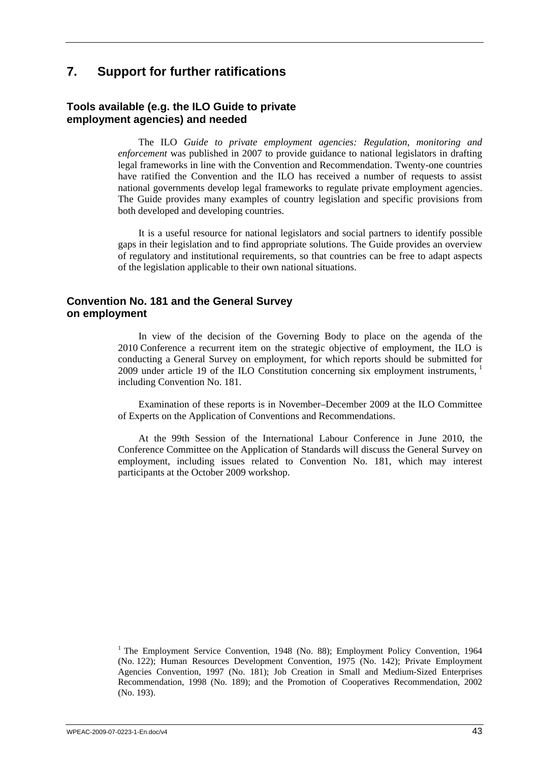## 7. Support for further ratifications

### Tools available (e.g. the ILO Guide to private employment agencies) and needed

The ILO *Guide to private employment agencies: Regulation, monitoring and enforcement* was published in 2007 to provide guidance to national legislators in drafting legal frameworks in line with the Convention and Recommendation. Twenty-one countries have ratified the Convention and the ILO has received a number of requests to assist national governments develop legal frameworks to regulate private employment agencies. The Guide provides many examples of country legislation and specific provisions from both developed and developing countries.

It is a useful resource for national legislators and social partners to identify possible gaps in their legislation and to find appropriate solutions. The Guide provides an overview of regulatory and institutional requirements, so that countries can be free to adapt aspects of the legislation applicable to their own national situations.

### Convention No. 181 and the General Survey on employment

In view of the decision of the Governing Body to place on the agenda of the 2010 Conference a recurrent item on the strategic objective of employment, the ILO is conducting a General Survey on employment, for which reports should be submitted for 2009 under article 19 of the ILO Constitution concerning six employment instruments, [1] including Convention No. 181.

Examination of these reports is in November–December 2009 at the ILO Committee of Experts on the Application of Conventions and Recommendations.

At the 99th Session of the International Labour Conference in June 2010, the Conference Committee on the Application of Standards will discuss the General Survey on employment, including issues related to Convention No. 181, which may interest participants at the October 2009 workshop.

[1] The Employment Service Convention, 1948 (No. 88); Employment Policy Convention, 1964 (No. 122); Human Resources Development Convention, 1975 (No. 142); Private Employment Agencies Convention, 1997 (No. 181); Job Creation in Small and Medium-Sized Enterprises Recommendation, 1998 (No. 189); and the Promotion of Cooperatives Recommendation, 2002 (No. 193).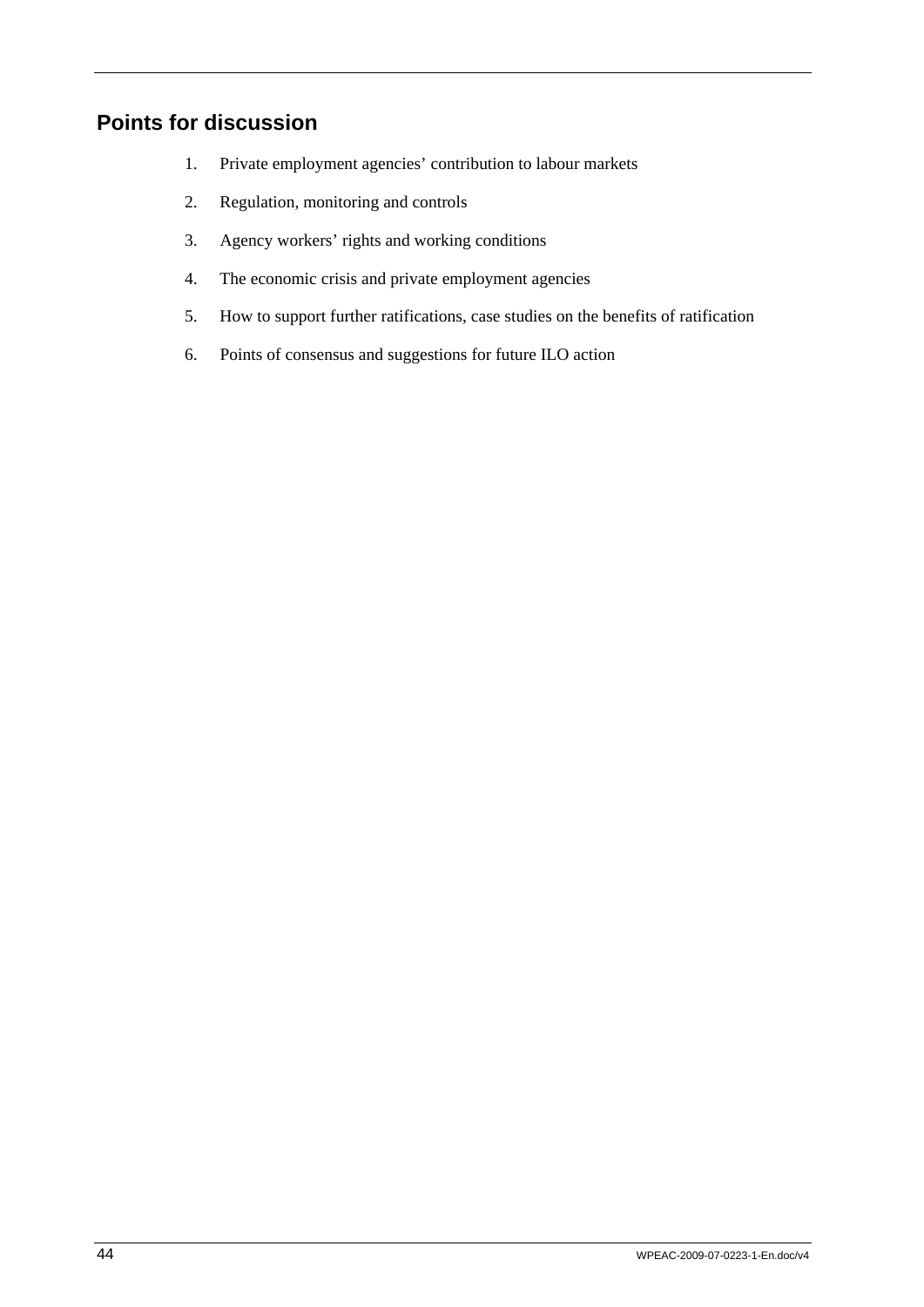## Points for discussion

1. Private employment agencies’ contribution to labour markets
2. Regulation, monitoring and controls
3. Agency workers’ rights and working conditions
4. The economic crisis and private employment agencies
5. How to support further ratifications, case studies on the benefits of ratification
6. Points of consensus and suggestions for future ILO action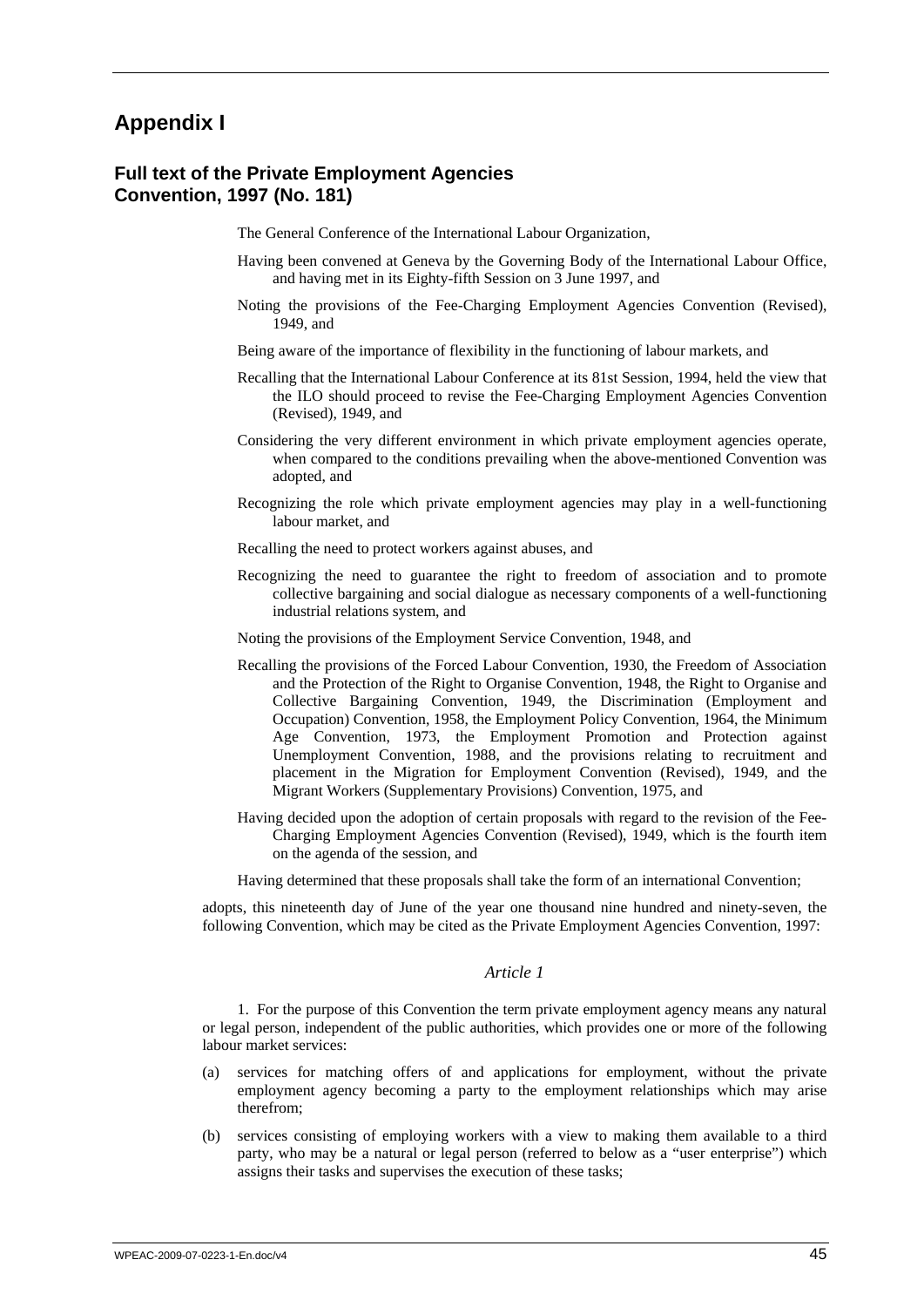# Appendix I

## Full text of the Private Employment Agencies Convention, 1997 (No. 181)

The General Conference of the International Labour Organization,

Having been convened at Geneva by the Governing Body of the International Labour Office, and having met in its Eighty-fifth Session on 3 June 1997, and

Noting the provisions of the Fee-Charging Employment Agencies Convention (Revised), 1949, and

Being aware of the importance of flexibility in the functioning of labour markets, and

Recalling that the International Labour Conference at its 81st Session, 1994, held the view that the ILO should proceed to revise the Fee-Charging Employment Agencies Convention (Revised), 1949, and

Considering the very different environment in which private employment agencies operate, when compared to the conditions prevailing when the above-mentioned Convention was adopted, and

Recognizing the role which private employment agencies may play in a well-functioning labour market, and

Recalling the need to protect workers against abuses, and

Recognizing the need to guarantee the right to freedom of association and to promote collective bargaining and social dialogue as necessary components of a well-functioning industrial relations system, and

Noting the provisions of the Employment Service Convention, 1948, and

Recalling the provisions of the Forced Labour Convention, 1930, the Freedom of Association and the Protection of the Right to Organise Convention, 1948, the Right to Organise and Collective Bargaining Convention, 1949, the Discrimination (Employment and Occupation) Convention, 1958, the Employment Policy Convention, 1964, the Minimum Age Convention, 1973, the Employment Promotion and Protection against Unemployment Convention, 1988, and the provisions relating to recruitment and placement in the Migration for Employment Convention (Revised), 1949, and the Migrant Workers (Supplementary Provisions) Convention, 1975, and

Having decided upon the adoption of certain proposals with regard to the revision of the Fee-Charging Employment Agencies Convention (Revised), 1949, which is the fourth item on the agenda of the session, and

Having determined that these proposals shall take the form of an international Convention;

adopts, this nineteenth day of June of the year one thousand nine hundred and ninety-seven, the following Convention, which may be cited as the Private Employment Agencies Convention, 1997:

*Article 1*

1. For the purpose of this Convention the term private employment agency means any natural or legal person, independent of the public authorities, which provides one or more of the following labour market services:

(a) services for matching offers of and applications for employment, without the private employment agency becoming a party to the employment relationships which may arise therefrom;

(b) services consisting of employing workers with a view to making them available to a third party, who may be a natural or legal person (referred to below as a "user enterprise") which assigns their tasks and supervises the execution of these tasks;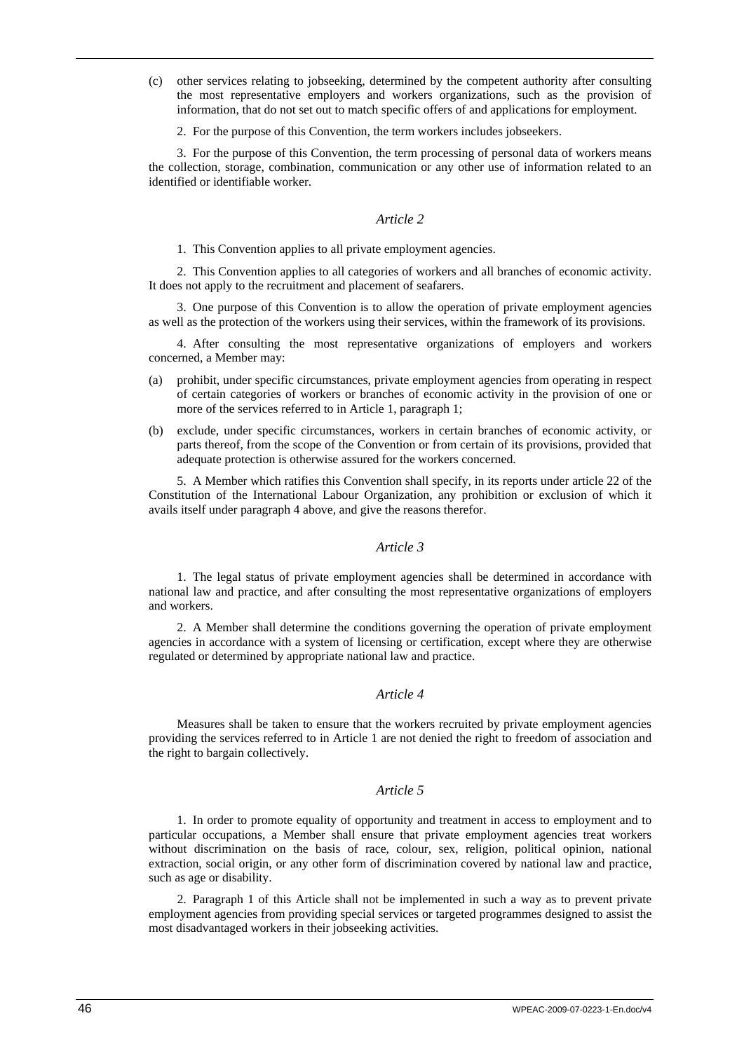(c) other services relating to jobseeking, determined by the competent authority after consulting the most representative employers and workers organizations, such as the provision of information, that do not set out to match specific offers of and applications for employment.

2. For the purpose of this Convention, the term workers includes jobseekers.

3. For the purpose of this Convention, the term processing of personal data of workers means the collection, storage, combination, communication or any other use of information related to an identified or identifiable worker.

*Article 2*

1. This Convention applies to all private employment agencies.

2. This Convention applies to all categories of workers and all branches of economic activity. It does not apply to the recruitment and placement of seafarers.

3. One purpose of this Convention is to allow the operation of private employment agencies as well as the protection of the workers using their services, within the framework of its provisions.

4. After consulting the most representative organizations of employers and workers concerned, a Member may:

(a) prohibit, under specific circumstances, private employment agencies from operating in respect of certain categories of workers or branches of economic activity in the provision of one or more of the services referred to in Article 1, paragraph 1;

(b) exclude, under specific circumstances, workers in certain branches of economic activity, or parts thereof, from the scope of the Convention or from certain of its provisions, provided that adequate protection is otherwise assured for the workers concerned.

5. A Member which ratifies this Convention shall specify, in its reports under article 22 of the Constitution of the International Labour Organization, any prohibition or exclusion of which it avails itself under paragraph 4 above, and give the reasons therefor.

*Article 3*

1. The legal status of private employment agencies shall be determined in accordance with national law and practice, and after consulting the most representative organizations of employers and workers.

2. A Member shall determine the conditions governing the operation of private employment agencies in accordance with a system of licensing or certification, except where they are otherwise regulated or determined by appropriate national law and practice.

*Article 4*

Measures shall be taken to ensure that the workers recruited by private employment agencies providing the services referred to in Article 1 are not denied the right to freedom of association and the right to bargain collectively.

*Article 5*

1. In order to promote equality of opportunity and treatment in access to employment and to particular occupations, a Member shall ensure that private employment agencies treat workers without discrimination on the basis of race, colour, sex, religion, political opinion, national extraction, social origin, or any other form of discrimination covered by national law and practice, such as age or disability.

2. Paragraph 1 of this Article shall not be implemented in such a way as to prevent private employment agencies from providing special services or targeted programmes designed to assist the most disadvantaged workers in their jobseeking activities.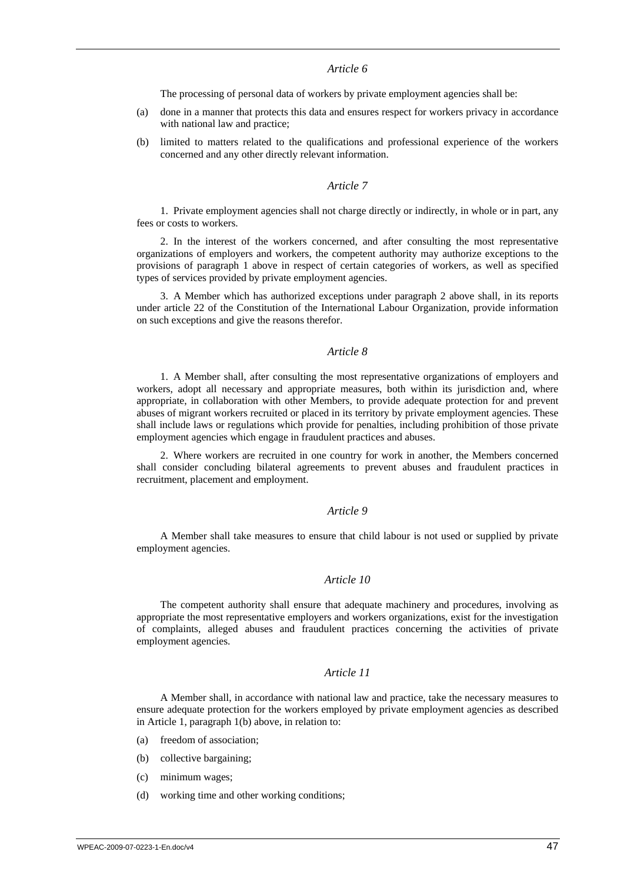*Article 6*

The processing of personal data of workers by private employment agencies shall be:

(a) done in a manner that protects this data and ensures respect for workers privacy in accordance with national law and practice;

(b) limited to matters related to the qualifications and professional experience of the workers concerned and any other directly relevant information.

*Article 7*

1. Private employment agencies shall not charge directly or indirectly, in whole or in part, any fees or costs to workers.

2. In the interest of the workers concerned, and after consulting the most representative organizations of employers and workers, the competent authority may authorize exceptions to the provisions of paragraph 1 above in respect of certain categories of workers, as well as specified types of services provided by private employment agencies.

3. A Member which has authorized exceptions under paragraph 2 above shall, in its reports under article 22 of the Constitution of the International Labour Organization, provide information on such exceptions and give the reasons therefor.

*Article 8*

1. A Member shall, after consulting the most representative organizations of employers and workers, adopt all necessary and appropriate measures, both within its jurisdiction and, where appropriate, in collaboration with other Members, to provide adequate protection for and prevent abuses of migrant workers recruited or placed in its territory by private employment agencies. These shall include laws or regulations which provide for penalties, including prohibition of those private employment agencies which engage in fraudulent practices and abuses.

2. Where workers are recruited in one country for work in another, the Members concerned shall consider concluding bilateral agreements to prevent abuses and fraudulent practices in recruitment, placement and employment.

*Article 9*

A Member shall take measures to ensure that child labour is not used or supplied by private employment agencies.

*Article 10*

The competent authority shall ensure that adequate machinery and procedures, involving as appropriate the most representative employers and workers organizations, exist for the investigation of complaints, alleged abuses and fraudulent practices concerning the activities of private employment agencies.

*Article 11*

A Member shall, in accordance with national law and practice, take the necessary measures to ensure adequate protection for the workers employed by private employment agencies as described in Article 1, paragraph 1(b) above, in relation to:

(a) freedom of association;

(b) collective bargaining;

(c) minimum wages;

(d) working time and other working conditions;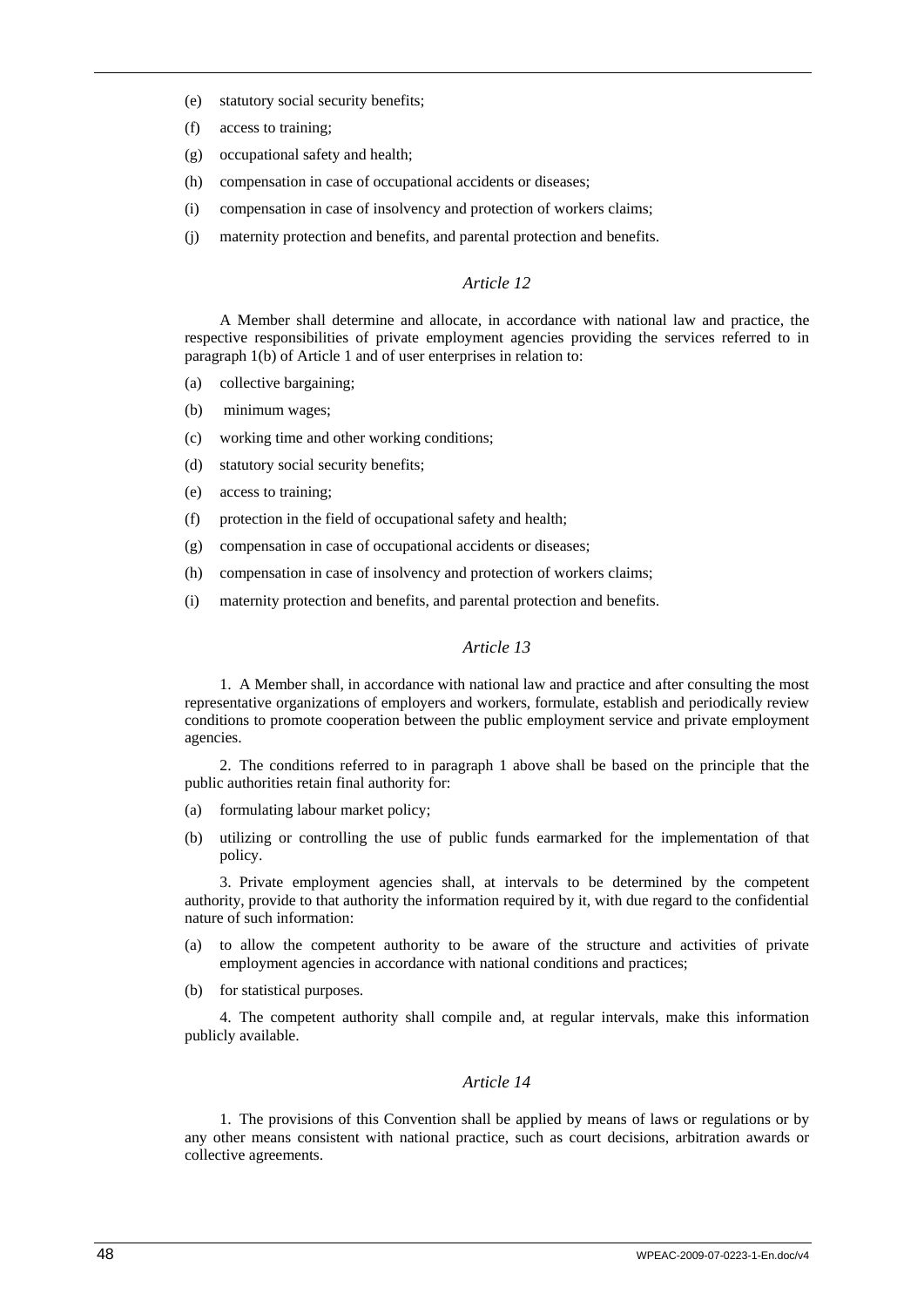(e) statutory social security benefits;

(f) access to training;

(g) occupational safety and health;

(h) compensation in case of occupational accidents or diseases;

(i) compensation in case of insolvency and protection of workers claims;

(j) maternity protection and benefits, and parental protection and benefits.

### *Article 12*

A Member shall determine and allocate, in accordance with national law and practice, the respective responsibilities of private employment agencies providing the services referred to in paragraph 1(b) of Article 1 and of user enterprises in relation to:

(a) collective bargaining;

(b) minimum wages;

(c) working time and other working conditions;

(d) statutory social security benefits;

(e) access to training;

(f) protection in the field of occupational safety and health;

(g) compensation in case of occupational accidents or diseases;

(h) compensation in case of insolvency and protection of workers claims;

(i) maternity protection and benefits, and parental protection and benefits.

### *Article 13*

1. A Member shall, in accordance with national law and practice and after consulting the most representative organizations of employers and workers, formulate, establish and periodically review conditions to promote cooperation between the public employment service and private employment agencies.

2. The conditions referred to in paragraph 1 above shall be based on the principle that the public authorities retain final authority for:

(a) formulating labour market policy;

(b) utilizing or controlling the use of public funds earmarked for the implementation of that policy.

3. Private employment agencies shall, at intervals to be determined by the competent authority, provide to that authority the information required by it, with due regard to the confidential nature of such information:

(a) to allow the competent authority to be aware of the structure and activities of private employment agencies in accordance with national conditions and practices;

(b) for statistical purposes.

4. The competent authority shall compile and, at regular intervals, make this information publicly available.

### *Article 14*

1. The provisions of this Convention shall be applied by means of laws or regulations or by any other means consistent with national practice, such as court decisions, arbitration awards or collective agreements.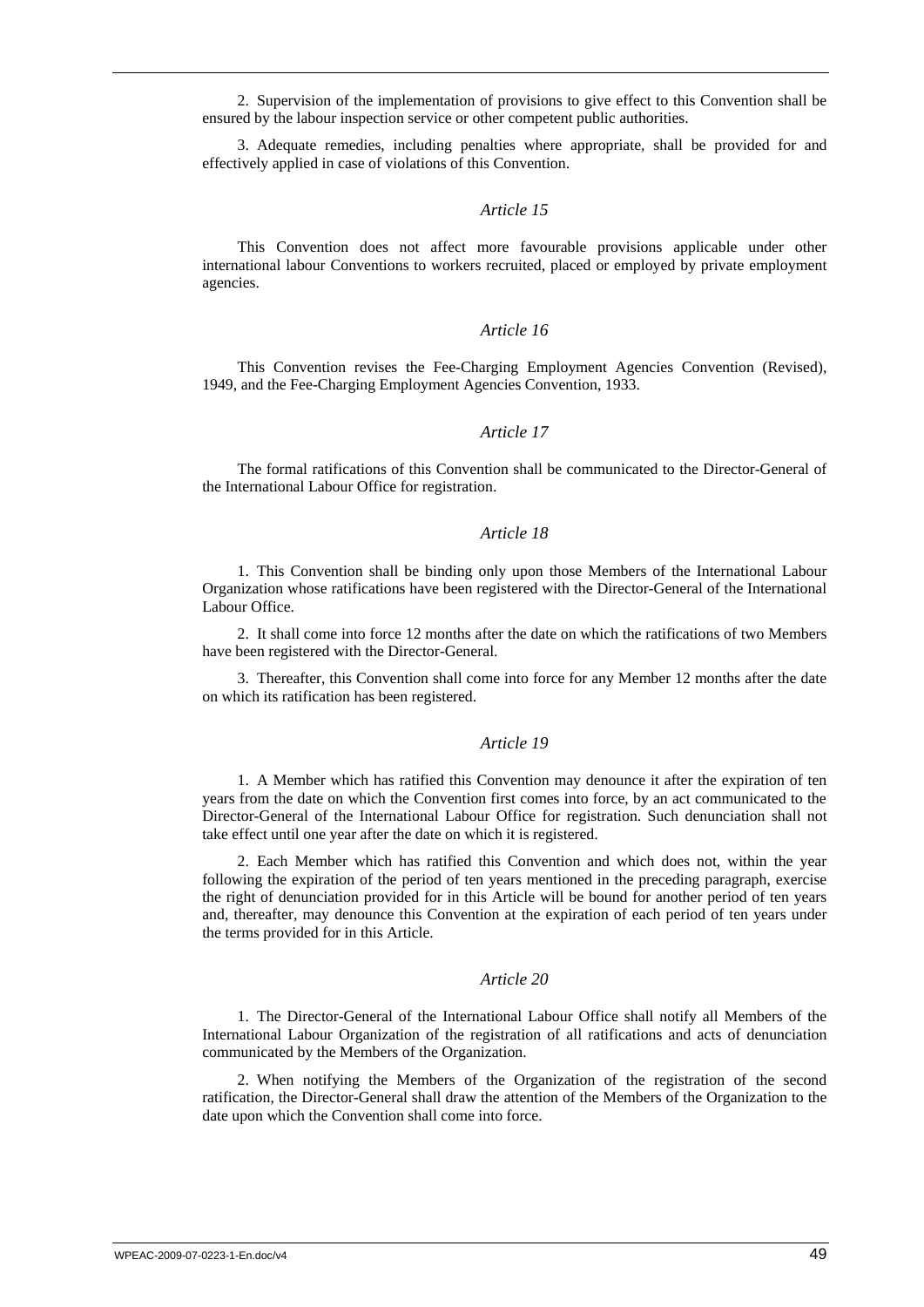2. Supervision of the implementation of provisions to give effect to this Convention shall be ensured by the labour inspection service or other competent public authorities.

3. Adequate remedies, including penalties where appropriate, shall be provided for and effectively applied in case of violations of this Convention.

*Article 15*

This Convention does not affect more favourable provisions applicable under other international labour Conventions to workers recruited, placed or employed by private employment agencies.

*Article 16*

This Convention revises the Fee-Charging Employment Agencies Convention (Revised), 1949, and the Fee-Charging Employment Agencies Convention, 1933.

*Article 17*

The formal ratifications of this Convention shall be communicated to the Director-General of the International Labour Office for registration.

*Article 18*

1. This Convention shall be binding only upon those Members of the International Labour Organization whose ratifications have been registered with the Director-General of the International Labour Office.

2. It shall come into force 12 months after the date on which the ratifications of two Members have been registered with the Director-General.

3. Thereafter, this Convention shall come into force for any Member 12 months after the date on which its ratification has been registered.

*Article 19*

1. A Member which has ratified this Convention may denounce it after the expiration of ten years from the date on which the Convention first comes into force, by an act communicated to the Director-General of the International Labour Office for registration. Such denunciation shall not take effect until one year after the date on which it is registered.

2. Each Member which has ratified this Convention and which does not, within the year following the expiration of the period of ten years mentioned in the preceding paragraph, exercise the right of denunciation provided for in this Article will be bound for another period of ten years and, thereafter, may denounce this Convention at the expiration of each period of ten years under the terms provided for in this Article.

*Article 20*

1. The Director-General of the International Labour Office shall notify all Members of the International Labour Organization of the registration of all ratifications and acts of denunciation communicated by the Members of the Organization.

2. When notifying the Members of the Organization of the registration of the second ratification, the Director-General shall draw the attention of the Members of the Organization to the date upon which the Convention shall come into force.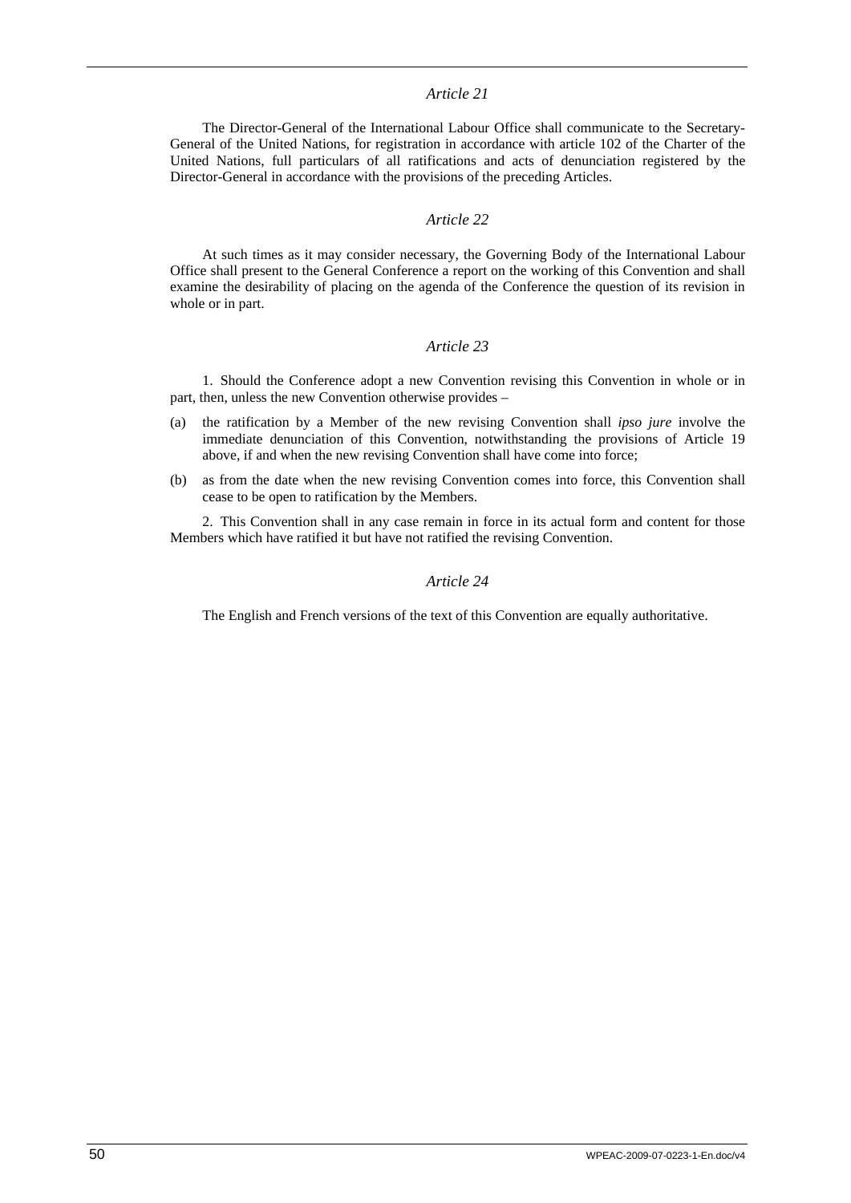*Article 21*

The Director-General of the International Labour Office shall communicate to the Secretary-General of the United Nations, for registration in accordance with article 102 of the Charter of the United Nations, full particulars of all ratifications and acts of denunciation registered by the Director-General in accordance with the provisions of the preceding Articles.

*Article 22*

At such times as it may consider necessary, the Governing Body of the International Labour Office shall present to the General Conference a report on the working of this Convention and shall examine the desirability of placing on the agenda of the Conference the question of its revision in whole or in part.

*Article 23*

1. Should the Conference adopt a new Convention revising this Convention in whole or in part, then, unless the new Convention otherwise provides –

(a) the ratification by a Member of the new revising Convention shall *ipso jure* involve the immediate denunciation of this Convention, notwithstanding the provisions of Article 19 above, if and when the new revising Convention shall have come into force;

(b) as from the date when the new revising Convention comes into force, this Convention shall cease to be open to ratification by the Members.

2. This Convention shall in any case remain in force in its actual form and content for those Members which have ratified it but have not ratified the revising Convention.

*Article 24*

The English and French versions of the text of this Convention are equally authoritative.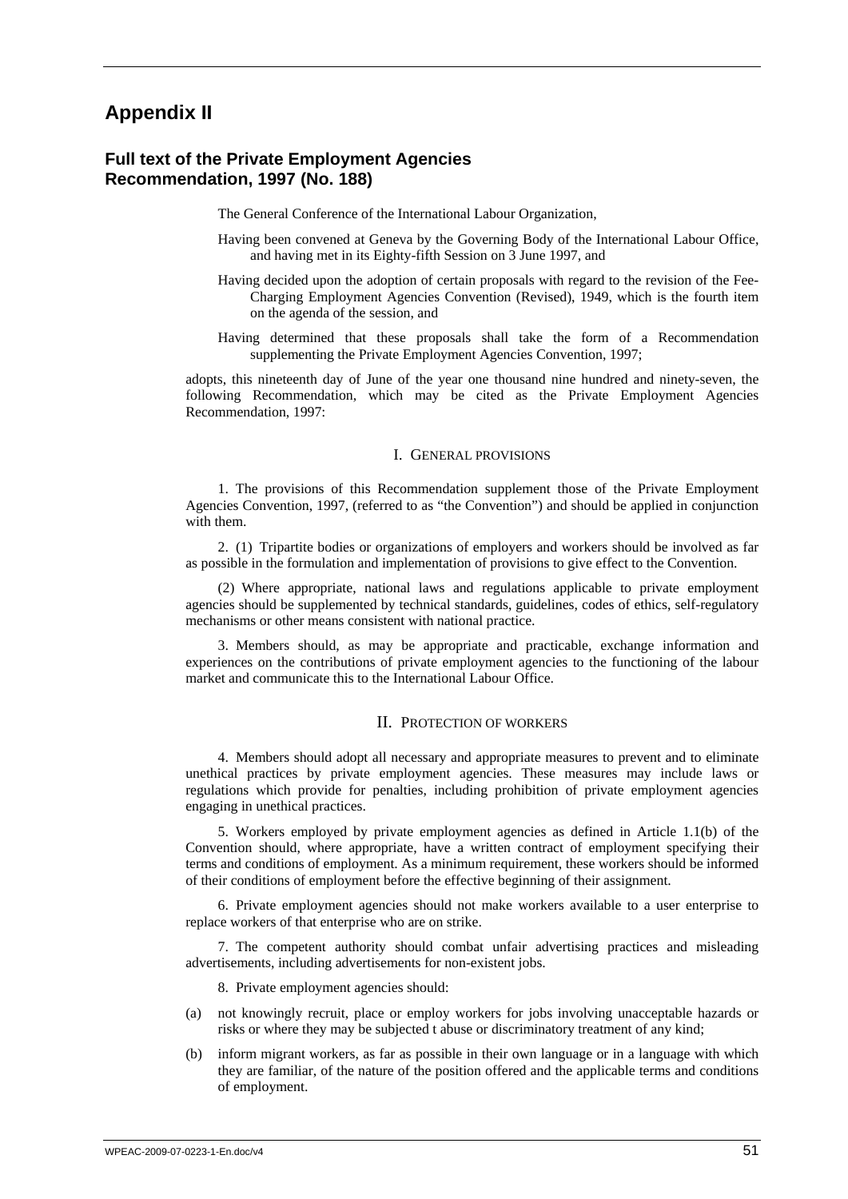# Appendix II

## Full text of the Private Employment Agencies Recommendation, 1997 (No. 188)

The General Conference of the International Labour Organization,

Having been convened at Geneva by the Governing Body of the International Labour Office, and having met in its Eighty-fifth Session on 3 June 1997, and

Having decided upon the adoption of certain proposals with regard to the revision of the Fee-Charging Employment Agencies Convention (Revised), 1949, which is the fourth item on the agenda of the session, and

Having determined that these proposals shall take the form of a Recommendation supplementing the Private Employment Agencies Convention, 1997;

adopts, this nineteenth day of June of the year one thousand nine hundred and ninety-seven, the following Recommendation, which may be cited as the Private Employment Agencies Recommendation, 1997:

### I. General provisions

1. The provisions of this Recommendation supplement those of the Private Employment Agencies Convention, 1997, (referred to as "the Convention") and should be applied in conjunction with them.

2. (1) Tripartite bodies or organizations of employers and workers should be involved as far as possible in the formulation and implementation of provisions to give effect to the Convention.

(2) Where appropriate, national laws and regulations applicable to private employment agencies should be supplemented by technical standards, guidelines, codes of ethics, self-regulatory mechanisms or other means consistent with national practice.

3. Members should, as may be appropriate and practicable, exchange information and experiences on the contributions of private employment agencies to the functioning of the labour market and communicate this to the International Labour Office.

### II. Protection of workers

4. Members should adopt all necessary and appropriate measures to prevent and to eliminate unethical practices by private employment agencies. These measures may include laws or regulations which provide for penalties, including prohibition of private employment agencies engaging in unethical practices.

5. Workers employed by private employment agencies as defined in Article 1.1(b) of the Convention should, where appropriate, have a written contract of employment specifying their terms and conditions of employment. As a minimum requirement, these workers should be informed of their conditions of employment before the effective beginning of their assignment.

6. Private employment agencies should not make workers available to a user enterprise to replace workers of that enterprise who are on strike.

7. The competent authority should combat unfair advertising practices and misleading advertisements, including advertisements for non-existent jobs.

8. Private employment agencies should:

(a) not knowingly recruit, place or employ workers for jobs involving unacceptable hazards or risks or where they may be subjected t abuse or discriminatory treatment of any kind;

(b) inform migrant workers, as far as possible in their own language or in a language with which they are familiar, of the nature of the position offered and the applicable terms and conditions of employment.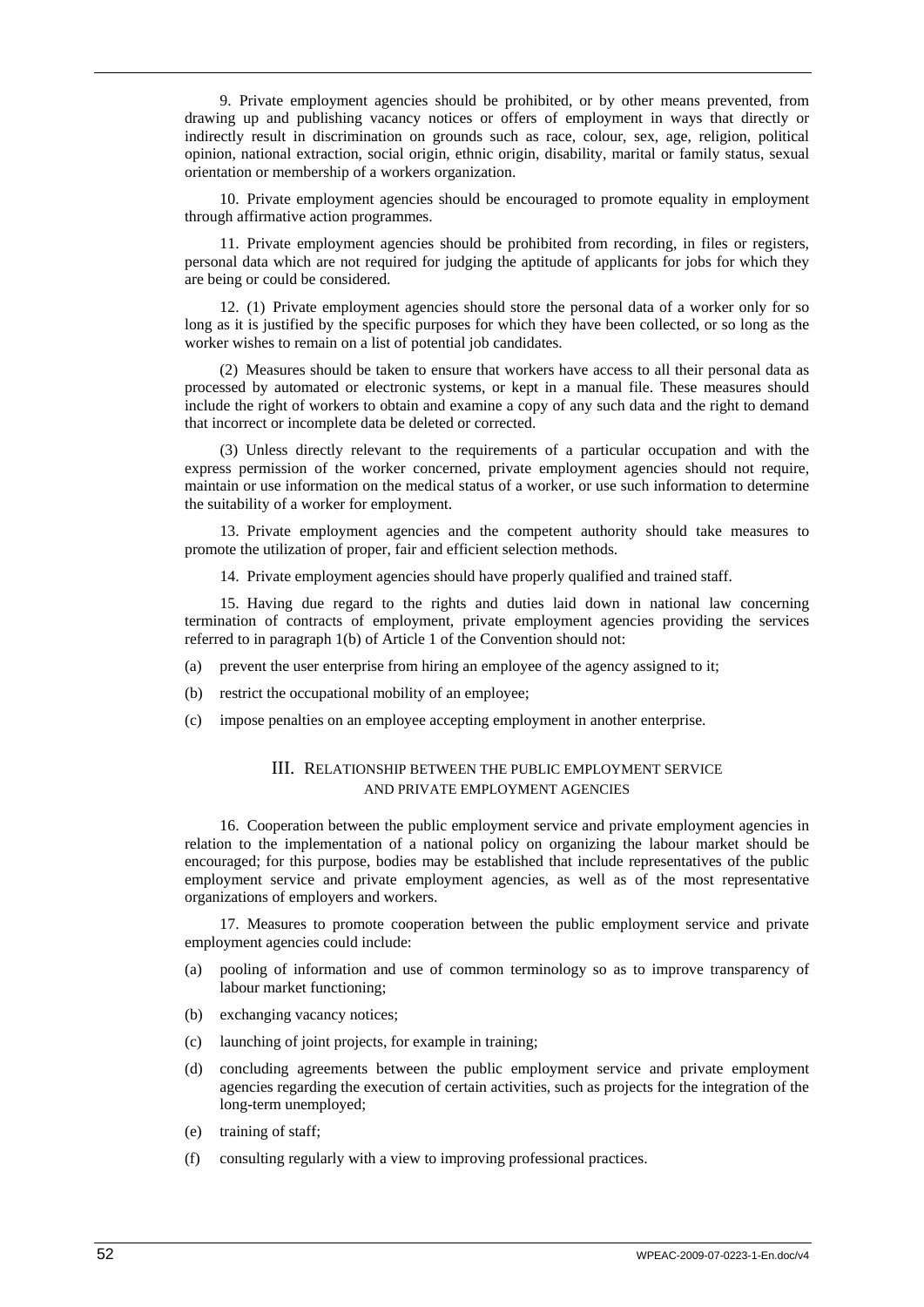9. Private employment agencies should be prohibited, or by other means prevented, from drawing up and publishing vacancy notices or offers of employment in ways that directly or indirectly result in discrimination on grounds such as race, colour, sex, age, religion, political opinion, national extraction, social origin, ethnic origin, disability, marital or family status, sexual orientation or membership of a workers organization.

10. Private employment agencies should be encouraged to promote equality in employment through affirmative action programmes.

11. Private employment agencies should be prohibited from recording, in files or registers, personal data which are not required for judging the aptitude of applicants for jobs for which they are being or could be considered.

12. (1) Private employment agencies should store the personal data of a worker only for so long as it is justified by the specific purposes for which they have been collected, or so long as the worker wishes to remain on a list of potential job candidates.

(2) Measures should be taken to ensure that workers have access to all their personal data as processed by automated or electronic systems, or kept in a manual file. These measures should include the right of workers to obtain and examine a copy of any such data and the right to demand that incorrect or incomplete data be deleted or corrected.

(3) Unless directly relevant to the requirements of a particular occupation and with the express permission of the worker concerned, private employment agencies should not require, maintain or use information on the medical status of a worker, or use such information to determine the suitability of a worker for employment.

13. Private employment agencies and the competent authority should take measures to promote the utilization of proper, fair and efficient selection methods.

14. Private employment agencies should have properly qualified and trained staff.

15. Having due regard to the rights and duties laid down in national law concerning termination of contracts of employment, private employment agencies providing the services referred to in paragraph 1(b) of Article 1 of the Convention should not:

(a) prevent the user enterprise from hiring an employee of the agency assigned to it;

(b) restrict the occupational mobility of an employee;

(c) impose penalties on an employee accepting employment in another enterprise.

## III. Relationship between the public employment service and private employment agencies

16. Cooperation between the public employment service and private employment agencies in relation to the implementation of a national policy on organizing the labour market should be encouraged; for this purpose, bodies may be established that include representatives of the public employment service and private employment agencies, as well as of the most representative organizations of employers and workers.

17. Measures to promote cooperation between the public employment service and private employment agencies could include:

(a) pooling of information and use of common terminology so as to improve transparency of labour market functioning;

(b) exchanging vacancy notices;

(c) launching of joint projects, for example in training;

(d) concluding agreements between the public employment service and private employment agencies regarding the execution of certain activities, such as projects for the integration of the long-term unemployed;

(e) training of staff;

(f) consulting regularly with a view to improving professional practices.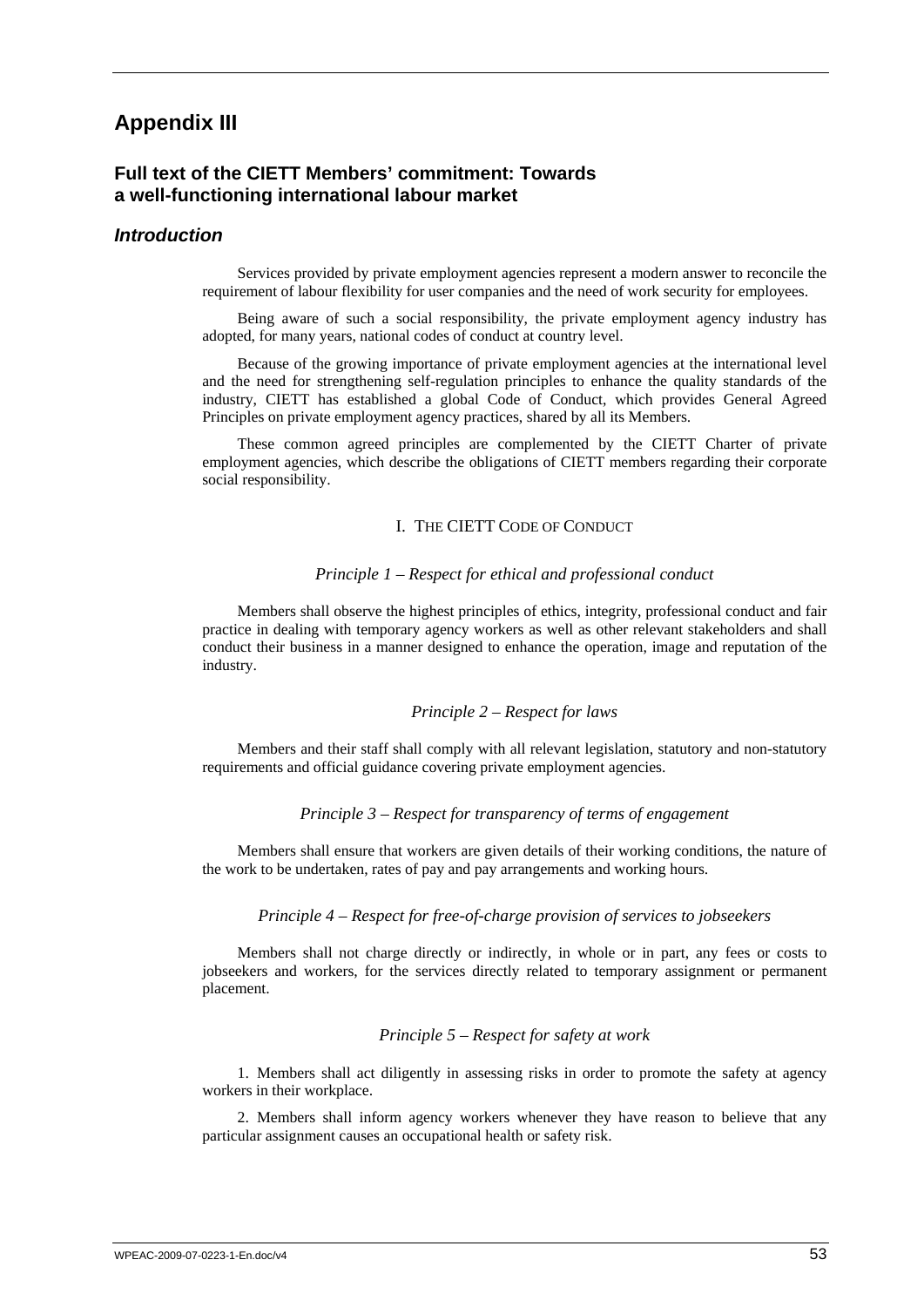# Appendix III

## Full text of the CIETT Members' commitment: Towards a well-functioning international labour market

### *Introduction*

Services provided by private employment agencies represent a modern answer to reconcile the requirement of labour flexibility for user companies and the need of work security for employees.

Being aware of such a social responsibility, the private employment agency industry has adopted, for many years, national codes of conduct at country level.

Because of the growing importance of private employment agencies at the international level and the need for strengthening self-regulation principles to enhance the quality standards of the industry, CIETT has established a global Code of Conduct, which provides General Agreed Principles on private employment agency practices, shared by all its Members.

These common agreed principles are complemented by the CIETT Charter of private employment agencies, which describe the obligations of CIETT members regarding their corporate social responsibility.

#### I. The CIETT Code of Conduct

*Principle 1 – Respect for ethical and professional conduct*

Members shall observe the highest principles of ethics, integrity, professional conduct and fair practice in dealing with temporary agency workers as well as other relevant stakeholders and shall conduct their business in a manner designed to enhance the operation, image and reputation of the industry.

*Principle 2 – Respect for laws*

Members and their staff shall comply with all relevant legislation, statutory and non-statutory requirements and official guidance covering private employment agencies.

*Principle 3 – Respect for transparency of terms of engagement*

Members shall ensure that workers are given details of their working conditions, the nature of the work to be undertaken, rates of pay and pay arrangements and working hours.

*Principle 4 – Respect for free-of-charge provision of services to jobseekers*

Members shall not charge directly or indirectly, in whole or in part, any fees or costs to jobseekers and workers, for the services directly related to temporary assignment or permanent placement.

*Principle 5 – Respect for safety at work*

1. Members shall act diligently in assessing risks in order to promote the safety at agency workers in their workplace.

2. Members shall inform agency workers whenever they have reason to believe that any particular assignment causes an occupational health or safety risk.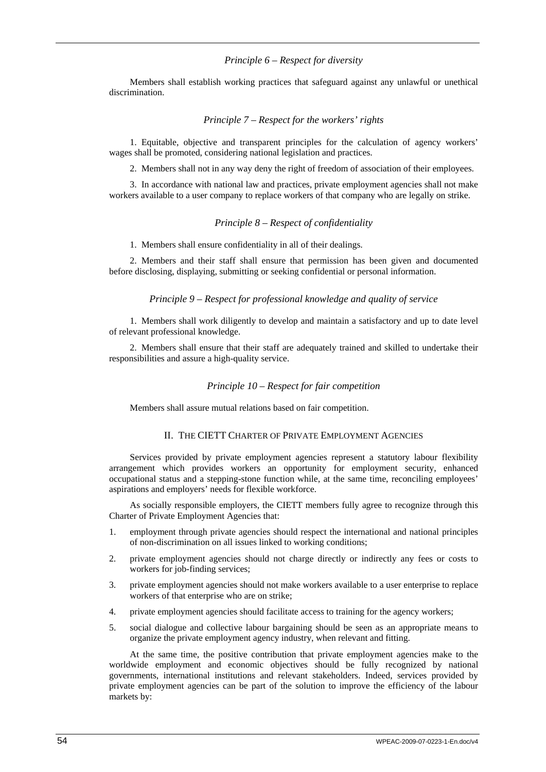*Principle 6 – Respect for diversity*

Members shall establish working practices that safeguard against any unlawful or unethical discrimination.

*Principle 7 – Respect for the workers' rights*

1. Equitable, objective and transparent principles for the calculation of agency workers' wages shall be promoted, considering national legislation and practices.

2. Members shall not in any way deny the right of freedom of association of their employees.

3. In accordance with national law and practices, private employment agencies shall not make workers available to a user company to replace workers of that company who are legally on strike.

*Principle 8 – Respect of confidentiality*

1. Members shall ensure confidentiality in all of their dealings.

2. Members and their staff shall ensure that permission has been given and documented before disclosing, displaying, submitting or seeking confidential or personal information.

*Principle 9 – Respect for professional knowledge and quality of service*

1. Members shall work diligently to develop and maintain a satisfactory and up to date level of relevant professional knowledge.

2. Members shall ensure that their staff are adequately trained and skilled to undertake their responsibilities and assure a high-quality service.

*Principle 10 – Respect for fair competition*

Members shall assure mutual relations based on fair competition.

## II. The CIETT Charter of Private Employment Agencies

Services provided by private employment agencies represent a statutory labour flexibility arrangement which provides workers an opportunity for employment security, enhanced occupational status and a stepping-stone function while, at the same time, reconciling employees' aspirations and employers' needs for flexible workforce.

As socially responsible employers, the CIETT members fully agree to recognize through this Charter of Private Employment Agencies that:

1. employment through private agencies should respect the international and national principles of non-discrimination on all issues linked to working conditions;
2. private employment agencies should not charge directly or indirectly any fees or costs to workers for job-finding services;
3. private employment agencies should not make workers available to a user enterprise to replace workers of that enterprise who are on strike;
4. private employment agencies should facilitate access to training for the agency workers;
5. social dialogue and collective labour bargaining should be seen as an appropriate means to organize the private employment agency industry, when relevant and fitting.

At the same time, the positive contribution that private employment agencies make to the worldwide employment and economic objectives should be fully recognized by national governments, international institutions and relevant stakeholders. Indeed, services provided by private employment agencies can be part of the solution to improve the efficiency of the labour markets by: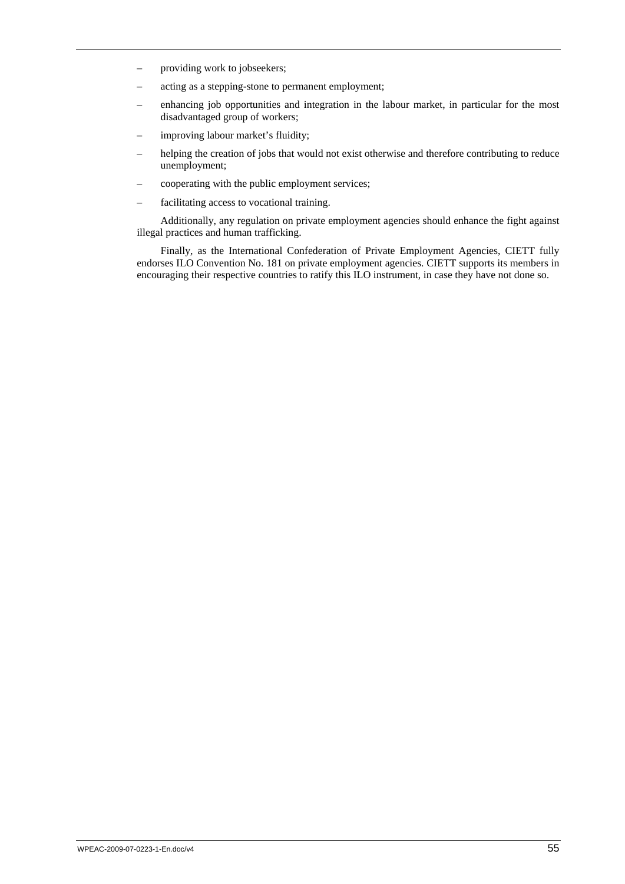- providing work to jobseekers;
- acting as a stepping-stone to permanent employment;
- enhancing job opportunities and integration in the labour market, in particular for the most disadvantaged group of workers;
- improving labour market's fluidity;
- helping the creation of jobs that would not exist otherwise and therefore contributing to reduce unemployment;
- cooperating with the public employment services;
- facilitating access to vocational training.

Additionally, any regulation on private employment agencies should enhance the fight against illegal practices and human trafficking.

Finally, as the International Confederation of Private Employment Agencies, CIETT fully endorses ILO Convention No. 181 on private employment agencies. CIETT supports its members in encouraging their respective countries to ratify this ILO instrument, in case they have not done so.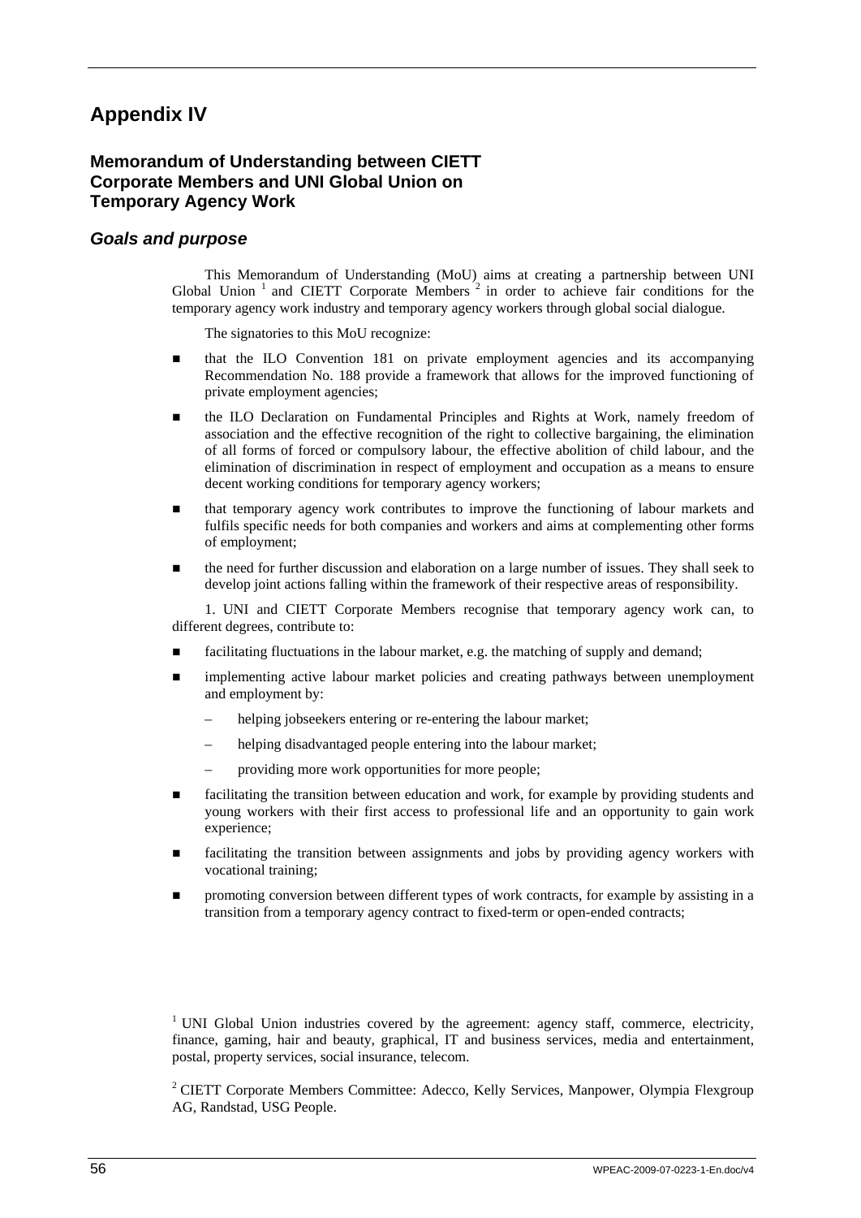# Appendix IV

## Memorandum of Understanding between CIETT Corporate Members and UNI Global Union on Temporary Agency Work

### *Goals and purpose*

This Memorandum of Understanding (MoU) aims at creating a partnership between UNI Global Union [1] and CIETT Corporate Members [2] in order to achieve fair conditions for the temporary agency work industry and temporary agency workers through global social dialogue.

The signatories to this MoU recognize:

- that the ILO Convention 181 on private employment agencies and its accompanying Recommendation No. 188 provide a framework that allows for the improved functioning of private employment agencies;
- the ILO Declaration on Fundamental Principles and Rights at Work, namely freedom of association and the effective recognition of the right to collective bargaining, the elimination of all forms of forced or compulsory labour, the effective abolition of child labour, and the elimination of discrimination in respect of employment and occupation as a means to ensure decent working conditions for temporary agency workers;
- that temporary agency work contributes to improve the functioning of labour markets and fulfils specific needs for both companies and workers and aims at complementing other forms of employment;
- the need for further discussion and elaboration on a large number of issues. They shall seek to develop joint actions falling within the framework of their respective areas of responsibility.

1. UNI and CIETT Corporate Members recognise that temporary agency work can, to different degrees, contribute to:

- facilitating fluctuations in the labour market, e.g. the matching of supply and demand;
- implementing active labour market policies and creating pathways between unemployment and employment by:
  - helping jobseekers entering or re-entering the labour market;
  - helping disadvantaged people entering into the labour market;
  - providing more work opportunities for more people;
- facilitating the transition between education and work, for example by providing students and young workers with their first access to professional life and an opportunity to gain work experience;
- facilitating the transition between assignments and jobs by providing agency workers with vocational training;
- promoting conversion between different types of work contracts, for example by assisting in a transition from a temporary agency contract to fixed-term or open-ended contracts;

[1] UNI Global Union industries covered by the agreement: agency staff, commerce, electricity, finance, gaming, hair and beauty, graphical, IT and business services, media and entertainment, postal, property services, social insurance, telecom.

[2] CIETT Corporate Members Committee: Adecco, Kelly Services, Manpower, Olympia Flexgroup AG, Randstad, USG People.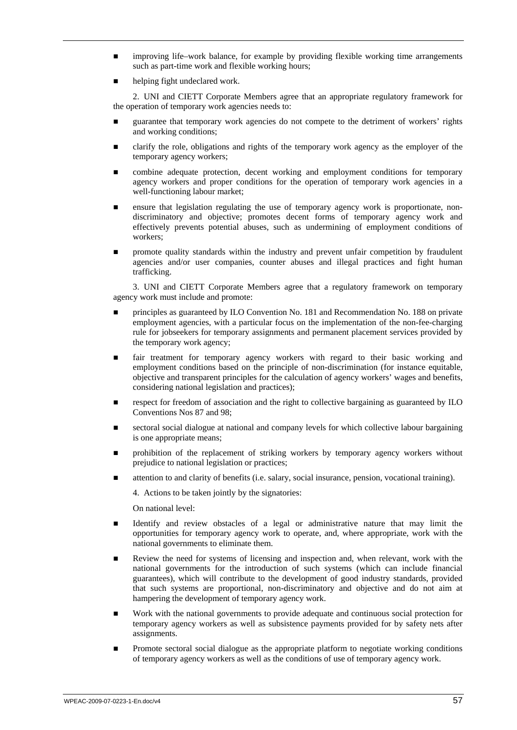- improving life–work balance, for example by providing flexible working time arrangements such as part-time work and flexible working hours;
- helping fight undeclared work.

2. UNI and CIETT Corporate Members agree that an appropriate regulatory framework for the operation of temporary work agencies needs to:

- guarantee that temporary work agencies do not compete to the detriment of workers' rights and working conditions;
- clarify the role, obligations and rights of the temporary work agency as the employer of the temporary agency workers;
- combine adequate protection, decent working and employment conditions for temporary agency workers and proper conditions for the operation of temporary work agencies in a well-functioning labour market;
- ensure that legislation regulating the use of temporary agency work is proportionate, non-discriminatory and objective; promotes decent forms of temporary agency work and effectively prevents potential abuses, such as undermining of employment conditions of workers;
- promote quality standards within the industry and prevent unfair competition by fraudulent agencies and/or user companies, counter abuses and illegal practices and fight human trafficking.

3. UNI and CIETT Corporate Members agree that a regulatory framework on temporary agency work must include and promote:

- principles as guaranteed by ILO Convention No. 181 and Recommendation No. 188 on private employment agencies, with a particular focus on the implementation of the non-fee-charging rule for jobseekers for temporary assignments and permanent placement services provided by the temporary work agency;
- fair treatment for temporary agency workers with regard to their basic working and employment conditions based on the principle of non-discrimination (for instance equitable, objective and transparent principles for the calculation of agency workers' wages and benefits, considering national legislation and practices);
- respect for freedom of association and the right to collective bargaining as guaranteed by ILO Conventions Nos 87 and 98;
- sectoral social dialogue at national and company levels for which collective labour bargaining is one appropriate means;
- prohibition of the replacement of striking workers by temporary agency workers without prejudice to national legislation or practices;
- attention to and clarity of benefits (i.e. salary, social insurance, pension, vocational training).

4. Actions to be taken jointly by the signatories:

On national level:

- Identify and review obstacles of a legal or administrative nature that may limit the opportunities for temporary agency work to operate, and, where appropriate, work with the national governments to eliminate them.
- Review the need for systems of licensing and inspection and, when relevant, work with the national governments for the introduction of such systems (which can include financial guarantees), which will contribute to the development of good industry standards, provided that such systems are proportional, non-discriminatory and objective and do not aim at hampering the development of temporary agency work.
- Work with the national governments to provide adequate and continuous social protection for temporary agency workers as well as subsistence payments provided for by safety nets after assignments.
- Promote sectoral social dialogue as the appropriate platform to negotiate working conditions of temporary agency workers as well as the conditions of use of temporary agency work.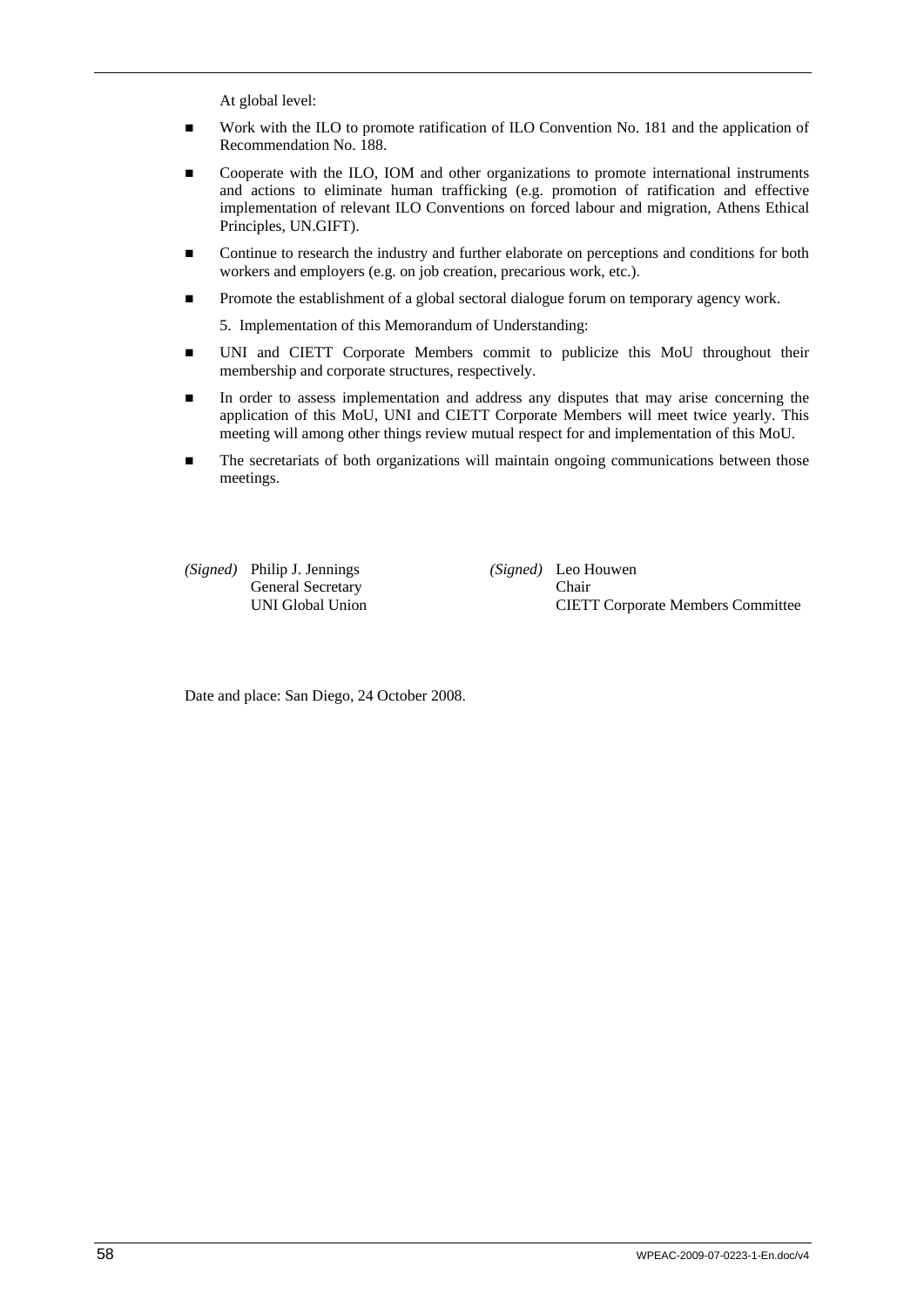At global level:

- Work with the ILO to promote ratification of ILO Convention No. 181 and the application of Recommendation No. 188.
- Cooperate with the ILO, IOM and other organizations to promote international instruments and actions to eliminate human trafficking (e.g. promotion of ratification and effective implementation of relevant ILO Conventions on forced labour and migration, Athens Ethical Principles, UN.GIFT).
- Continue to research the industry and further elaborate on perceptions and conditions for both workers and employers (e.g. on job creation, precarious work, etc.).
- Promote the establishment of a global sectoral dialogue forum on temporary agency work.

5. Implementation of this Memorandum of Understanding:

- UNI and CIETT Corporate Members commit to publicize this MoU throughout their membership and corporate structures, respectively.
- In order to assess implementation and address any disputes that may arise concerning the application of this MoU, UNI and CIETT Corporate Members will meet twice yearly. This meeting will among other things review mutual respect for and implementation of this MoU.
- The secretariats of both organizations will maintain ongoing communications between those meetings.

*(Signed)* Philip J. Jennings
General Secretary
UNI Global Union

*(Signed)* Leo Houwen
Chair
CIETT Corporate Members Committee

Date and place: San Diego, 24 October 2008.